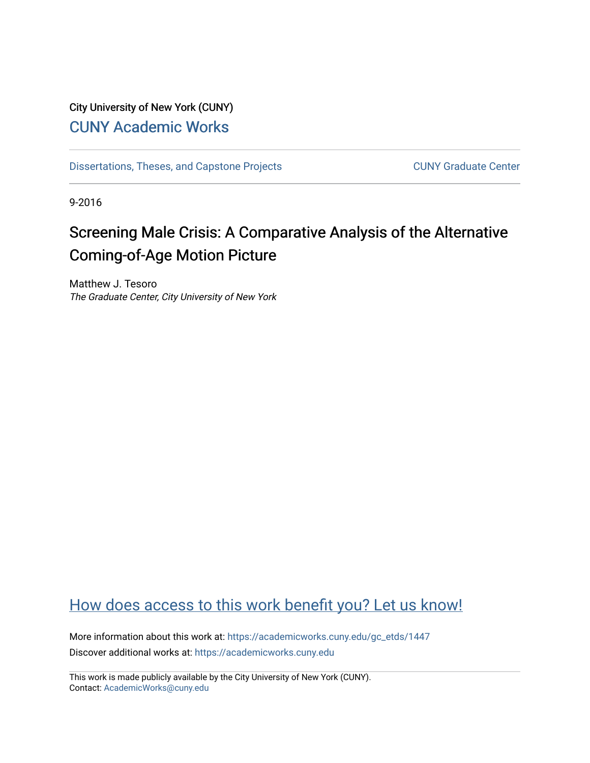City University of New York (CUNY)

CUNY Academic Works

Dissertations, Theses, and Capstone Projects

CUNY Graduate Center

9-2016

# Screening Male Crisis: A Comparative Analysis of the Alternative Coming-of-Age Motion Picture

Matthew J. Tesoro
*The Graduate Center, City University of New York*

How does access to this work benefit you? Let us know!

More information about this work at: https://academicworks.cuny.edu/gc_etds/1447
Discover additional works at: https://academicworks.cuny.edu

This work is made publicly available by the City University of New York (CUNY).
Contact: AcademicWorks@cuny.edu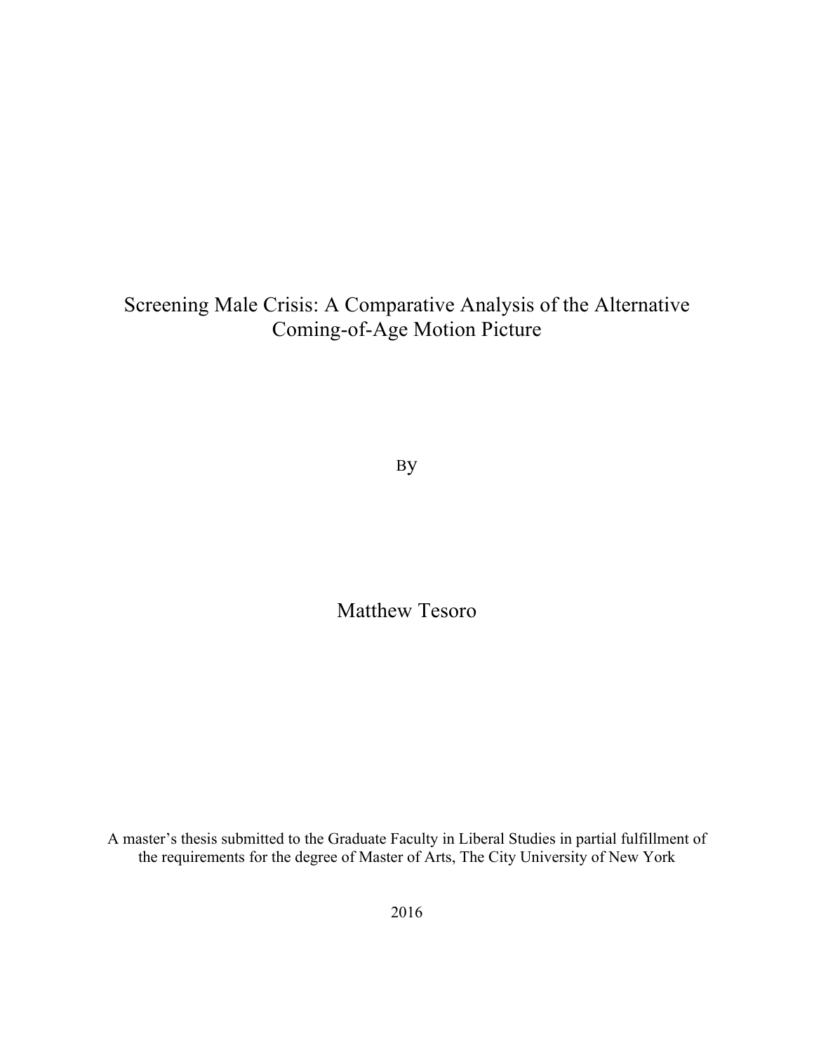# Screening Male Crisis: A Comparative Analysis of the Alternative Coming-of-Age Motion Picture

By

Matthew Tesoro

A master's thesis submitted to the Graduate Faculty in Liberal Studies in partial fulfillment of the requirements for the degree of Master of Arts, The City University of New York

2016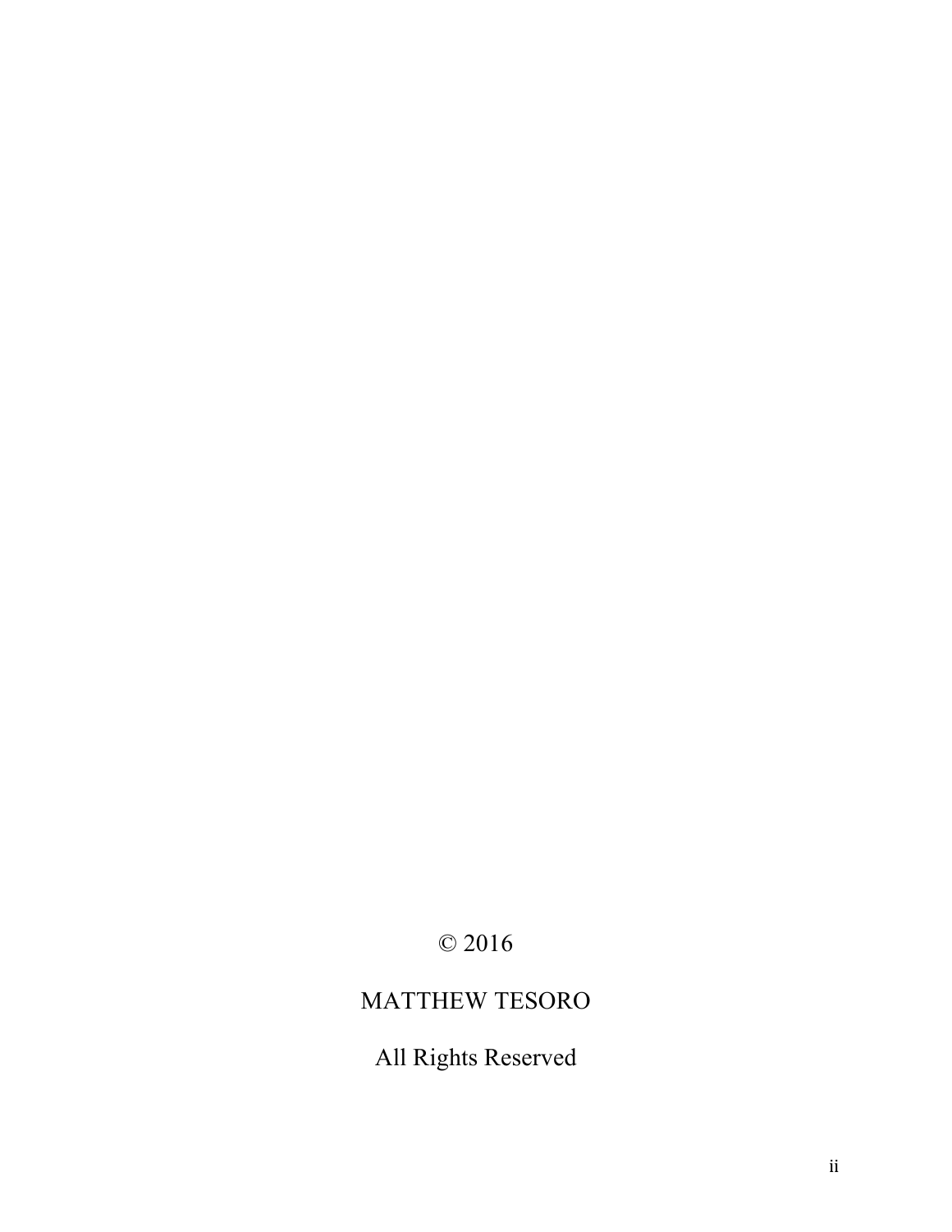© 2016

MATTHEW TESORO

All Rights Reserved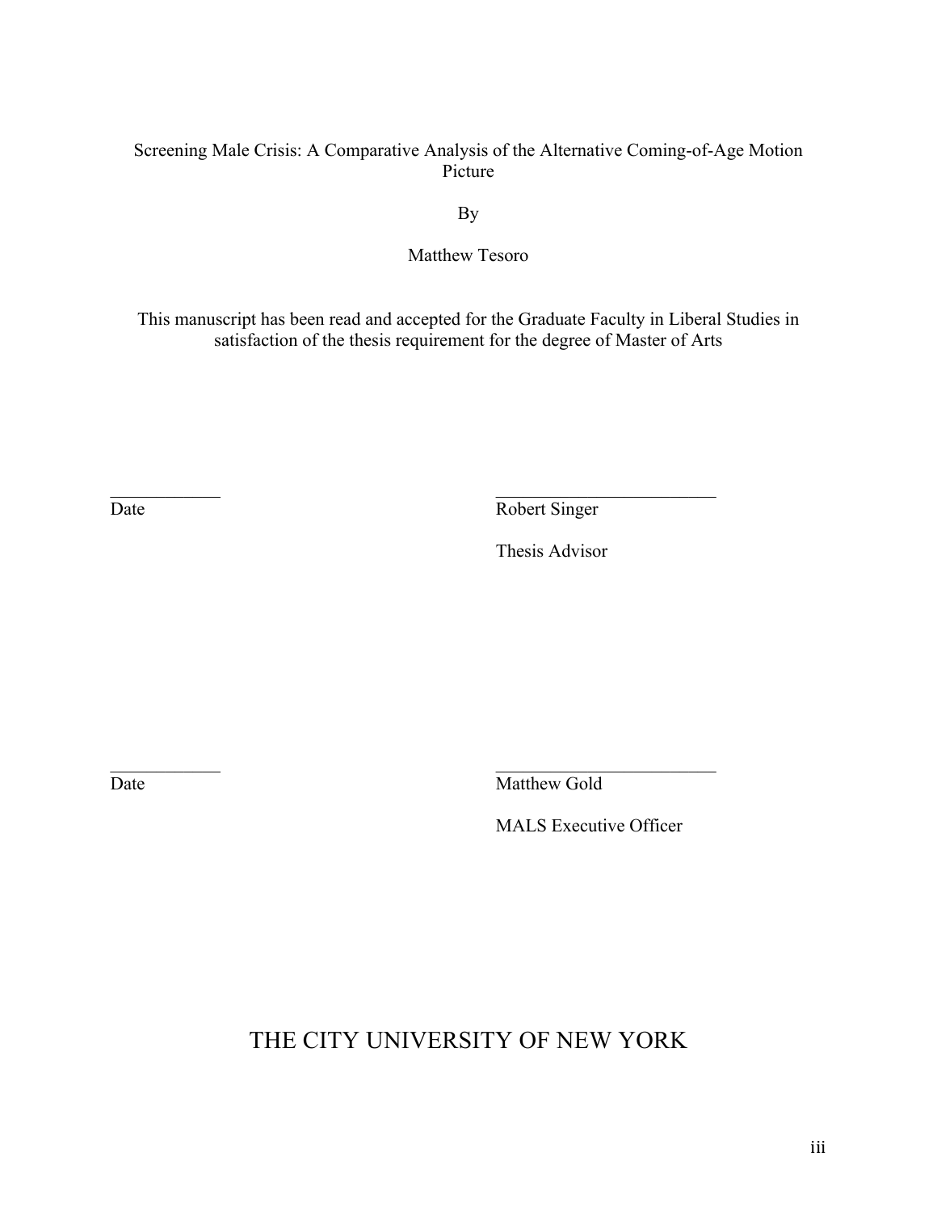Screening Male Crisis: A Comparative Analysis of the Alternative Coming-of-Age Motion Picture

By

Matthew Tesoro

This manuscript has been read and accepted for the Graduate Faculty in Liberal Studies in satisfaction of the thesis requirement for the degree of Master of Arts

____________
Date

________________________
Robert Singer

Thesis Advisor

____________
Date

________________________
Matthew Gold

MALS Executive Officer

THE CITY UNIVERSITY OF NEW YORK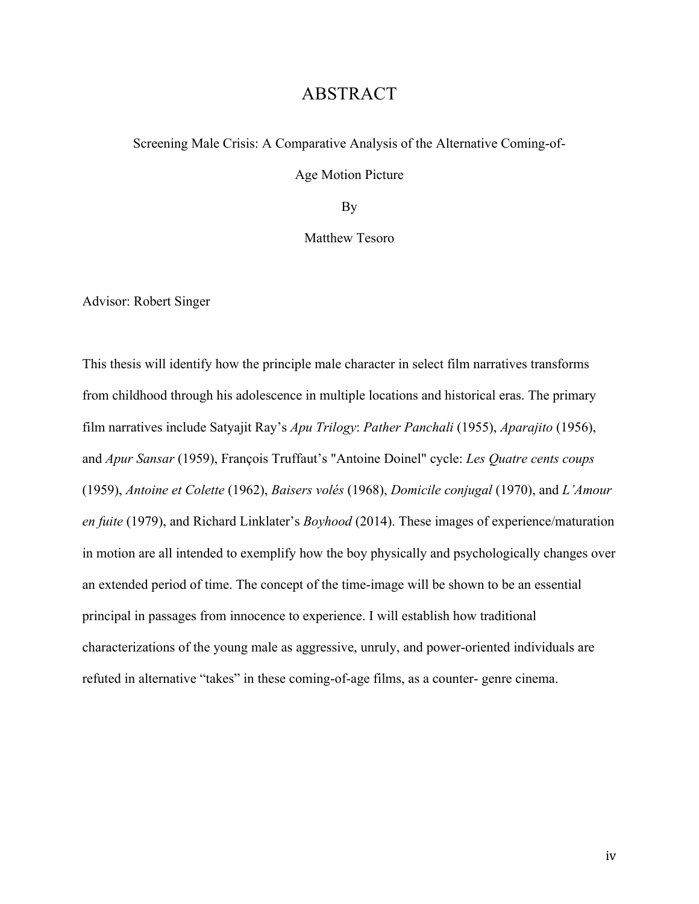# ABSTRACT

Screening Male Crisis: A Comparative Analysis of the Alternative Coming-of-Age Motion Picture

By

Matthew Tesoro

Advisor: Robert Singer

This thesis will identify how the principle male character in select film narratives transforms from childhood through his adolescence in multiple locations and historical eras. The primary film narratives include Satyajit Ray's *Apu Trilogy*: *Pather Panchali* (1955), *Aparajito* (1956), and *Apur Sansar* (1959), François Truffaut's "Antoine Doinel" cycle: *Les Quatre cents coups* (1959), *Antoine et Colette* (1962), *Baisers volés* (1968), *Domicile conjugal* (1970), and *L'Amour en fuite* (1979), and Richard Linklater's *Boyhood* (2014). These images of experience/maturation in motion are all intended to exemplify how the boy physically and psychologically changes over an extended period of time. The concept of the time-image will be shown to be an essential principal in passages from innocence to experience. I will establish how traditional characterizations of the young male as aggressive, unruly, and power-oriented individuals are refuted in alternative "takes" in these coming-of-age films, as a counter- genre cinema.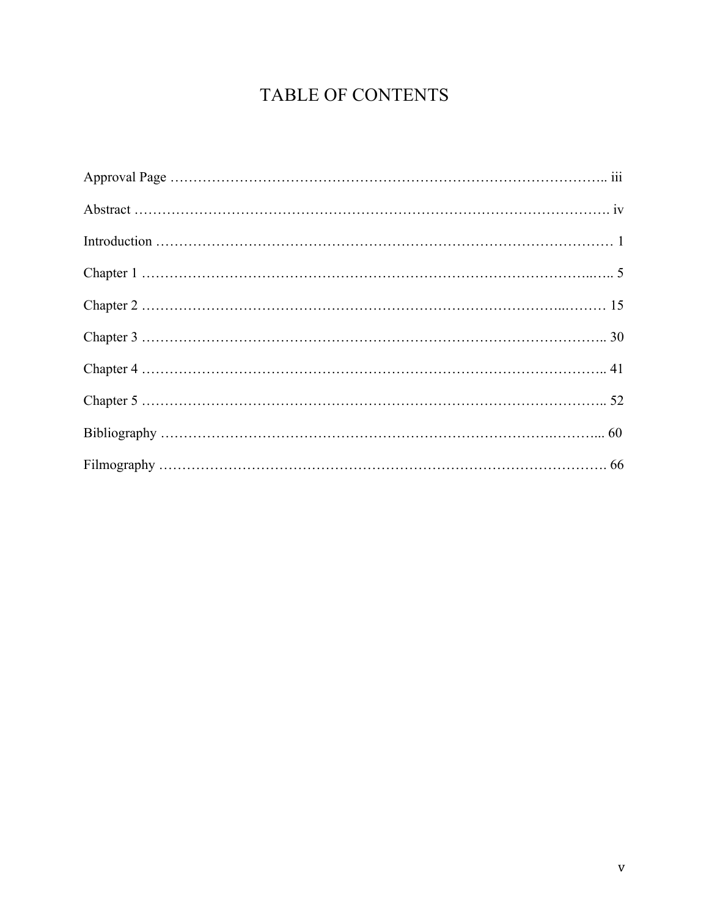# TABLE OF CONTENTS

Approval Page …………………………………………………………………………………….. iii

Abstract ………………………………………………………………………………………. iv

Introduction ……………………………………………………………………………………… 1

Chapter 1 ……………………………………………………………………………………..…. 5

Chapter 2 ……………………………………………………………………………...……… 15

Chapter 3 …………………………………………………………………………………….. 30

Chapter 4 …………………………………………………………………………………….. 41

Chapter 5 …………………………………………………………………………………….. 52

Bibliography ……………………………………………………………………….………... 60

Filmography …………………………………………………………………………………. 66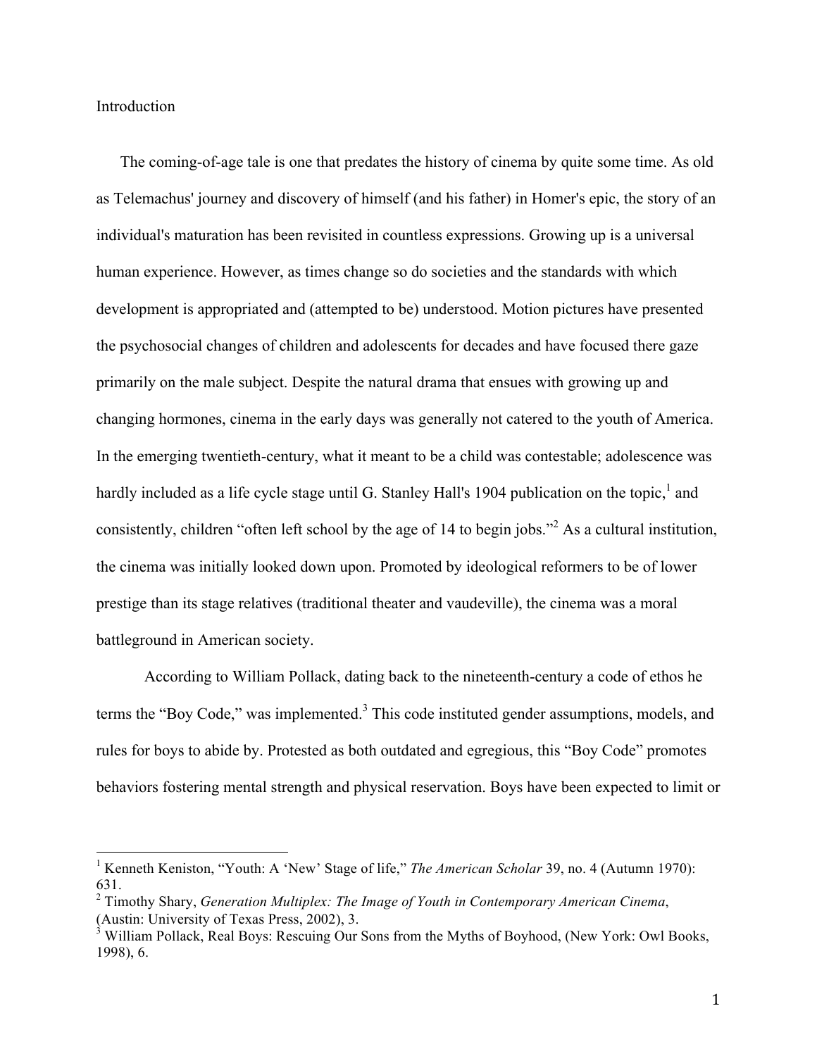# Introduction

The coming-of-age tale is one that predates the history of cinema by quite some time. As old as Telemachus' journey and discovery of himself (and his father) in Homer's epic, the story of an individual's maturation has been revisited in countless expressions. Growing up is a universal human experience. However, as times change so do societies and the standards with which development is appropriated and (attempted to be) understood. Motion pictures have presented the psychosocial changes of children and adolescents for decades and have focused there gaze primarily on the male subject. Despite the natural drama that ensues with growing up and changing hormones, cinema in the early days was generally not catered to the youth of America. In the emerging twentieth-century, what it meant to be a child was contestable; adolescence was hardly included as a life cycle stage until G. Stanley Hall's 1904 publication on the topic,[1] and consistently, children "often left school by the age of 14 to begin jobs."[2] As a cultural institution, the cinema was initially looked down upon. Promoted by ideological reformers to be of lower prestige than its stage relatives (traditional theater and vaudeville), the cinema was a moral battleground in American society.

According to William Pollack, dating back to the nineteenth-century a code of ethos he terms the "Boy Code," was implemented.[3] This code instituted gender assumptions, models, and rules for boys to abide by. Protested as both outdated and egregious, this "Boy Code" promotes behaviors fostering mental strength and physical reservation. Boys have been expected to limit or

---

[1] Kenneth Keniston, "Youth: A 'New' Stage of life," *The American Scholar* 39, no. 4 (Autumn 1970): 631.

[2] Timothy Shary, *Generation Multiplex: The Image of Youth in Contemporary American Cinema*, (Austin: University of Texas Press, 2002), 3.

[3] William Pollack, Real Boys: Rescuing Our Sons from the Myths of Boyhood, (New York: Owl Books, 1998), 6.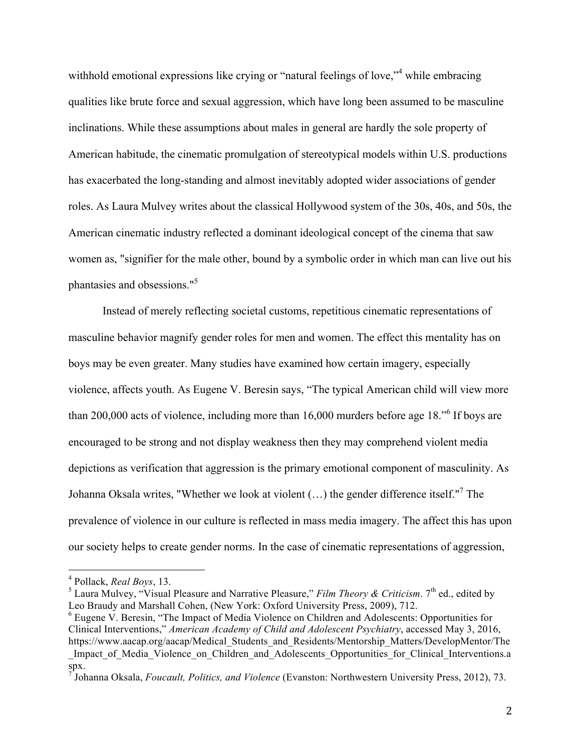withhold emotional expressions like crying or "natural feelings of love,"[4] while embracing qualities like brute force and sexual aggression, which have long been assumed to be masculine inclinations. While these assumptions about males in general are hardly the sole property of American habitude, the cinematic promulgation of stereotypical models within U.S. productions has exacerbated the long-standing and almost inevitably adopted wider associations of gender roles. As Laura Mulvey writes about the classical Hollywood system of the 30s, 40s, and 50s, the American cinematic industry reflected a dominant ideological concept of the cinema that saw women as, "signifier for the male other, bound by a symbolic order in which man can live out his phantasies and obsessions."[5]

Instead of merely reflecting societal customs, repetitious cinematic representations of masculine behavior magnify gender roles for men and women. The effect this mentality has on boys may be even greater. Many studies have examined how certain imagery, especially violence, affects youth. As Eugene V. Beresin says, "The typical American child will view more than 200,000 acts of violence, including more than 16,000 murders before age 18."[6] If boys are encouraged to be strong and not display weakness then they may comprehend violent media depictions as verification that aggression is the primary emotional component of masculinity. As Johanna Oksala writes, "Whether we look at violent (…) the gender difference itself."[7] The prevalence of violence in our culture is reflected in mass media imagery. The affect this has upon our society helps to create gender norms. In the case of cinematic representations of aggression,

---

[4] Pollack, *Real Boys*, 13.

[5] Laura Mulvey, "Visual Pleasure and Narrative Pleasure," *Film Theory & Criticism*. 7th ed., edited by Leo Braudy and Marshall Cohen, (New York: Oxford University Press, 2009), 712.

[6] Eugene V. Beresin, "The Impact of Media Violence on Children and Adolescents: Opportunities for Clinical Interventions," *American Academy of Child and Adolescent Psychiatry*, accessed May 3, 2016, https://www.aacap.org/aacap/Medical_Students_and_Residents/Mentorship_Matters/DevelopMentor/The_Impact_of_Media_Violence_on_Children_and_Adolescents_Opportunities_for_Clinical_Interventions.aspx.

[7] Johanna Oksala, *Foucault, Politics, and Violence* (Evanston: Northwestern University Press, 2012), 73.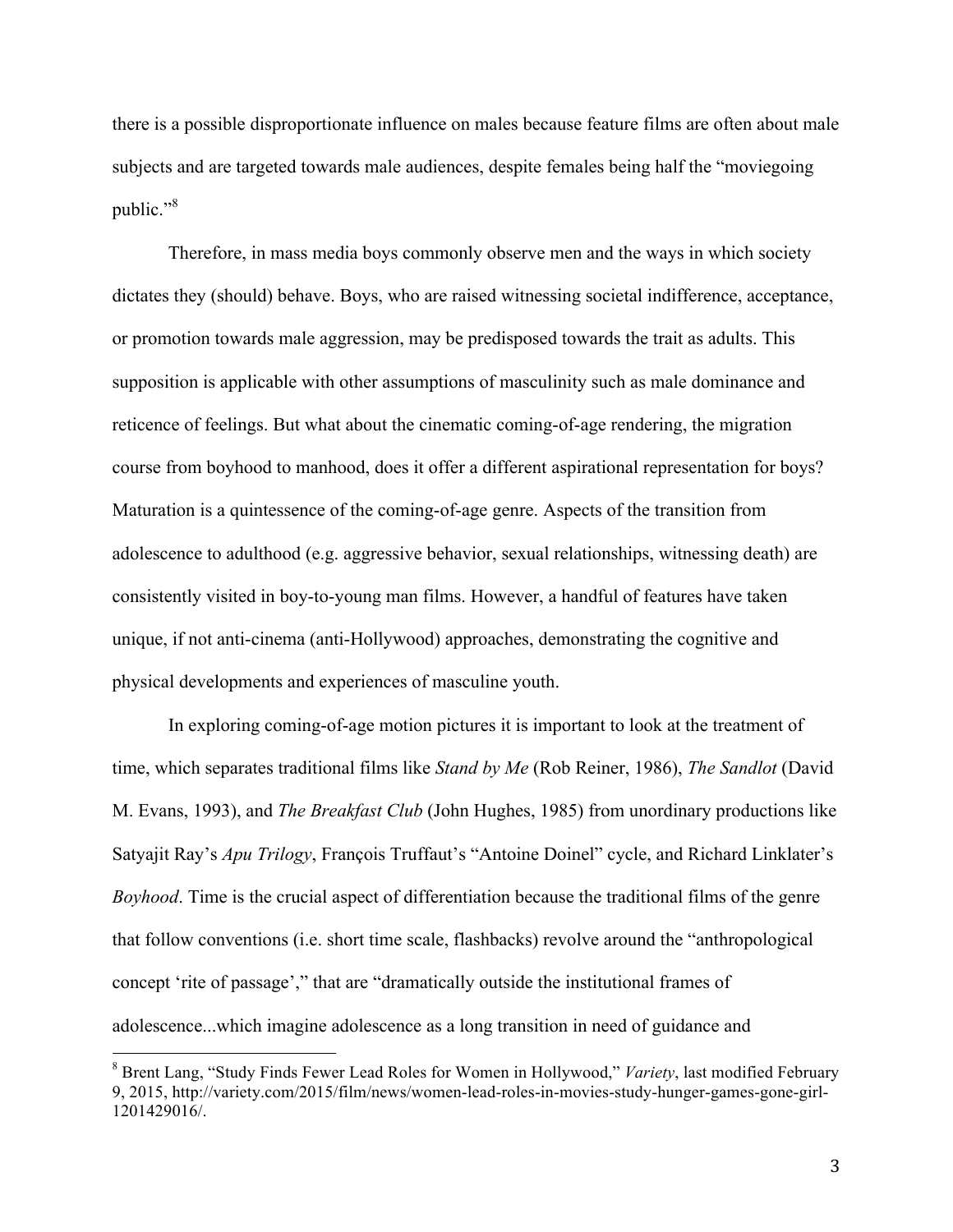there is a possible disproportionate influence on males because feature films are often about male subjects and are targeted towards male audiences, despite females being half the "moviegoing public."[8]

Therefore, in mass media boys commonly observe men and the ways in which society dictates they (should) behave. Boys, who are raised witnessing societal indifference, acceptance, or promotion towards male aggression, may be predisposed towards the trait as adults. This supposition is applicable with other assumptions of masculinity such as male dominance and reticence of feelings. But what about the cinematic coming-of-age rendering, the migration course from boyhood to manhood, does it offer a different aspirational representation for boys? Maturation is a quintessence of the coming-of-age genre. Aspects of the transition from adolescence to adulthood (e.g. aggressive behavior, sexual relationships, witnessing death) are consistently visited in boy-to-young man films. However, a handful of features have taken unique, if not anti-cinema (anti-Hollywood) approaches, demonstrating the cognitive and physical developments and experiences of masculine youth.

In exploring coming-of-age motion pictures it is important to look at the treatment of time, which separates traditional films like *Stand by Me* (Rob Reiner, 1986), *The Sandlot* (David M. Evans, 1993), and *The Breakfast Club* (John Hughes, 1985) from unordinary productions like Satyajit Ray's *Apu Trilogy*, François Truffaut's "Antoine Doinel" cycle, and Richard Linklater's *Boyhood*. Time is the crucial aspect of differentiation because the traditional films of the genre that follow conventions (i.e. short time scale, flashbacks) revolve around the "anthropological concept 'rite of passage'," that are "dramatically outside the institutional frames of adolescence...which imagine adolescence as a long transition in need of guidance and

---

[8] Brent Lang, "Study Finds Fewer Lead Roles for Women in Hollywood," *Variety*, last modified February 9, 2015, http://variety.com/2015/film/news/women-lead-roles-in-movies-study-hunger-games-gone-girl-1201429016/.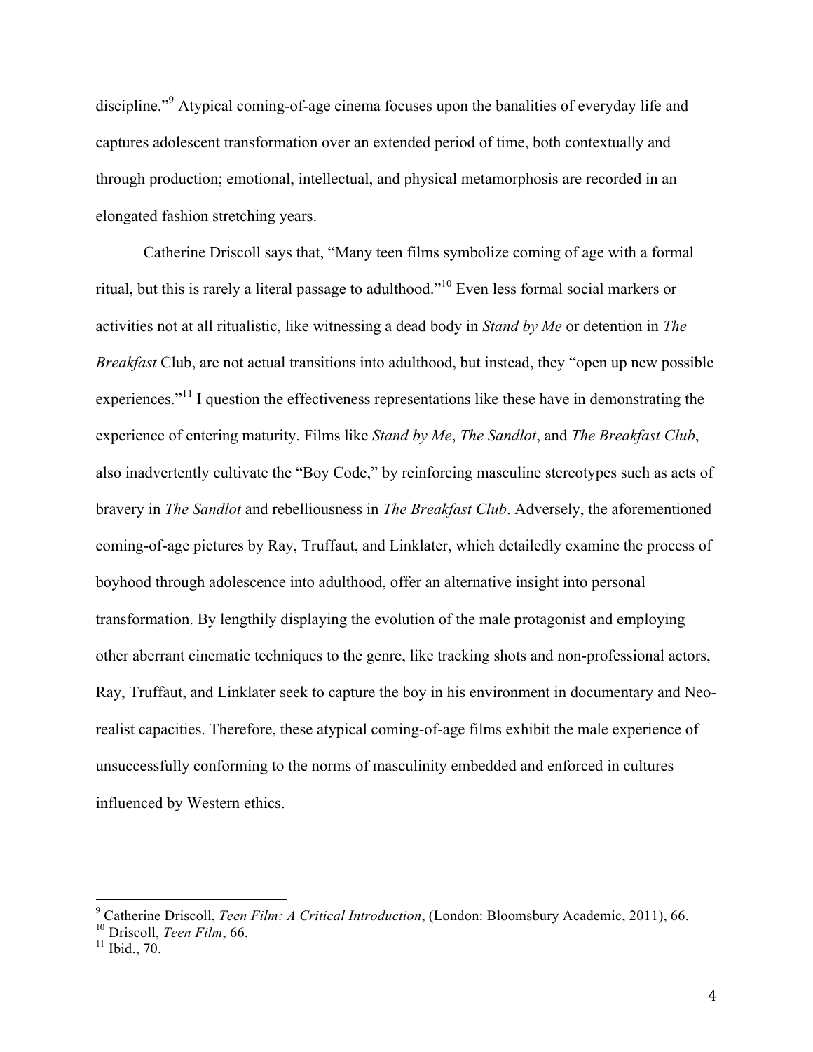discipline."[9] Atypical coming-of-age cinema focuses upon the banalities of everyday life and captures adolescent transformation over an extended period of time, both contextually and through production; emotional, intellectual, and physical metamorphosis are recorded in an elongated fashion stretching years.

Catherine Driscoll says that, "Many teen films symbolize coming of age with a formal ritual, but this is rarely a literal passage to adulthood."[10] Even less formal social markers or activities not at all ritualistic, like witnessing a dead body in *Stand by Me* or detention in *The Breakfast* Club, are not actual transitions into adulthood, but instead, they "open up new possible experiences."[11] I question the effectiveness representations like these have in demonstrating the experience of entering maturity. Films like *Stand by Me*, *The Sandlot*, and *The Breakfast Club*, also inadvertently cultivate the "Boy Code," by reinforcing masculine stereotypes such as acts of bravery in *The Sandlot* and rebelliousness in *The Breakfast Club*. Adversely, the aforementioned coming-of-age pictures by Ray, Truffaut, and Linklater, which detailedly examine the process of boyhood through adolescence into adulthood, offer an alternative insight into personal transformation. By lengthily displaying the evolution of the male protagonist and employing other aberrant cinematic techniques to the genre, like tracking shots and non-professional actors, Ray, Truffaut, and Linklater seek to capture the boy in his environment in documentary and Neo-realist capacities. Therefore, these atypical coming-of-age films exhibit the male experience of unsuccessfully conforming to the norms of masculinity embedded and enforced in cultures influenced by Western ethics.

---

[9] Catherine Driscoll, *Teen Film: A Critical Introduction*, (London: Bloomsbury Academic, 2011), 66.
[10] Driscoll, *Teen Film*, 66.
[11] Ibid., 70.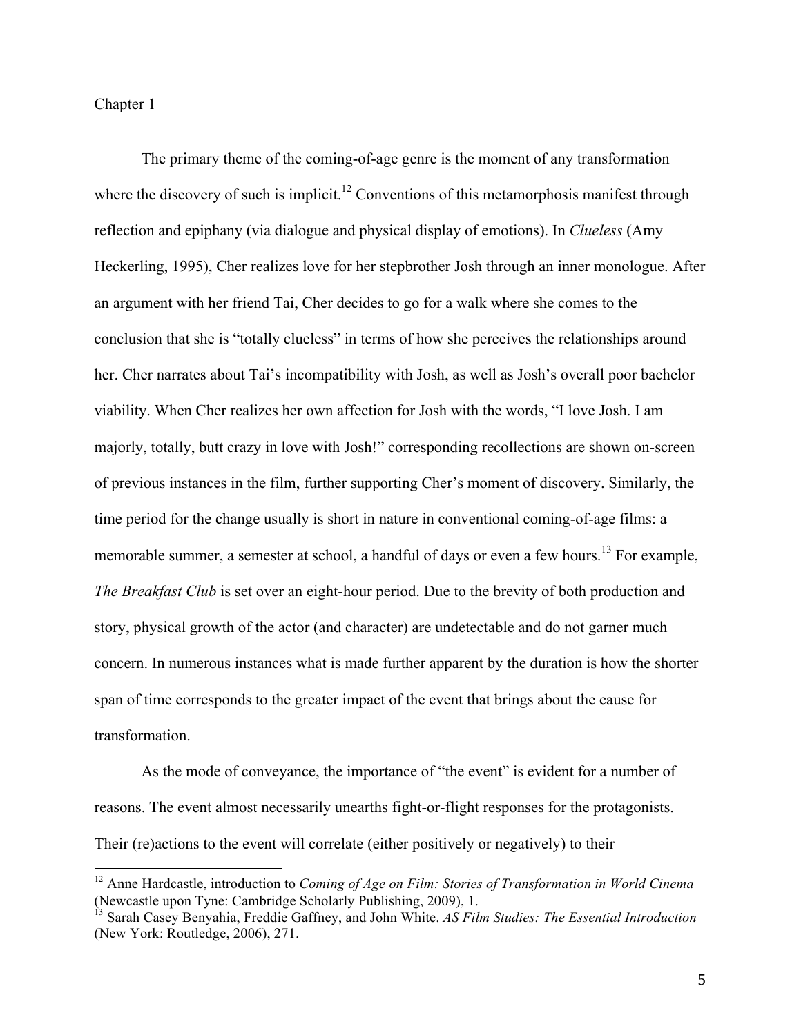# Chapter 1

The primary theme of the coming-of-age genre is the moment of any transformation where the discovery of such is implicit.[12] Conventions of this metamorphosis manifest through reflection and epiphany (via dialogue and physical display of emotions). In *Clueless* (Amy Heckerling, 1995), Cher realizes love for her stepbrother Josh through an inner monologue. After an argument with her friend Tai, Cher decides to go for a walk where she comes to the conclusion that she is "totally clueless" in terms of how she perceives the relationships around her. Cher narrates about Tai's incompatibility with Josh, as well as Josh's overall poor bachelor viability. When Cher realizes her own affection for Josh with the words, "I love Josh. I am majorly, totally, butt crazy in love with Josh!" corresponding recollections are shown on-screen of previous instances in the film, further supporting Cher's moment of discovery. Similarly, the time period for the change usually is short in nature in conventional coming-of-age films: a memorable summer, a semester at school, a handful of days or even a few hours.[13] For example, *The Breakfast Club* is set over an eight-hour period. Due to the brevity of both production and story, physical growth of the actor (and character) are undetectable and do not garner much concern. In numerous instances what is made further apparent by the duration is how the shorter span of time corresponds to the greater impact of the event that brings about the cause for transformation.

As the mode of conveyance, the importance of "the event" is evident for a number of reasons. The event almost necessarily unearths fight-or-flight responses for the protagonists. Their (re)actions to the event will correlate (either positively or negatively) to their

---

[12] Anne Hardcastle, introduction to *Coming of Age on Film: Stories of Transformation in World Cinema* (Newcastle upon Tyne: Cambridge Scholarly Publishing, 2009), 1.

[13] Sarah Casey Benyahia, Freddie Gaffney, and John White. *AS Film Studies: The Essential Introduction* (New York: Routledge, 2006), 271.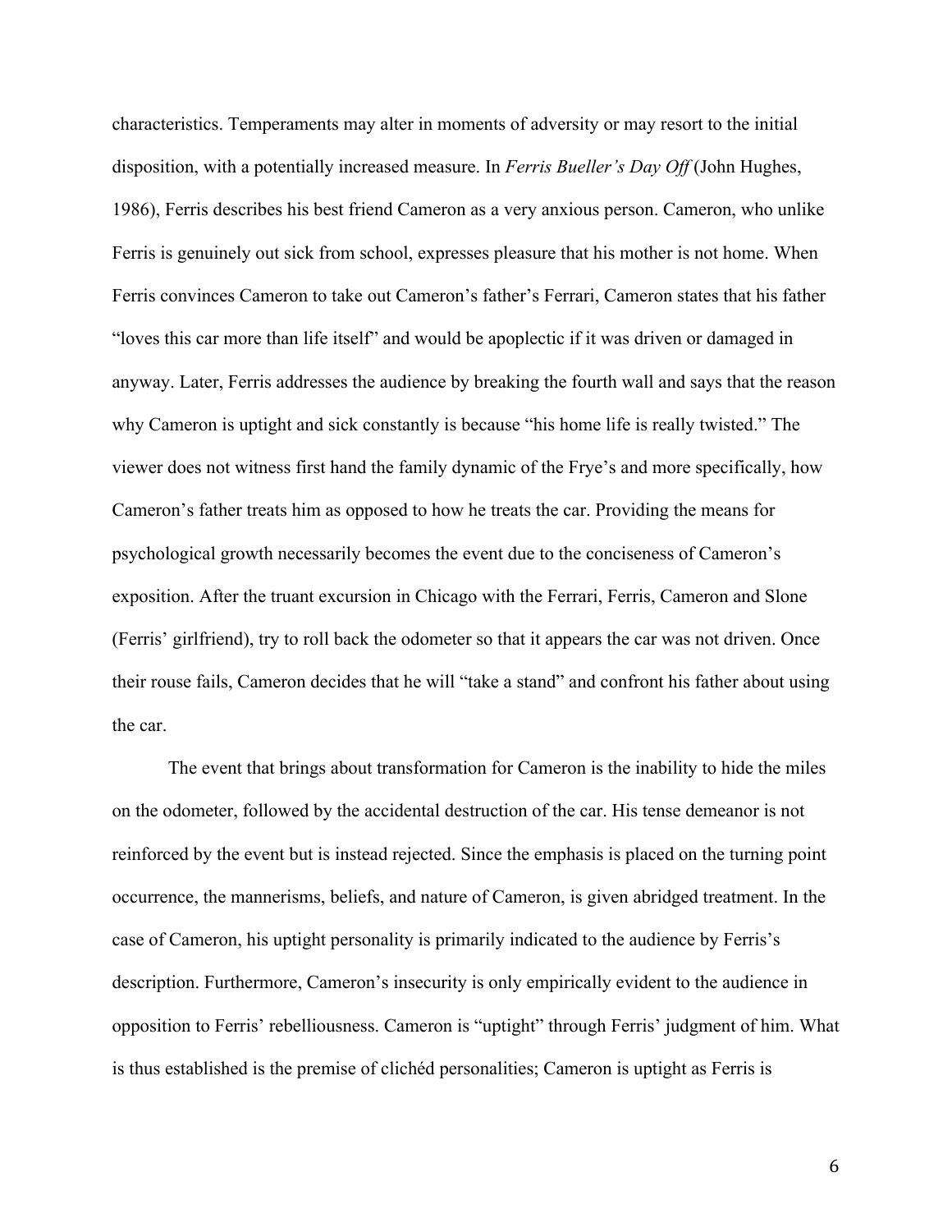characteristics. Temperaments may alter in moments of adversity or may resort to the initial disposition, with a potentially increased measure. In *Ferris Bueller's Day Off* (John Hughes, 1986), Ferris describes his best friend Cameron as a very anxious person. Cameron, who unlike Ferris is genuinely out sick from school, expresses pleasure that his mother is not home. When Ferris convinces Cameron to take out Cameron's father's Ferrari, Cameron states that his father "loves this car more than life itself" and would be apoplectic if it was driven or damaged in anyway. Later, Ferris addresses the audience by breaking the fourth wall and says that the reason why Cameron is uptight and sick constantly is because "his home life is really twisted." The viewer does not witness first hand the family dynamic of the Frye's and more specifically, how Cameron's father treats him as opposed to how he treats the car. Providing the means for psychological growth necessarily becomes the event due to the conciseness of Cameron's exposition. After the truant excursion in Chicago with the Ferrari, Ferris, Cameron and Slone (Ferris' girlfriend), try to roll back the odometer so that it appears the car was not driven. Once their rouse fails, Cameron decides that he will "take a stand" and confront his father about using the car.

The event that brings about transformation for Cameron is the inability to hide the miles on the odometer, followed by the accidental destruction of the car. His tense demeanor is not reinforced by the event but is instead rejected. Since the emphasis is placed on the turning point occurrence, the mannerisms, beliefs, and nature of Cameron, is given abridged treatment. In the case of Cameron, his uptight personality is primarily indicated to the audience by Ferris's description. Furthermore, Cameron's insecurity is only empirically evident to the audience in opposition to Ferris' rebelliousness. Cameron is "uptight" through Ferris' judgment of him. What is thus established is the premise of clichéd personalities; Cameron is uptight as Ferris is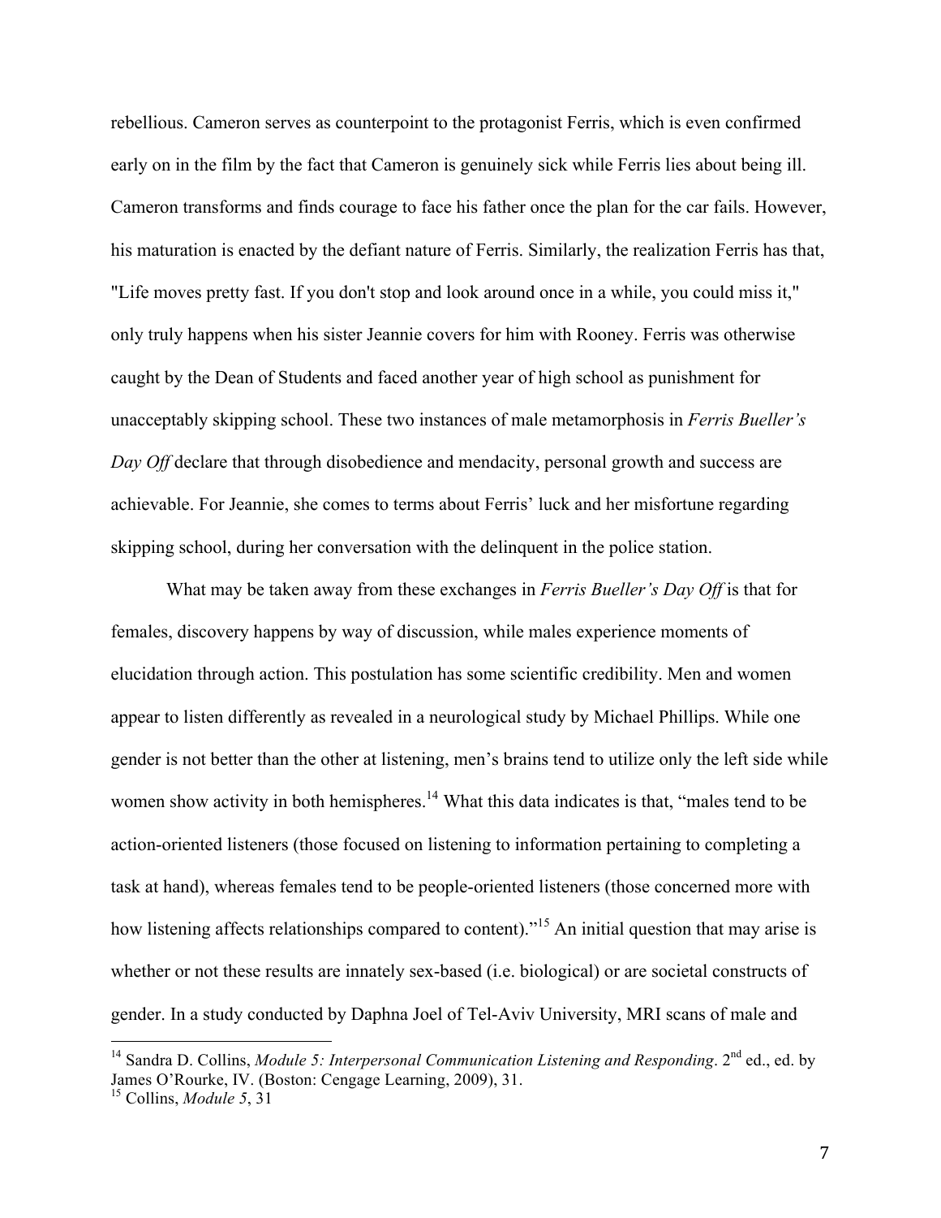rebellious. Cameron serves as counterpoint to the protagonist Ferris, which is even confirmed early on in the film by the fact that Cameron is genuinely sick while Ferris lies about being ill. Cameron transforms and finds courage to face his father once the plan for the car fails. However, his maturation is enacted by the defiant nature of Ferris. Similarly, the realization Ferris has that, "Life moves pretty fast. If you don't stop and look around once in a while, you could miss it," only truly happens when his sister Jeannie covers for him with Rooney. Ferris was otherwise caught by the Dean of Students and faced another year of high school as punishment for unacceptably skipping school. These two instances of male metamorphosis in *Ferris Bueller's Day Off* declare that through disobedience and mendacity, personal growth and success are achievable. For Jeannie, she comes to terms about Ferris' luck and her misfortune regarding skipping school, during her conversation with the delinquent in the police station.

What may be taken away from these exchanges in *Ferris Bueller's Day Off* is that for females, discovery happens by way of discussion, while males experience moments of elucidation through action. This postulation has some scientific credibility. Men and women appear to listen differently as revealed in a neurological study by Michael Phillips. While one gender is not better than the other at listening, men's brains tend to utilize only the left side while women show activity in both hemispheres.[14] What this data indicates is that, "males tend to be action-oriented listeners (those focused on listening to information pertaining to completing a task at hand), whereas females tend to be people-oriented listeners (those concerned more with how listening affects relationships compared to content)."[15] An initial question that may arise is whether or not these results are innately sex-based (i.e. biological) or are societal constructs of gender. In a study conducted by Daphna Joel of Tel-Aviv University, MRI scans of male and

---

[14] Sandra D. Collins, *Module 5: Interpersonal Communication Listening and Responding*. 2nd ed., ed. by James O'Rourke, IV. (Boston: Cengage Learning, 2009), 31.

[15] Collins, *Module 5*, 31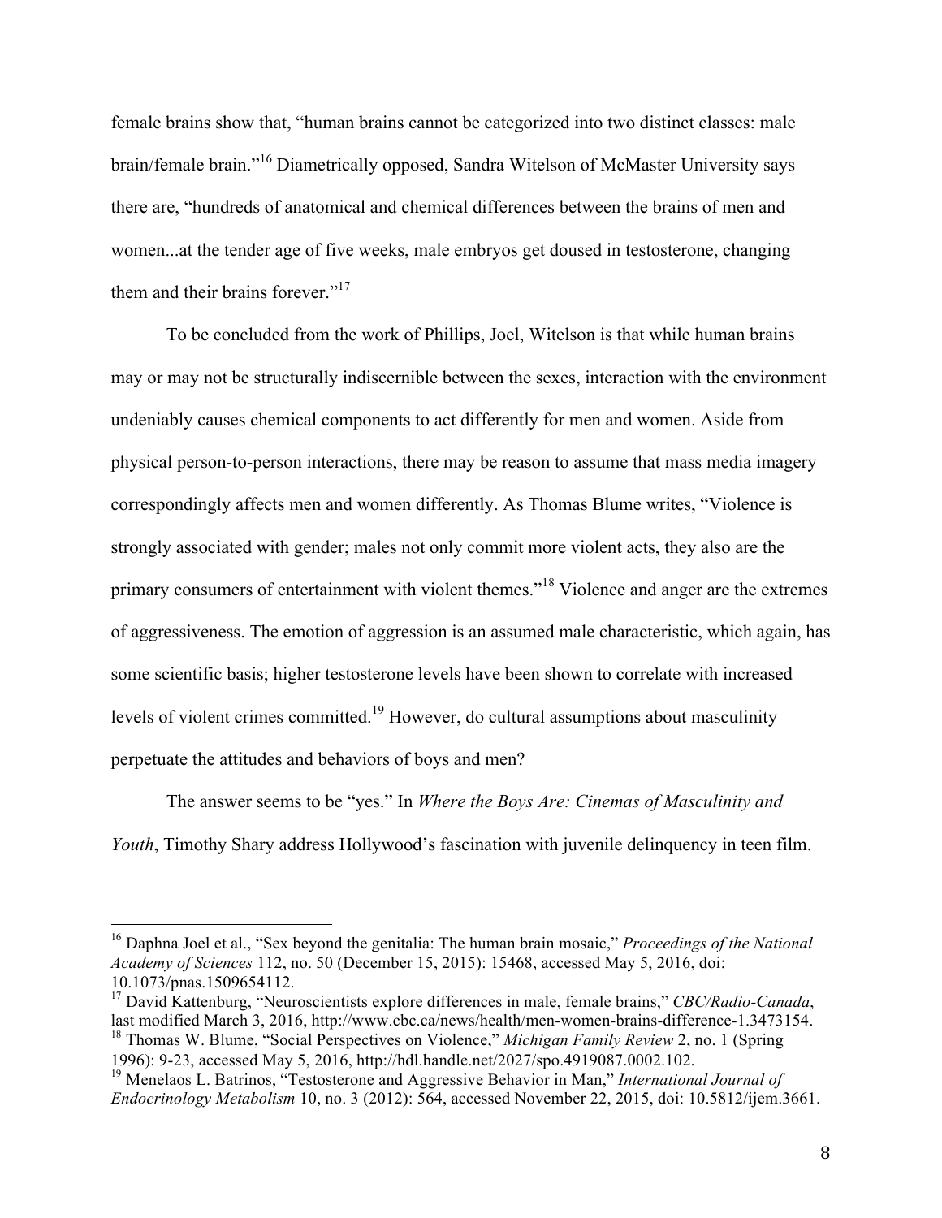female brains show that, "human brains cannot be categorized into two distinct classes: male brain/female brain."[16] Diametrically opposed, Sandra Witelson of McMaster University says there are, "hundreds of anatomical and chemical differences between the brains of men and women...at the tender age of five weeks, male embryos get doused in testosterone, changing them and their brains forever."[17]

To be concluded from the work of Phillips, Joel, Witelson is that while human brains may or may not be structurally indiscernible between the sexes, interaction with the environment undeniably causes chemical components to act differently for men and women. Aside from physical person-to-person interactions, there may be reason to assume that mass media imagery correspondingly affects men and women differently. As Thomas Blume writes, "Violence is strongly associated with gender; males not only commit more violent acts, they also are the primary consumers of entertainment with violent themes."[18] Violence and anger are the extremes of aggressiveness. The emotion of aggression is an assumed male characteristic, which again, has some scientific basis; higher testosterone levels have been shown to correlate with increased levels of violent crimes committed.[19] However, do cultural assumptions about masculinity perpetuate the attitudes and behaviors of boys and men?

The answer seems to be "yes." In *Where the Boys Are: Cinemas of Masculinity and Youth*, Timothy Shary address Hollywood's fascination with juvenile delinquency in teen film.

---

[16] Daphna Joel et al., "Sex beyond the genitalia: The human brain mosaic," *Proceedings of the National Academy of Sciences* 112, no. 50 (December 15, 2015): 15468, accessed May 5, 2016, doi: 10.1073/pnas.1509654112.

[17] David Kattenburg, "Neuroscientists explore differences in male, female brains," *CBC/Radio-Canada*, last modified March 3, 2016, http://www.cbc.ca/news/health/men-women-brains-difference-1.3473154.

[18] Thomas W. Blume, "Social Perspectives on Violence," *Michigan Family Review* 2, no. 1 (Spring 1996): 9-23, accessed May 5, 2016, http://hdl.handle.net/2027/spo.4919087.0002.102.

[19] Menelaos L. Batrinos, "Testosterone and Aggressive Behavior in Man," *International Journal of Endocrinology Metabolism* 10, no. 3 (2012): 564, accessed November 22, 2015, doi: 10.5812/ijem.3661.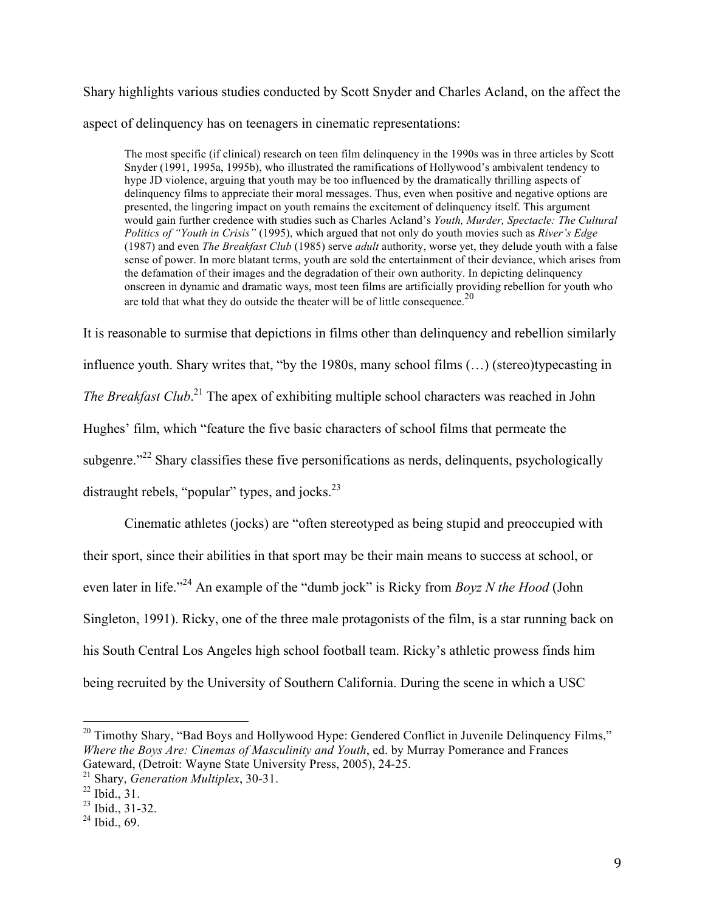Shary highlights various studies conducted by Scott Snyder and Charles Acland, on the affect the aspect of delinquency has on teenagers in cinematic representations:

> The most specific (if clinical) research on teen film delinquency in the 1990s was in three articles by Scott Snyder (1991, 1995a, 1995b), who illustrated the ramifications of Hollywood's ambivalent tendency to hype JD violence, arguing that youth may be too influenced by the dramatically thrilling aspects of delinquency films to appreciate their moral messages. Thus, even when positive and negative options are presented, the lingering impact on youth remains the excitement of delinquency itself. This argument would gain further credence with studies such as Charles Acland's *Youth, Murder, Spectacle: The Cultural Politics of "Youth in Crisis"* (1995), which argued that not only do youth movies such as *River's Edge* (1987) and even *The Breakfast Club* (1985) serve *adult* authority, worse yet, they delude youth with a false sense of power. In more blatant terms, youth are sold the entertainment of their deviance, which arises from the defamation of their images and the degradation of their own authority. In depicting delinquency onscreen in dynamic and dramatic ways, most teen films are artificially providing rebellion for youth who are told that what they do outside the theater will be of little consequence.[20]

It is reasonable to surmise that depictions in films other than delinquency and rebellion similarly influence youth. Shary writes that, "by the 1980s, many school films (…) (stereo)typecasting in *The Breakfast Club*.[21] The apex of exhibiting multiple school characters was reached in John Hughes' film, which "feature the five basic characters of school films that permeate the subgenre."[22] Shary classifies these five personifications as nerds, delinquents, psychologically distraught rebels, "popular" types, and jocks.[23]

Cinematic athletes (jocks) are "often stereotyped as being stupid and preoccupied with their sport, since their abilities in that sport may be their main means to success at school, or even later in life."[24] An example of the "dumb jock" is Ricky from *Boyz N the Hood* (John Singleton, 1991). Ricky, one of the three male protagonists of the film, is a star running back on his South Central Los Angeles high school football team. Ricky's athletic prowess finds him being recruited by the University of Southern California. During the scene in which a USC

---

[20] Timothy Shary, "Bad Boys and Hollywood Hype: Gendered Conflict in Juvenile Delinquency Films," *Where the Boys Are: Cinemas of Masculinity and Youth*, ed. by Murray Pomerance and Frances Gateward, (Detroit: Wayne State University Press, 2005), 24-25.

[21] Shary, *Generation Multiplex*, 30-31.

[22] Ibid., 31.

[23] Ibid., 31-32.

[24] Ibid., 69.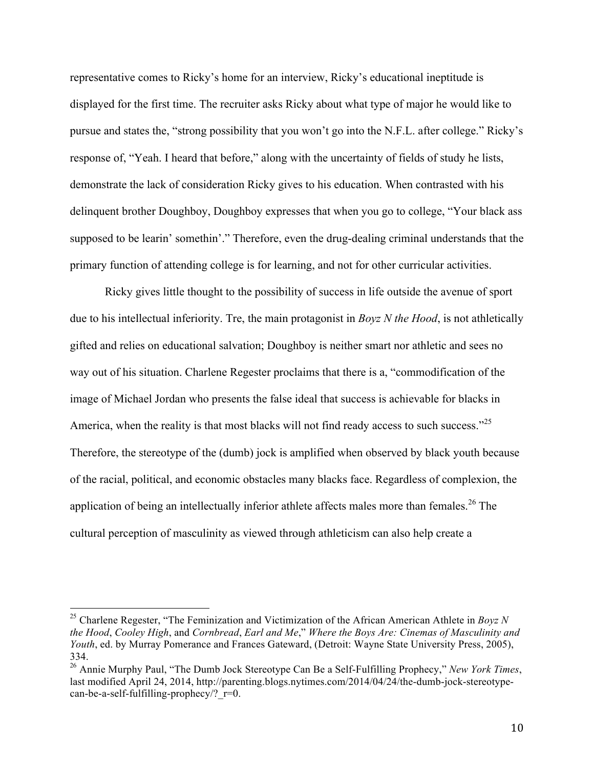representative comes to Ricky's home for an interview, Ricky's educational ineptitude is displayed for the first time. The recruiter asks Ricky about what type of major he would like to pursue and states the, "strong possibility that you won't go into the N.F.L. after college." Ricky's response of, "Yeah. I heard that before," along with the uncertainty of fields of study he lists, demonstrate the lack of consideration Ricky gives to his education. When contrasted with his delinquent brother Doughboy, Doughboy expresses that when you go to college, "Your black ass supposed to be learin' somethin'." Therefore, even the drug-dealing criminal understands that the primary function of attending college is for learning, and not for other curricular activities.

Ricky gives little thought to the possibility of success in life outside the avenue of sport due to his intellectual inferiority. Tre, the main protagonist in *Boyz N the Hood*, is not athletically gifted and relies on educational salvation; Doughboy is neither smart nor athletic and sees no way out of his situation. Charlene Regester proclaims that there is a, "commodification of the image of Michael Jordan who presents the false ideal that success is achievable for blacks in America, when the reality is that most blacks will not find ready access to such success."[25] Therefore, the stereotype of the (dumb) jock is amplified when observed by black youth because of the racial, political, and economic obstacles many blacks face. Regardless of complexion, the application of being an intellectually inferior athlete affects males more than females.[26] The cultural perception of masculinity as viewed through athleticism can also help create a

---

[25] Charlene Regester, "The Feminization and Victimization of the African American Athlete in *Boyz N the Hood*, *Cooley High*, and *Cornbread*, *Earl and Me*," *Where the Boys Are: Cinemas of Masculinity and Youth*, ed. by Murray Pomerance and Frances Gateward, (Detroit: Wayne State University Press, 2005), 334.

[26] Annie Murphy Paul, "The Dumb Jock Stereotype Can Be a Self-Fulfilling Prophecy," *New York Times*, last modified April 24, 2014, http://parenting.blogs.nytimes.com/2014/04/24/the-dumb-jock-stereotype-can-be-a-self-fulfilling-prophecy/?_r=0.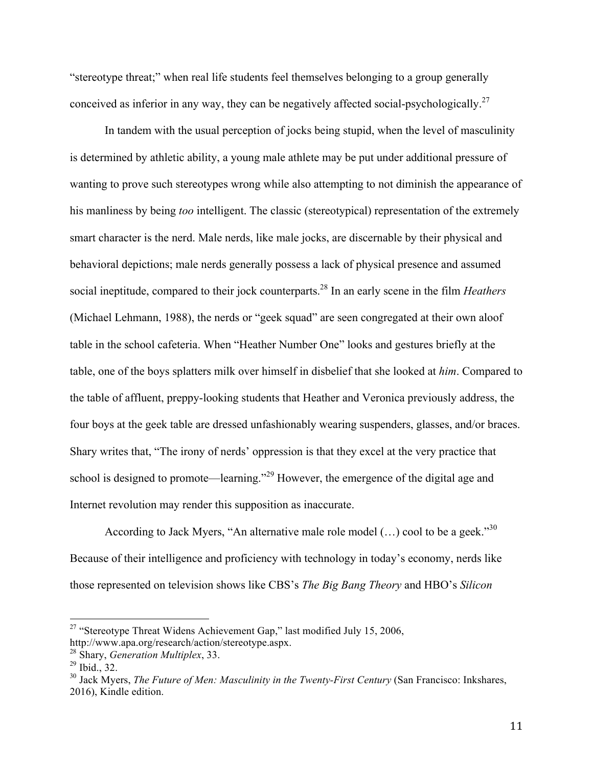"stereotype threat;" when real life students feel themselves belonging to a group generally conceived as inferior in any way, they can be negatively affected social-psychologically.[27]

In tandem with the usual perception of jocks being stupid, when the level of masculinity is determined by athletic ability, a young male athlete may be put under additional pressure of wanting to prove such stereotypes wrong while also attempting to not diminish the appearance of his manliness by being *too* intelligent. The classic (stereotypical) representation of the extremely smart character is the nerd. Male nerds, like male jocks, are discernable by their physical and behavioral depictions; male nerds generally possess a lack of physical presence and assumed social ineptitude, compared to their jock counterparts.[28] In an early scene in the film *Heathers* (Michael Lehmann, 1988), the nerds or "geek squad" are seen congregated at their own aloof table in the school cafeteria. When "Heather Number One" looks and gestures briefly at the table, one of the boys splatters milk over himself in disbelief that she looked at *him*. Compared to the table of affluent, preppy-looking students that Heather and Veronica previously address, the four boys at the geek table are dressed unfashionably wearing suspenders, glasses, and/or braces. Shary writes that, "The irony of nerds' oppression is that they excel at the very practice that school is designed to promote—learning."[29] However, the emergence of the digital age and Internet revolution may render this supposition as inaccurate.

According to Jack Myers, "An alternative male role model (…) cool to be a geek."[30] Because of their intelligence and proficiency with technology in today's economy, nerds like those represented on television shows like CBS's *The Big Bang Theory* and HBO's *Silicon*

---

[27] "Stereotype Threat Widens Achievement Gap," last modified July 15, 2006, http://www.apa.org/research/action/stereotype.aspx.

[28] Shary, *Generation Multiplex*, 33.

[29] Ibid., 32.

[30] Jack Myers, *The Future of Men: Masculinity in the Twenty-First Century* (San Francisco: Inkshares, 2016), Kindle edition.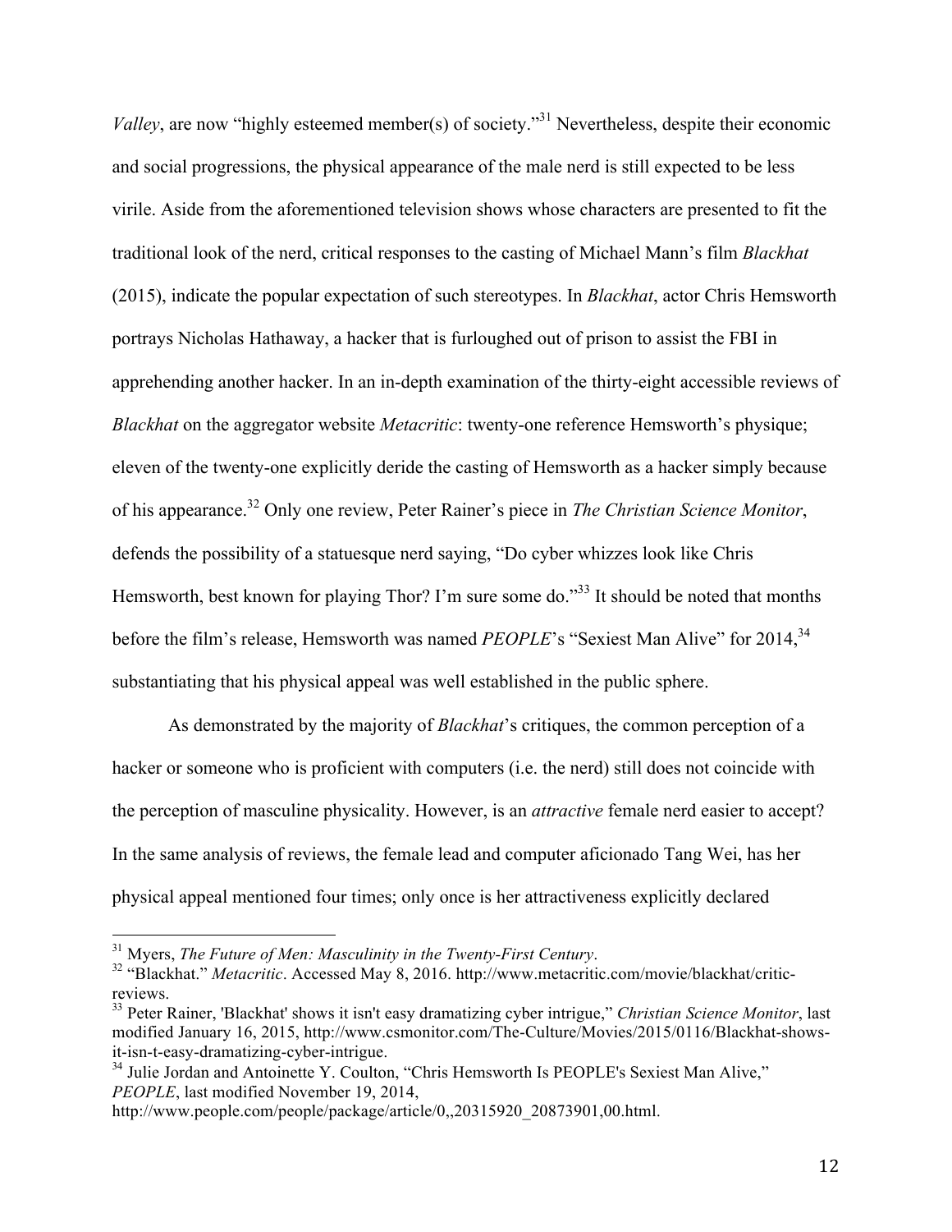*Valley*, are now "highly esteemed member(s) of society."[31] Nevertheless, despite their economic and social progressions, the physical appearance of the male nerd is still expected to be less virile. Aside from the aforementioned television shows whose characters are presented to fit the traditional look of the nerd, critical responses to the casting of Michael Mann's film *Blackhat* (2015), indicate the popular expectation of such stereotypes. In *Blackhat*, actor Chris Hemsworth portrays Nicholas Hathaway, a hacker that is furloughed out of prison to assist the FBI in apprehending another hacker. In an in-depth examination of the thirty-eight accessible reviews of *Blackhat* on the aggregator website *Metacritic*: twenty-one reference Hemsworth's physique; eleven of the twenty-one explicitly deride the casting of Hemsworth as a hacker simply because of his appearance.[32] Only one review, Peter Rainer's piece in *The Christian Science Monitor*, defends the possibility of a statuesque nerd saying, "Do cyber whizzes look like Chris Hemsworth, best known for playing Thor? I'm sure some do."[33] It should be noted that months before the film's release, Hemsworth was named *PEOPLE*'s "Sexiest Man Alive" for 2014,[34] substantiating that his physical appeal was well established in the public sphere.

As demonstrated by the majority of *Blackhat*'s critiques, the common perception of a hacker or someone who is proficient with computers (i.e. the nerd) still does not coincide with the perception of masculine physicality. However, is an *attractive* female nerd easier to accept? In the same analysis of reviews, the female lead and computer aficionado Tang Wei, has her physical appeal mentioned four times; only once is her attractiveness explicitly declared

---

[31] Myers, *The Future of Men: Masculinity in the Twenty-First Century*.

[32] "Blackhat." *Metacritic*. Accessed May 8, 2016. http://www.metacritic.com/movie/blackhat/critic-reviews.

[33] Peter Rainer, 'Blackhat' shows it isn't easy dramatizing cyber intrigue," *Christian Science Monitor*, last modified January 16, 2015, http://www.csmonitor.com/The-Culture/Movies/2015/0116/Blackhat-shows-it-isn-t-easy-dramatizing-cyber-intrigue.

[34] Julie Jordan and Antoinette Y. Coulton, "Chris Hemsworth Is PEOPLE's Sexiest Man Alive," *PEOPLE*, last modified November 19, 2014, http://www.people.com/people/package/article/0,,20315920_20873901,00.html.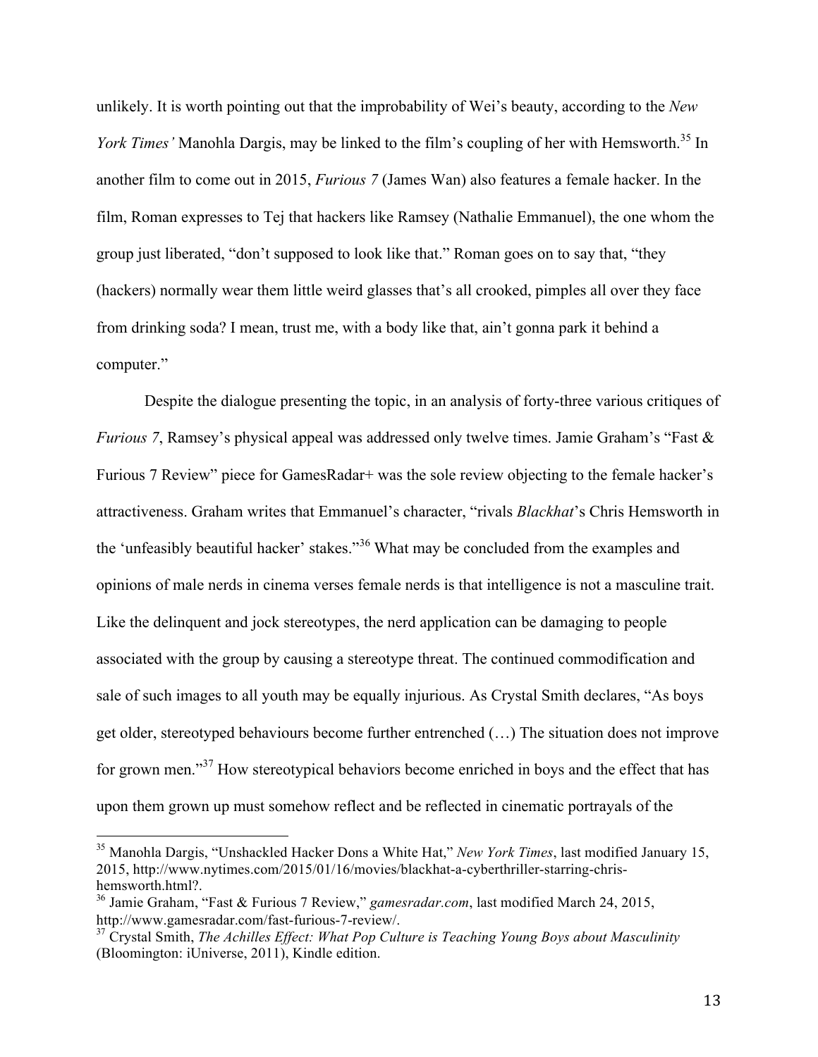unlikely. It is worth pointing out that the improbability of Wei's beauty, according to the *New York Times'* Manohla Dargis, may be linked to the film's coupling of her with Hemsworth.[35] In another film to come out in 2015, *Furious 7* (James Wan) also features a female hacker. In the film, Roman expresses to Tej that hackers like Ramsey (Nathalie Emmanuel), the one whom the group just liberated, "don't supposed to look like that." Roman goes on to say that, "they (hackers) normally wear them little weird glasses that's all crooked, pimples all over they face from drinking soda? I mean, trust me, with a body like that, ain't gonna park it behind a computer."

Despite the dialogue presenting the topic, in an analysis of forty-three various critiques of *Furious 7*, Ramsey's physical appeal was addressed only twelve times. Jamie Graham's "Fast & Furious 7 Review" piece for GamesRadar+ was the sole review objecting to the female hacker's attractiveness. Graham writes that Emmanuel's character, "rivals *Blackhat*'s Chris Hemsworth in the 'unfeasibly beautiful hacker' stakes."[36] What may be concluded from the examples and opinions of male nerds in cinema verses female nerds is that intelligence is not a masculine trait. Like the delinquent and jock stereotypes, the nerd application can be damaging to people associated with the group by causing a stereotype threat. The continued commodification and sale of such images to all youth may be equally injurious. As Crystal Smith declares, "As boys get older, stereotyped behaviours become further entrenched (…) The situation does not improve for grown men."[37] How stereotypical behaviors become enriched in boys and the effect that has upon them grown up must somehow reflect and be reflected in cinematic portrayals of the

---

[35] Manohla Dargis, "Unshackled Hacker Dons a White Hat," *New York Times*, last modified January 15, 2015, http://www.nytimes.com/2015/01/16/movies/blackhat-a-cyberthriller-starring-chris-hemsworth.html?.

[36] Jamie Graham, "Fast & Furious 7 Review," *gamesradar.com*, last modified March 24, 2015, http://www.gamesradar.com/fast-furious-7-review/.

[37] Crystal Smith, *The Achilles Effect: What Pop Culture is Teaching Young Boys about Masculinity* (Bloomington: iUniverse, 2011), Kindle edition.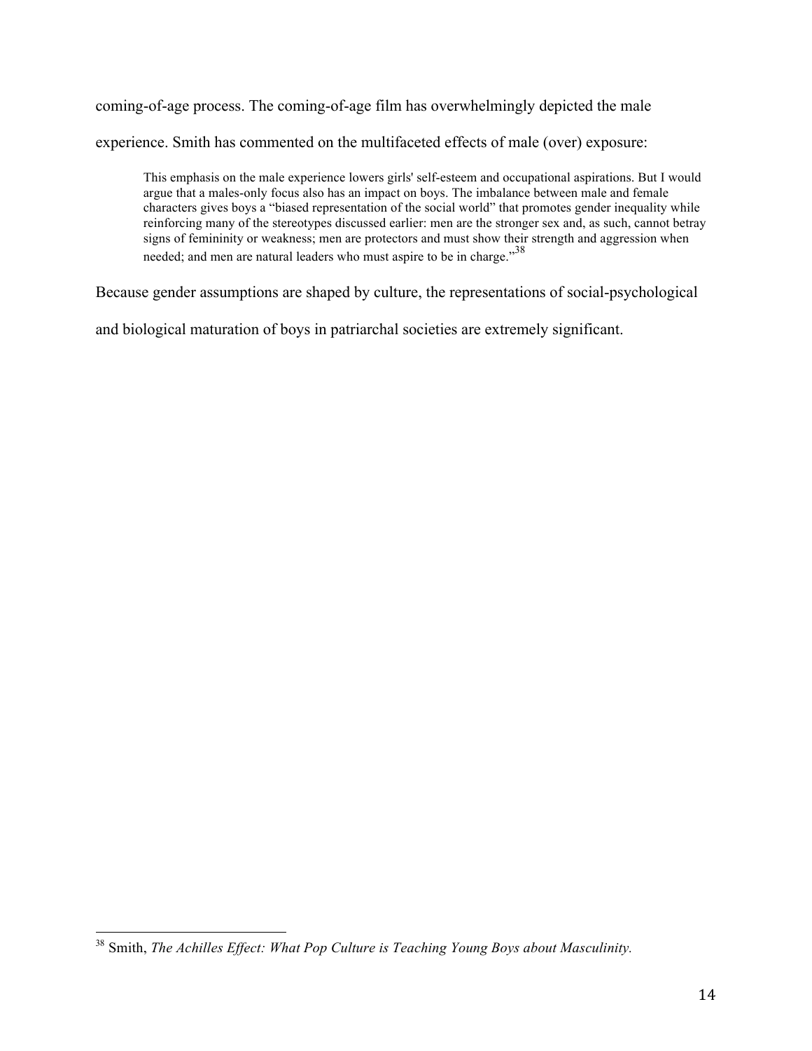coming-of-age process. The coming-of-age film has overwhelmingly depicted the male experience. Smith has commented on the multifaceted effects of male (over) exposure:

> This emphasis on the male experience lowers girls' self-esteem and occupational aspirations. But I would argue that a males-only focus also has an impact on boys. The imbalance between male and female characters gives boys a "biased representation of the social world" that promotes gender inequality while reinforcing many of the stereotypes discussed earlier: men are the stronger sex and, as such, cannot betray signs of femininity or weakness; men are protectors and must show their strength and aggression when needed; and men are natural leaders who must aspire to be in charge."[38]

Because gender assumptions are shaped by culture, the representations of social-psychological and biological maturation of boys in patriarchal societies are extremely significant.

---

[38] Smith, *The Achilles Effect: What Pop Culture is Teaching Young Boys about Masculinity.*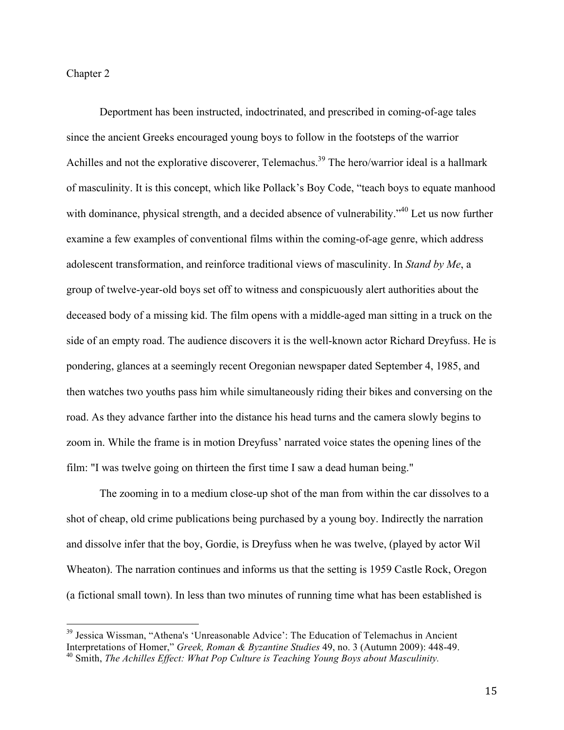Chapter 2

Deportment has been instructed, indoctrinated, and prescribed in coming-of-age tales since the ancient Greeks encouraged young boys to follow in the footsteps of the warrior Achilles and not the explorative discoverer, Telemachus.[39] The hero/warrior ideal is a hallmark of masculinity. It is this concept, which like Pollack's Boy Code, "teach boys to equate manhood with dominance, physical strength, and a decided absence of vulnerability."[40] Let us now further examine a few examples of conventional films within the coming-of-age genre, which address adolescent transformation, and reinforce traditional views of masculinity. In *Stand by Me*, a group of twelve-year-old boys set off to witness and conspicuously alert authorities about the deceased body of a missing kid. The film opens with a middle-aged man sitting in a truck on the side of an empty road. The audience discovers it is the well-known actor Richard Dreyfuss. He is pondering, glances at a seemingly recent Oregonian newspaper dated September 4, 1985, and then watches two youths pass him while simultaneously riding their bikes and conversing on the road. As they advance farther into the distance his head turns and the camera slowly begins to zoom in. While the frame is in motion Dreyfuss' narrated voice states the opening lines of the film: "I was twelve going on thirteen the first time I saw a dead human being."

The zooming in to a medium close-up shot of the man from within the car dissolves to a shot of cheap, old crime publications being purchased by a young boy. Indirectly the narration and dissolve infer that the boy, Gordie, is Dreyfuss when he was twelve, (played by actor Wil Wheaton). The narration continues and informs us that the setting is 1959 Castle Rock, Oregon (a fictional small town). In less than two minutes of running time what has been established is

---

[39] Jessica Wissman, "Athena's 'Unreasonable Advice': The Education of Telemachus in Ancient Interpretations of Homer," *Greek, Roman & Byzantine Studies* 49, no. 3 (Autumn 2009): 448-49.

[40] Smith, *The Achilles Effect: What Pop Culture is Teaching Young Boys about Masculinity.*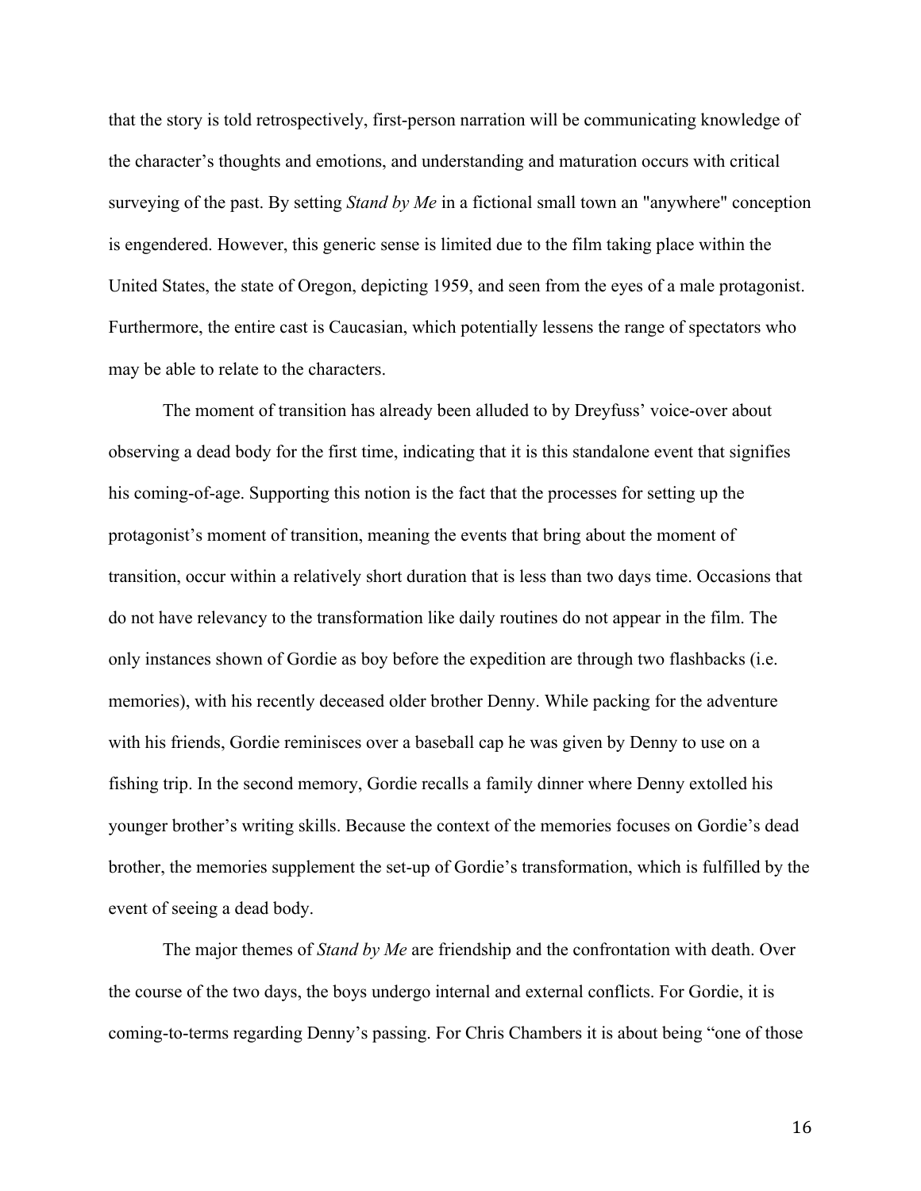that the story is told retrospectively, first-person narration will be communicating knowledge of the character's thoughts and emotions, and understanding and maturation occurs with critical surveying of the past. By setting *Stand by Me* in a fictional small town an "anywhere" conception is engendered. However, this generic sense is limited due to the film taking place within the United States, the state of Oregon, depicting 1959, and seen from the eyes of a male protagonist. Furthermore, the entire cast is Caucasian, which potentially lessens the range of spectators who may be able to relate to the characters.

The moment of transition has already been alluded to by Dreyfuss' voice-over about observing a dead body for the first time, indicating that it is this standalone event that signifies his coming-of-age. Supporting this notion is the fact that the processes for setting up the protagonist's moment of transition, meaning the events that bring about the moment of transition, occur within a relatively short duration that is less than two days time. Occasions that do not have relevancy to the transformation like daily routines do not appear in the film. The only instances shown of Gordie as boy before the expedition are through two flashbacks (i.e. memories), with his recently deceased older brother Denny. While packing for the adventure with his friends, Gordie reminisces over a baseball cap he was given by Denny to use on a fishing trip. In the second memory, Gordie recalls a family dinner where Denny extolled his younger brother's writing skills. Because the context of the memories focuses on Gordie's dead brother, the memories supplement the set-up of Gordie's transformation, which is fulfilled by the event of seeing a dead body.

The major themes of *Stand by Me* are friendship and the confrontation with death. Over the course of the two days, the boys undergo internal and external conflicts. For Gordie, it is coming-to-terms regarding Denny's passing. For Chris Chambers it is about being "one of those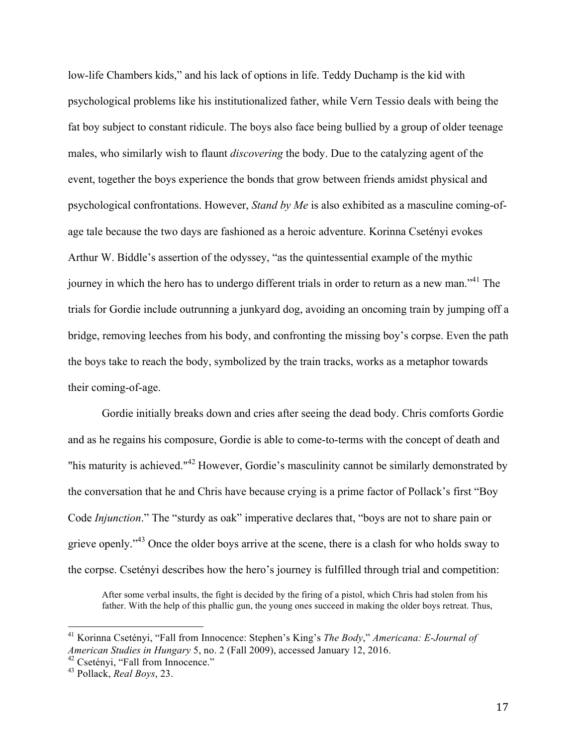low-life Chambers kids," and his lack of options in life. Teddy Duchamp is the kid with psychological problems like his institutionalized father, while Vern Tessio deals with being the fat boy subject to constant ridicule. The boys also face being bullied by a group of older teenage males, who similarly wish to flaunt *discovering* the body. Due to the catalyzing agent of the event, together the boys experience the bonds that grow between friends amidst physical and psychological confrontations. However, *Stand by Me* is also exhibited as a masculine coming-of-age tale because the two days are fashioned as a heroic adventure. Korinna Csetényi evokes Arthur W. Biddle's assertion of the odyssey, "as the quintessential example of the mythic journey in which the hero has to undergo different trials in order to return as a new man."[41] The trials for Gordie include outrunning a junkyard dog, avoiding an oncoming train by jumping off a bridge, removing leeches from his body, and confronting the missing boy's corpse. Even the path the boys take to reach the body, symbolized by the train tracks, works as a metaphor towards their coming-of-age.

Gordie initially breaks down and cries after seeing the dead body. Chris comforts Gordie and as he regains his composure, Gordie is able to come-to-terms with the concept of death and "his maturity is achieved."[42] However, Gordie's masculinity cannot be similarly demonstrated by the conversation that he and Chris have because crying is a prime factor of Pollack's first "Boy Code *Injunction*." The "sturdy as oak" imperative declares that, "boys are not to share pain or grieve openly."[43] Once the older boys arrive at the scene, there is a clash for who holds sway to the corpse. Csetényi describes how the hero's journey is fulfilled through trial and competition:

> After some verbal insults, the fight is decided by the firing of a pistol, which Chris had stolen from his father. With the help of this phallic gun, the young ones succeed in making the older boys retreat. Thus,

---

[41] Korinna Csetényi, "Fall from Innocence: Stephen's King's *The Body*," *Americana: E-Journal of American Studies in Hungary* 5, no. 2 (Fall 2009), accessed January 12, 2016.

[42] Csetényi, "Fall from Innocence."

[43] Pollack, *Real Boys*, 23.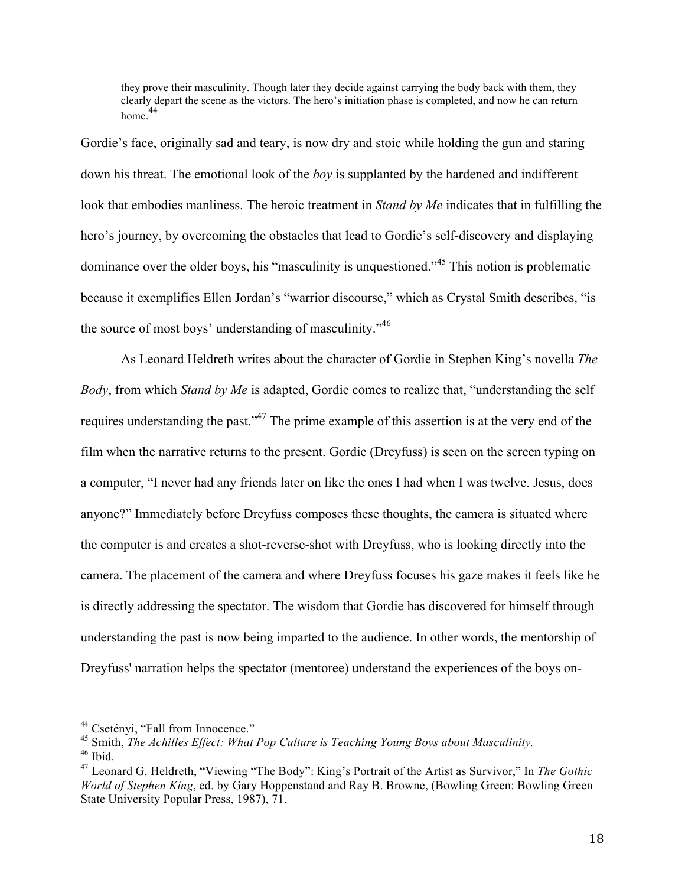> they prove their masculinity. Though later they decide against carrying the body back with them, they clearly depart the scene as the victors. The hero's initiation phase is completed, and now he can return home.[44]

Gordie's face, originally sad and teary, is now dry and stoic while holding the gun and staring down his threat. The emotional look of the *boy* is supplanted by the hardened and indifferent look that embodies manliness. The heroic treatment in *Stand by Me* indicates that in fulfilling the hero's journey, by overcoming the obstacles that lead to Gordie's self-discovery and displaying dominance over the older boys, his "masculinity is unquestioned."[45] This notion is problematic because it exemplifies Ellen Jordan's "warrior discourse," which as Crystal Smith describes, "is the source of most boys' understanding of masculinity."[46]

As Leonard Heldreth writes about the character of Gordie in Stephen King's novella *The Body*, from which *Stand by Me* is adapted, Gordie comes to realize that, "understanding the self requires understanding the past."[47] The prime example of this assertion is at the very end of the film when the narrative returns to the present. Gordie (Dreyfuss) is seen on the screen typing on a computer, "I never had any friends later on like the ones I had when I was twelve. Jesus, does anyone?" Immediately before Dreyfuss composes these thoughts, the camera is situated where the computer is and creates a shot-reverse-shot with Dreyfuss, who is looking directly into the camera. The placement of the camera and where Dreyfuss focuses his gaze makes it feels like he is directly addressing the spectator. The wisdom that Gordie has discovered for himself through understanding the past is now being imparted to the audience. In other words, the mentorship of Dreyfuss' narration helps the spectator (mentoree) understand the experiences of the boys on-

---

[44] Csetényi, "Fall from Innocence."

[45] Smith, *The Achilles Effect: What Pop Culture is Teaching Young Boys about Masculinity.*

[46] Ibid.

[47] Leonard G. Heldreth, "Viewing "The Body": King's Portrait of the Artist as Survivor," In *The Gothic World of Stephen King*, ed. by Gary Hoppenstand and Ray B. Browne, (Bowling Green: Bowling Green State University Popular Press, 1987), 71.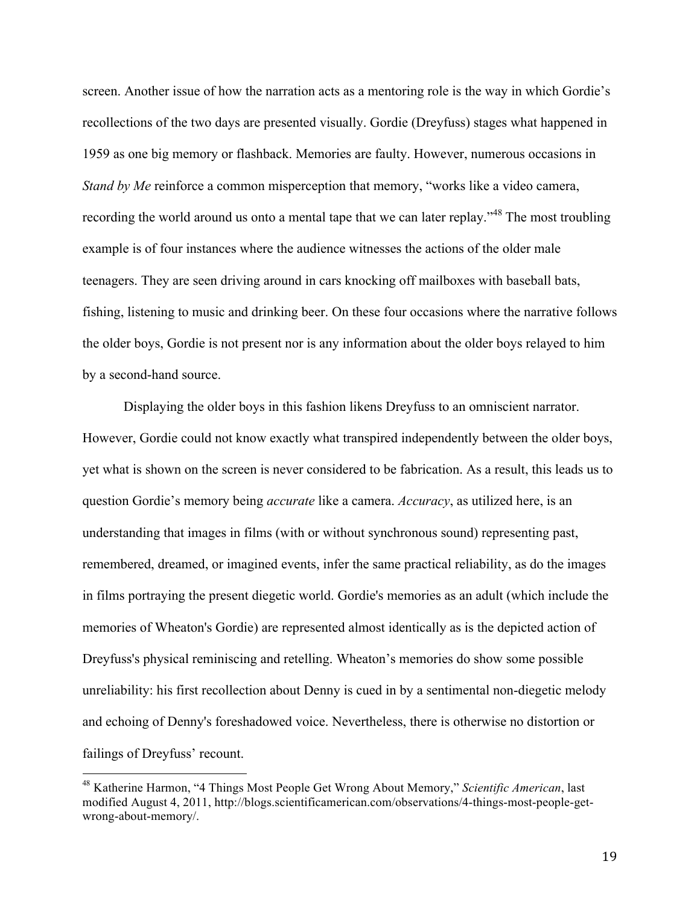screen. Another issue of how the narration acts as a mentoring role is the way in which Gordie's recollections of the two days are presented visually. Gordie (Dreyfuss) stages what happened in 1959 as one big memory or flashback. Memories are faulty. However, numerous occasions in *Stand by Me* reinforce a common misperception that memory, "works like a video camera, recording the world around us onto a mental tape that we can later replay."[48] The most troubling example is of four instances where the audience witnesses the actions of the older male teenagers. They are seen driving around in cars knocking off mailboxes with baseball bats, fishing, listening to music and drinking beer. On these four occasions where the narrative follows the older boys, Gordie is not present nor is any information about the older boys relayed to him by a second-hand source.

Displaying the older boys in this fashion likens Dreyfuss to an omniscient narrator. However, Gordie could not know exactly what transpired independently between the older boys, yet what is shown on the screen is never considered to be fabrication. As a result, this leads us to question Gordie's memory being *accurate* like a camera. *Accuracy*, as utilized here, is an understanding that images in films (with or without synchronous sound) representing past, remembered, dreamed, or imagined events, infer the same practical reliability, as do the images in films portraying the present diegetic world. Gordie's memories as an adult (which include the memories of Wheaton's Gordie) are represented almost identically as is the depicted action of Dreyfuss's physical reminiscing and retelling. Wheaton's memories do show some possible unreliability: his first recollection about Denny is cued in by a sentimental non-diegetic melody and echoing of Denny's foreshadowed voice. Nevertheless, there is otherwise no distortion or failings of Dreyfuss' recount.

---

[48] Katherine Harmon, "4 Things Most People Get Wrong About Memory," *Scientific American*, last modified August 4, 2011, http://blogs.scientificamerican.com/observations/4-things-most-people-get-wrong-about-memory/.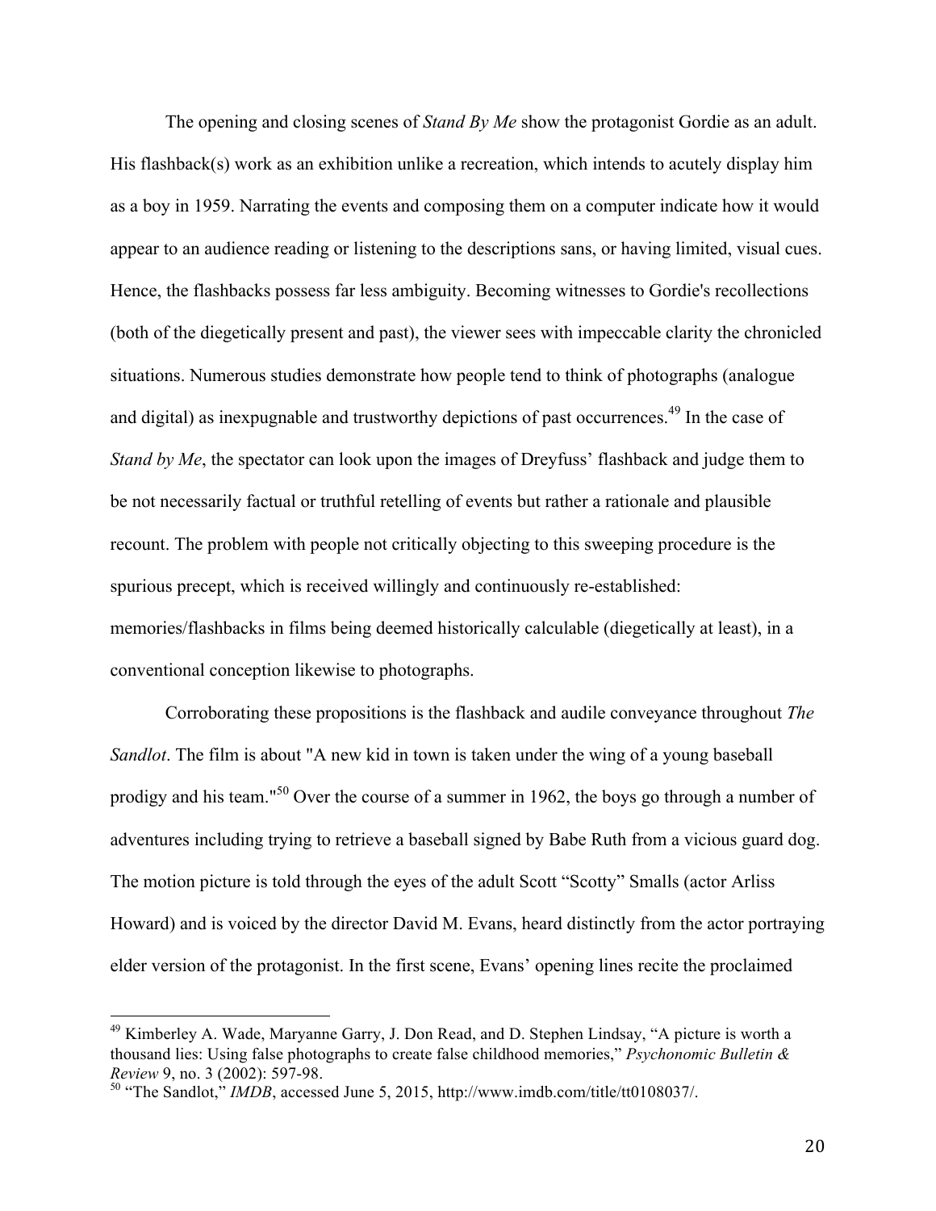The opening and closing scenes of *Stand By Me* show the protagonist Gordie as an adult. His flashback(s) work as an exhibition unlike a recreation, which intends to acutely display him as a boy in 1959. Narrating the events and composing them on a computer indicate how it would appear to an audience reading or listening to the descriptions sans, or having limited, visual cues. Hence, the flashbacks possess far less ambiguity. Becoming witnesses to Gordie's recollections (both of the diegetically present and past), the viewer sees with impeccable clarity the chronicled situations. Numerous studies demonstrate how people tend to think of photographs (analogue and digital) as inexpugnable and trustworthy depictions of past occurrences.[49] In the case of *Stand by Me*, the spectator can look upon the images of Dreyfuss' flashback and judge them to be not necessarily factual or truthful retelling of events but rather a rationale and plausible recount. The problem with people not critically objecting to this sweeping procedure is the spurious precept, which is received willingly and continuously re-established: memories/flashbacks in films being deemed historically calculable (diegetically at least), in a conventional conception likewise to photographs.

Corroborating these propositions is the flashback and audile conveyance throughout *The Sandlot*. The film is about "A new kid in town is taken under the wing of a young baseball prodigy and his team."[50] Over the course of a summer in 1962, the boys go through a number of adventures including trying to retrieve a baseball signed by Babe Ruth from a vicious guard dog. The motion picture is told through the eyes of the adult Scott "Scotty" Smalls (actor Arliss Howard) and is voiced by the director David M. Evans, heard distinctly from the actor portraying elder version of the protagonist. In the first scene, Evans' opening lines recite the proclaimed

---

[49] Kimberley A. Wade, Maryanne Garry, J. Don Read, and D. Stephen Lindsay, "A picture is worth a thousand lies: Using false photographs to create false childhood memories," *Psychonomic Bulletin & Review* 9, no. 3 (2002): 597-98.

[50] "The Sandlot," *IMDB*, accessed June 5, 2015, http://www.imdb.com/title/tt0108037/.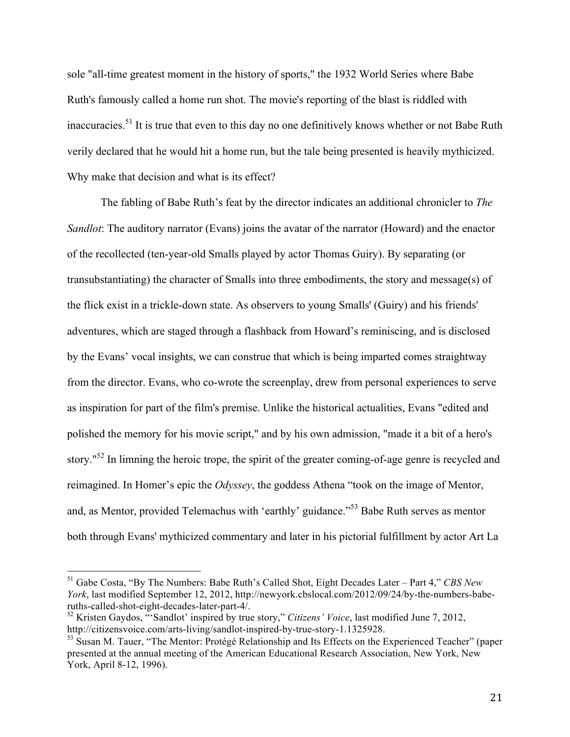sole "all-time greatest moment in the history of sports," the 1932 World Series where Babe Ruth's famously called a home run shot. The movie's reporting of the blast is riddled with inaccuracies.[51] It is true that even to this day no one definitively knows whether or not Babe Ruth verily declared that he would hit a home run, but the tale being presented is heavily mythicized. Why make that decision and what is its effect?

The fabling of Babe Ruth's feat by the director indicates an additional chronicler to *The Sandlot*: The auditory narrator (Evans) joins the avatar of the narrator (Howard) and the enactor of the recollected (ten-year-old Smalls played by actor Thomas Guiry). By separating (or transubstantiating) the character of Smalls into three embodiments, the story and message(s) of the flick exist in a trickle-down state. As observers to young Smalls' (Guiry) and his friends' adventures, which are staged through a flashback from Howard's reminiscing, and is disclosed by the Evans' vocal insights, we can construe that which is being imparted comes straightway from the director. Evans, who co-wrote the screenplay, drew from personal experiences to serve as inspiration for part of the film's premise. Unlike the historical actualities, Evans "edited and polished the memory for his movie script," and by his own admission, "made it a bit of a hero's story."[52] In limning the heroic trope, the spirit of the greater coming-of-age genre is recycled and reimagined. In Homer's epic the *Odyssey*, the goddess Athena "took on the image of Mentor, and, as Mentor, provided Telemachus with 'earthly' guidance."[53] Babe Ruth serves as mentor both through Evans' mythicized commentary and later in his pictorial fulfillment by actor Art La

---

[51] Gabe Costa, "By The Numbers: Babe Ruth's Called Shot, Eight Decades Later – Part 4," *CBS New York*, last modified September 12, 2012, http://newyork.cbslocal.com/2012/09/24/by-the-numbers-babe-ruths-called-shot-eight-decades-later-part-4/.

[52] Kristen Gaydos, "'Sandlot' inspired by true story," *Citizens' Voice*, last modified June 7, 2012, http://citizensvoice.com/arts-living/sandlot-inspired-by-true-story-1.1325928.

[53] Susan M. Tauer, "The Mentor: Protégé Relationship and Its Effects on the Experienced Teacher" (paper presented at the annual meeting of the American Educational Research Association, New York, New York, April 8-12, 1996).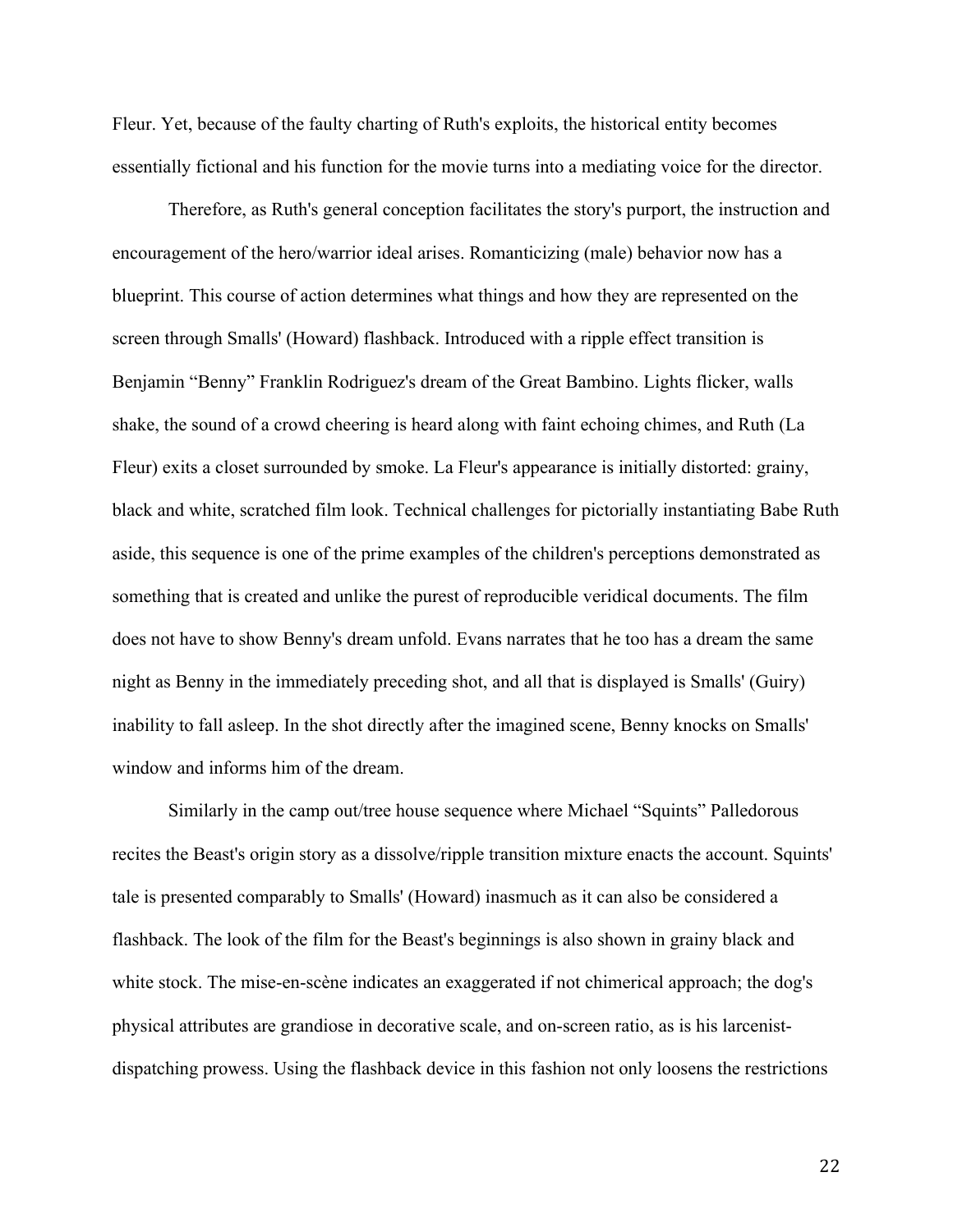Fleur. Yet, because of the faulty charting of Ruth's exploits, the historical entity becomes essentially fictional and his function for the movie turns into a mediating voice for the director.

Therefore, as Ruth's general conception facilitates the story's purport, the instruction and encouragement of the hero/warrior ideal arises. Romanticizing (male) behavior now has a blueprint. This course of action determines what things and how they are represented on the screen through Smalls' (Howard) flashback. Introduced with a ripple effect transition is Benjamin "Benny" Franklin Rodriguez's dream of the Great Bambino. Lights flicker, walls shake, the sound of a crowd cheering is heard along with faint echoing chimes, and Ruth (La Fleur) exits a closet surrounded by smoke. La Fleur's appearance is initially distorted: grainy, black and white, scratched film look. Technical challenges for pictorially instantiating Babe Ruth aside, this sequence is one of the prime examples of the children's perceptions demonstrated as something that is created and unlike the purest of reproducible veridical documents. The film does not have to show Benny's dream unfold. Evans narrates that he too has a dream the same night as Benny in the immediately preceding shot, and all that is displayed is Smalls' (Guiry) inability to fall asleep. In the shot directly after the imagined scene, Benny knocks on Smalls' window and informs him of the dream.

Similarly in the camp out/tree house sequence where Michael "Squints" Palledorous recites the Beast's origin story as a dissolve/ripple transition mixture enacts the account. Squints' tale is presented comparably to Smalls' (Howard) inasmuch as it can also be considered a flashback. The look of the film for the Beast's beginnings is also shown in grainy black and white stock. The mise-en-scène indicates an exaggerated if not chimerical approach; the dog's physical attributes are grandiose in decorative scale, and on-screen ratio, as is his larcenist-dispatching prowess. Using the flashback device in this fashion not only loosens the restrictions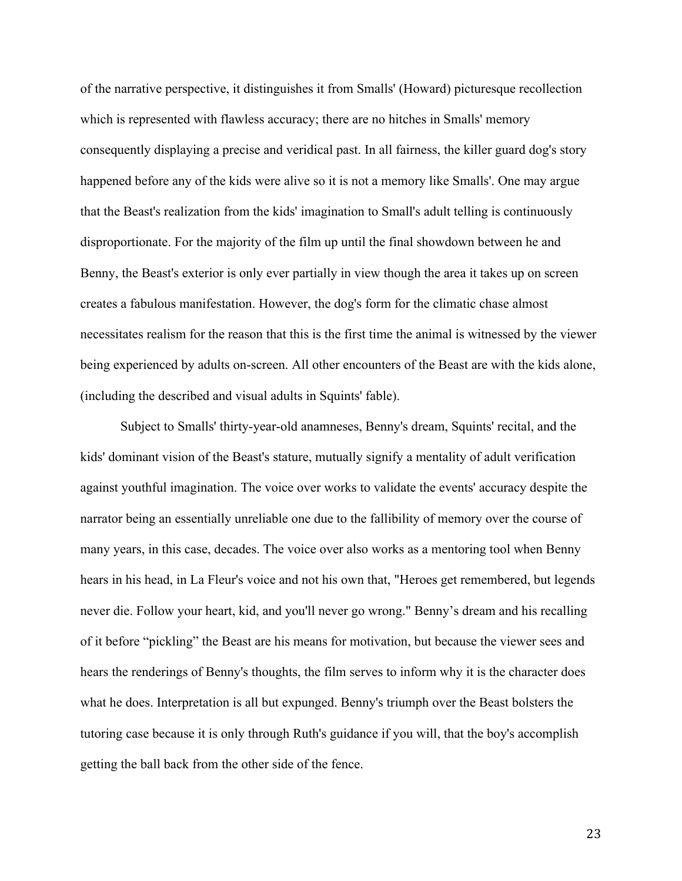of the narrative perspective, it distinguishes it from Smalls' (Howard) picturesque recollection which is represented with flawless accuracy; there are no hitches in Smalls' memory consequently displaying a precise and veridical past. In all fairness, the killer guard dog's story happened before any of the kids were alive so it is not a memory like Smalls'. One may argue that the Beast's realization from the kids' imagination to Small's adult telling is continuously disproportionate. For the majority of the film up until the final showdown between he and Benny, the Beast's exterior is only ever partially in view though the area it takes up on screen creates a fabulous manifestation. However, the dog's form for the climatic chase almost necessitates realism for the reason that this is the first time the animal is witnessed by the viewer being experienced by adults on-screen. All other encounters of the Beast are with the kids alone, (including the described and visual adults in Squints' fable).

Subject to Smalls' thirty-year-old anamneses, Benny's dream, Squints' recital, and the kids' dominant vision of the Beast's stature, mutually signify a mentality of adult verification against youthful imagination. The voice over works to validate the events' accuracy despite the narrator being an essentially unreliable one due to the fallibility of memory over the course of many years, in this case, decades. The voice over also works as a mentoring tool when Benny hears in his head, in La Fleur's voice and not his own that, "Heroes get remembered, but legends never die. Follow your heart, kid, and you'll never go wrong." Benny's dream and his recalling of it before "pickling" the Beast are his means for motivation, but because the viewer sees and hears the renderings of Benny's thoughts, the film serves to inform why it is the character does what he does. Interpretation is all but expunged. Benny's triumph over the Beast bolsters the tutoring case because it is only through Ruth's guidance if you will, that the boy's accomplish getting the ball back from the other side of the fence.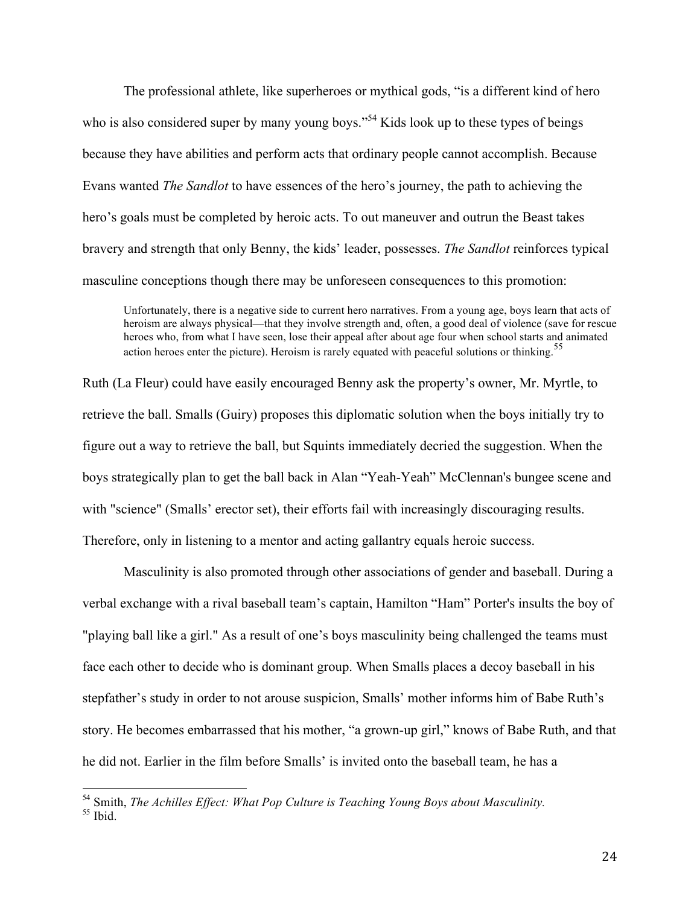The professional athlete, like superheroes or mythical gods, "is a different kind of hero who is also considered super by many young boys."[54] Kids look up to these types of beings because they have abilities and perform acts that ordinary people cannot accomplish. Because Evans wanted *The Sandlot* to have essences of the hero's journey, the path to achieving the hero's goals must be completed by heroic acts. To out maneuver and outrun the Beast takes bravery and strength that only Benny, the kids' leader, possesses. *The Sandlot* reinforces typical masculine conceptions though there may be unforeseen consequences to this promotion:

> Unfortunately, there is a negative side to current hero narratives. From a young age, boys learn that acts of heroism are always physical—that they involve strength and, often, a good deal of violence (save for rescue heroes who, from what I have seen, lose their appeal after about age four when school starts and animated action heroes enter the picture). Heroism is rarely equated with peaceful solutions or thinking.[55]

Ruth (La Fleur) could have easily encouraged Benny ask the property's owner, Mr. Myrtle, to retrieve the ball. Smalls (Guiry) proposes this diplomatic solution when the boys initially try to figure out a way to retrieve the ball, but Squints immediately decried the suggestion. When the boys strategically plan to get the ball back in Alan "Yeah-Yeah" McClennan's bungee scene and with "science" (Smalls' erector set), their efforts fail with increasingly discouraging results. Therefore, only in listening to a mentor and acting gallantry equals heroic success.

Masculinity is also promoted through other associations of gender and baseball. During a verbal exchange with a rival baseball team's captain, Hamilton "Ham" Porter's insults the boy of "playing ball like a girl." As a result of one's boys masculinity being challenged the teams must face each other to decide who is dominant group. When Smalls places a decoy baseball in his stepfather's study in order to not arouse suspicion, Smalls' mother informs him of Babe Ruth's story. He becomes embarrassed that his mother, "a grown-up girl," knows of Babe Ruth, and that he did not. Earlier in the film before Smalls' is invited onto the baseball team, he has a

---

[54] Smith, *The Achilles Effect: What Pop Culture is Teaching Young Boys about Masculinity.*
[55] Ibid.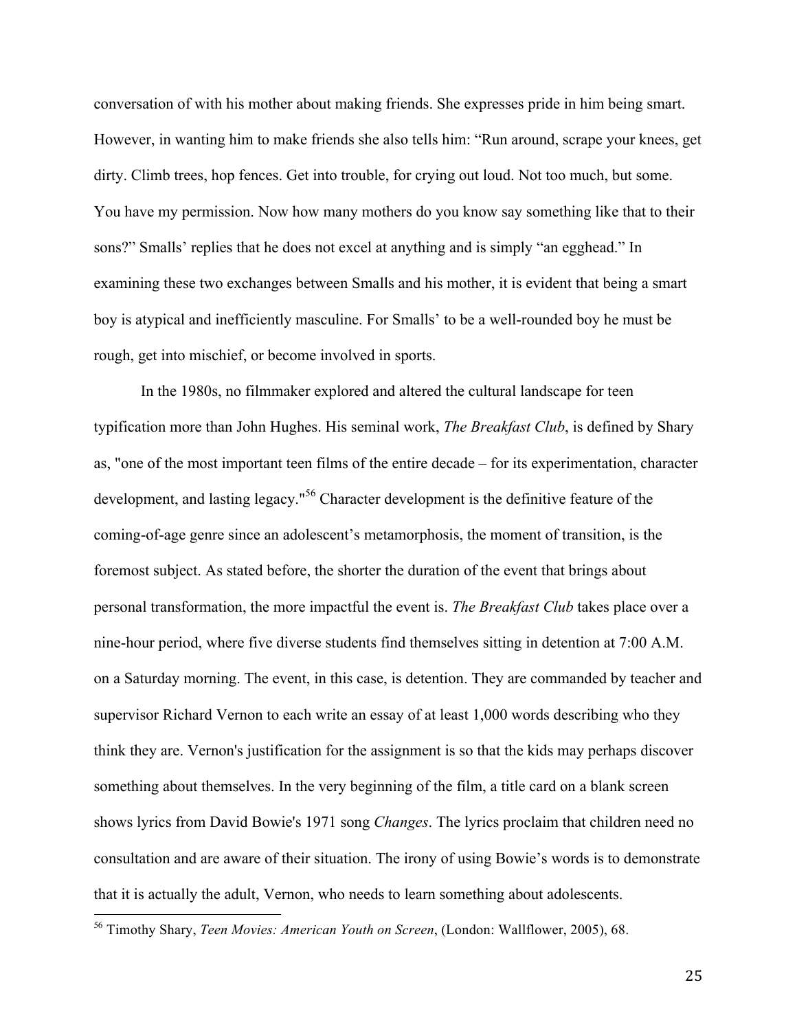conversation of with his mother about making friends. She expresses pride in him being smart. However, in wanting him to make friends she also tells him: "Run around, scrape your knees, get dirty. Climb trees, hop fences. Get into trouble, for crying out loud. Not too much, but some. You have my permission. Now how many mothers do you know say something like that to their sons?" Smalls' replies that he does not excel at anything and is simply "an egghead." In examining these two exchanges between Smalls and his mother, it is evident that being a smart boy is atypical and inefficiently masculine. For Smalls' to be a well-rounded boy he must be rough, get into mischief, or become involved in sports.

In the 1980s, no filmmaker explored and altered the cultural landscape for teen typification more than John Hughes. His seminal work, *The Breakfast Club*, is defined by Shary as, "one of the most important teen films of the entire decade – for its experimentation, character development, and lasting legacy."[56] Character development is the definitive feature of the coming-of-age genre since an adolescent's metamorphosis, the moment of transition, is the foremost subject. As stated before, the shorter the duration of the event that brings about personal transformation, the more impactful the event is. *The Breakfast Club* takes place over a nine-hour period, where five diverse students find themselves sitting in detention at 7:00 A.M. on a Saturday morning. The event, in this case, is detention. They are commanded by teacher and supervisor Richard Vernon to each write an essay of at least 1,000 words describing who they think they are. Vernon's justification for the assignment is so that the kids may perhaps discover something about themselves. In the very beginning of the film, a title card on a blank screen shows lyrics from David Bowie's 1971 song *Changes*. The lyrics proclaim that children need no consultation and are aware of their situation. The irony of using Bowie's words is to demonstrate that it is actually the adult, Vernon, who needs to learn something about adolescents.

---

[56] Timothy Shary, *Teen Movies: American Youth on Screen*, (London: Wallflower, 2005), 68.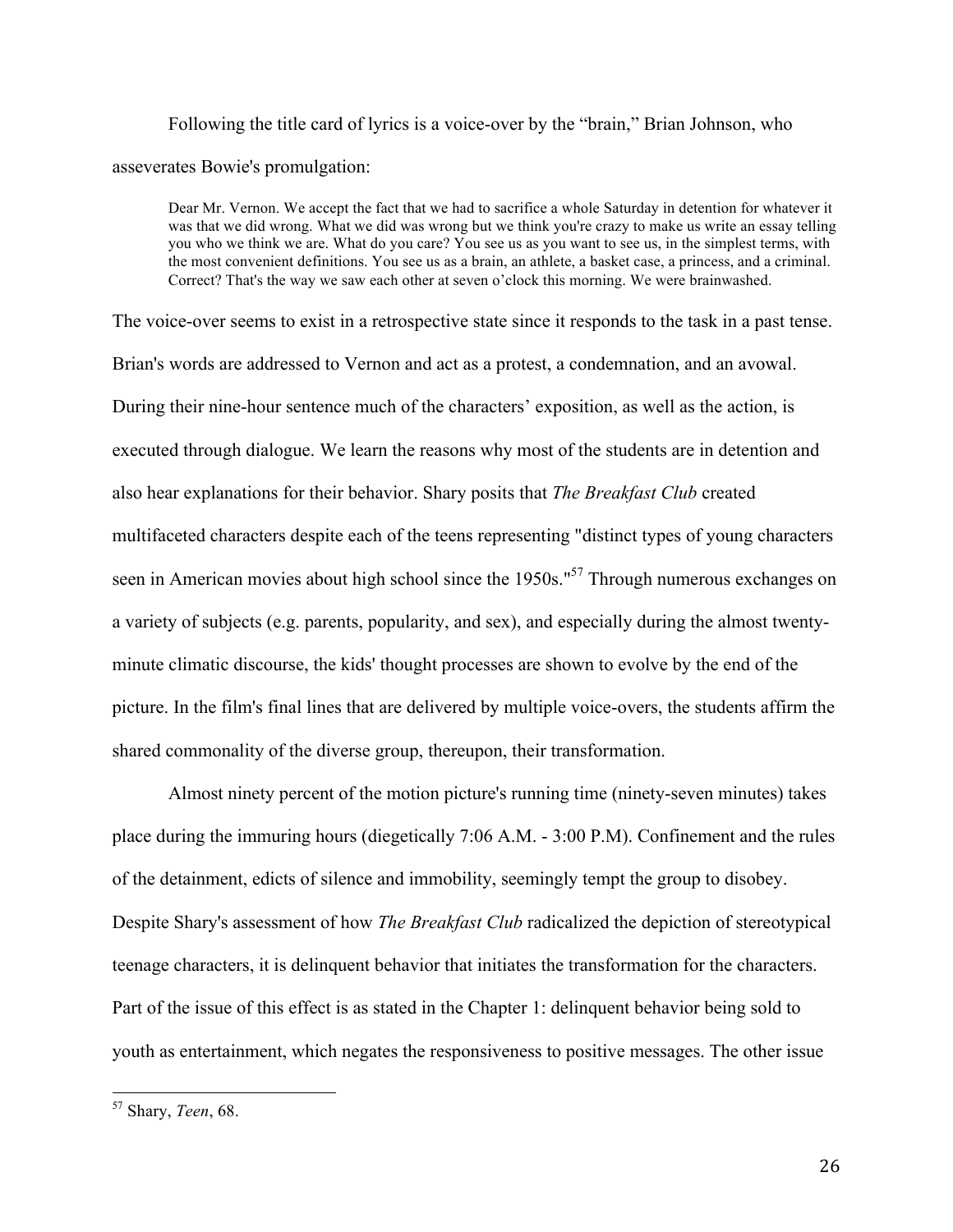Following the title card of lyrics is a voice-over by the "brain," Brian Johnson, who asseverates Bowie's promulgation:

> Dear Mr. Vernon. We accept the fact that we had to sacrifice a whole Saturday in detention for whatever it was that we did wrong. What we did was wrong but we think you're crazy to make us write an essay telling you who we think we are. What do you care? You see us as you want to see us, in the simplest terms, with the most convenient definitions. You see us as a brain, an athlete, a basket case, a princess, and a criminal. Correct? That's the way we saw each other at seven o'clock this morning. We were brainwashed.

The voice-over seems to exist in a retrospective state since it responds to the task in a past tense. Brian's words are addressed to Vernon and act as a protest, a condemnation, and an avowal. During their nine-hour sentence much of the characters' exposition, as well as the action, is executed through dialogue. We learn the reasons why most of the students are in detention and also hear explanations for their behavior. Shary posits that *The Breakfast Club* created multifaceted characters despite each of the teens representing "distinct types of young characters seen in American movies about high school since the 1950s."[57] Through numerous exchanges on a variety of subjects (e.g. parents, popularity, and sex), and especially during the almost twenty-minute climatic discourse, the kids' thought processes are shown to evolve by the end of the picture. In the film's final lines that are delivered by multiple voice-overs, the students affirm the shared commonality of the diverse group, thereupon, their transformation.

Almost ninety percent of the motion picture's running time (ninety-seven minutes) takes place during the immuring hours (diegetically 7:06 A.M. - 3:00 P.M). Confinement and the rules of the detainment, edicts of silence and immobility, seemingly tempt the group to disobey. Despite Shary's assessment of how *The Breakfast Club* radicalized the depiction of stereotypical teenage characters, it is delinquent behavior that initiates the transformation for the characters. Part of the issue of this effect is as stated in the Chapter 1: delinquent behavior being sold to youth as entertainment, which negates the responsiveness to positive messages. The other issue

---

[57] Shary, *Teen*, 68.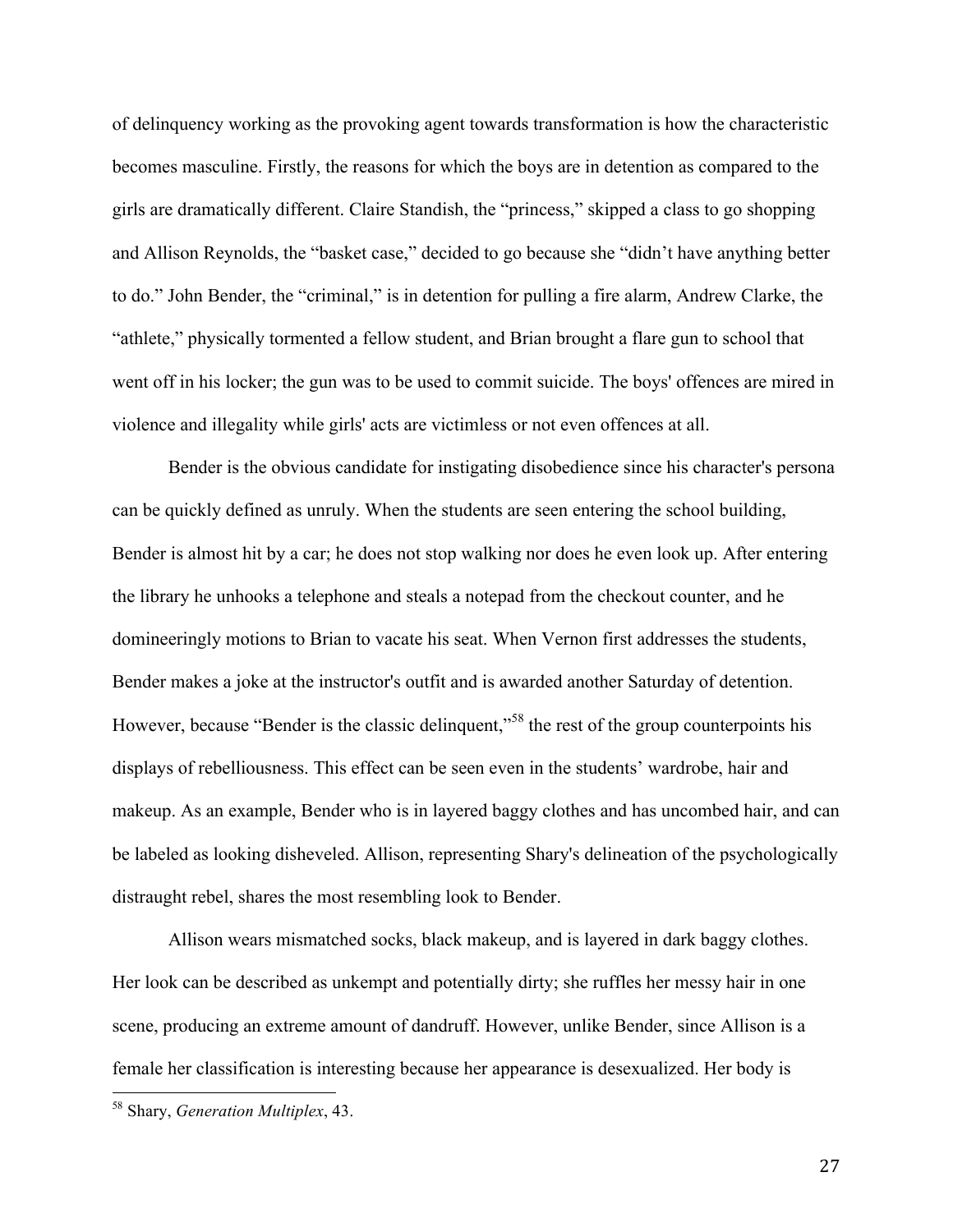of delinquency working as the provoking agent towards transformation is how the characteristic becomes masculine. Firstly, the reasons for which the boys are in detention as compared to the girls are dramatically different. Claire Standish, the "princess," skipped a class to go shopping and Allison Reynolds, the "basket case," decided to go because she "didn't have anything better to do." John Bender, the "criminal," is in detention for pulling a fire alarm, Andrew Clarke, the "athlete," physically tormented a fellow student, and Brian brought a flare gun to school that went off in his locker; the gun was to be used to commit suicide. The boys' offences are mired in violence and illegality while girls' acts are victimless or not even offences at all.

Bender is the obvious candidate for instigating disobedience since his character's persona can be quickly defined as unruly. When the students are seen entering the school building, Bender is almost hit by a car; he does not stop walking nor does he even look up. After entering the library he unhooks a telephone and steals a notepad from the checkout counter, and he domineeringly motions to Brian to vacate his seat. When Vernon first addresses the students, Bender makes a joke at the instructor's outfit and is awarded another Saturday of detention. However, because "Bender is the classic delinquent,"[58] the rest of the group counterpoints his displays of rebelliousness. This effect can be seen even in the students' wardrobe, hair and makeup. As an example, Bender who is in layered baggy clothes and has uncombed hair, and can be labeled as looking disheveled. Allison, representing Shary's delineation of the psychologically distraught rebel, shares the most resembling look to Bender.

Allison wears mismatched socks, black makeup, and is layered in dark baggy clothes. Her look can be described as unkempt and potentially dirty; she ruffles her messy hair in one scene, producing an extreme amount of dandruff. However, unlike Bender, since Allison is a female her classification is interesting because her appearance is desexualized. Her body is

---

[58] Shary, *Generation Multiplex*, 43.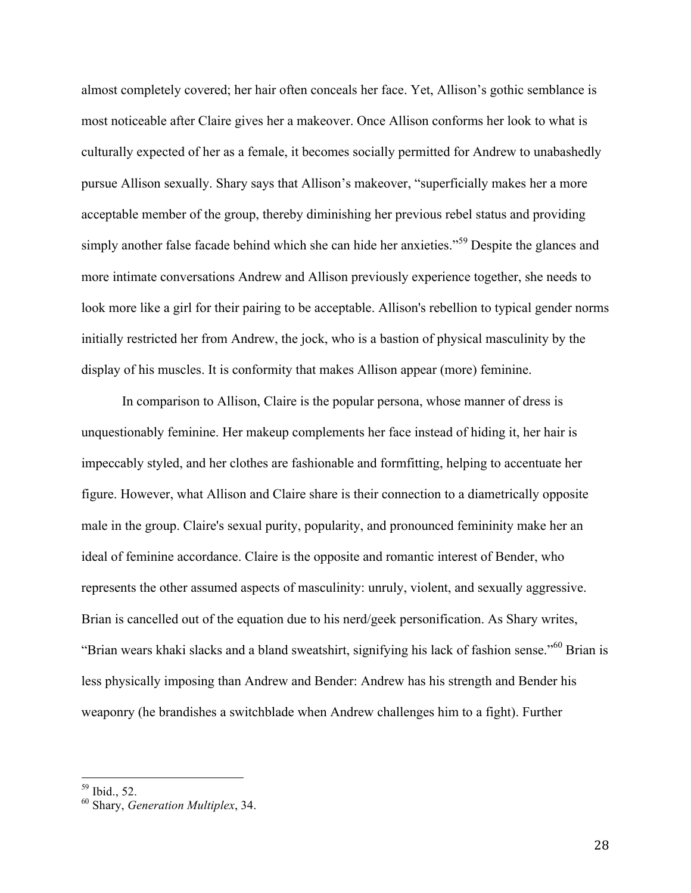almost completely covered; her hair often conceals her face. Yet, Allison's gothic semblance is most noticeable after Claire gives her a makeover. Once Allison conforms her look to what is culturally expected of her as a female, it becomes socially permitted for Andrew to unabashedly pursue Allison sexually. Shary says that Allison's makeover, "superficially makes her a more acceptable member of the group, thereby diminishing her previous rebel status and providing simply another false facade behind which she can hide her anxieties."[59] Despite the glances and more intimate conversations Andrew and Allison previously experience together, she needs to look more like a girl for their pairing to be acceptable. Allison's rebellion to typical gender norms initially restricted her from Andrew, the jock, who is a bastion of physical masculinity by the display of his muscles. It is conformity that makes Allison appear (more) feminine.

In comparison to Allison, Claire is the popular persona, whose manner of dress is unquestionably feminine. Her makeup complements her face instead of hiding it, her hair is impeccably styled, and her clothes are fashionable and formfitting, helping to accentuate her figure. However, what Allison and Claire share is their connection to a diametrically opposite male in the group. Claire's sexual purity, popularity, and pronounced femininity make her an ideal of feminine accordance. Claire is the opposite and romantic interest of Bender, who represents the other assumed aspects of masculinity: unruly, violent, and sexually aggressive. Brian is cancelled out of the equation due to his nerd/geek personification. As Shary writes, "Brian wears khaki slacks and a bland sweatshirt, signifying his lack of fashion sense."[60] Brian is less physically imposing than Andrew and Bender: Andrew has his strength and Bender his weaponry (he brandishes a switchblade when Andrew challenges him to a fight). Further

---

[59] Ibid., 52.

[60] Shary, *Generation Multiplex*, 34.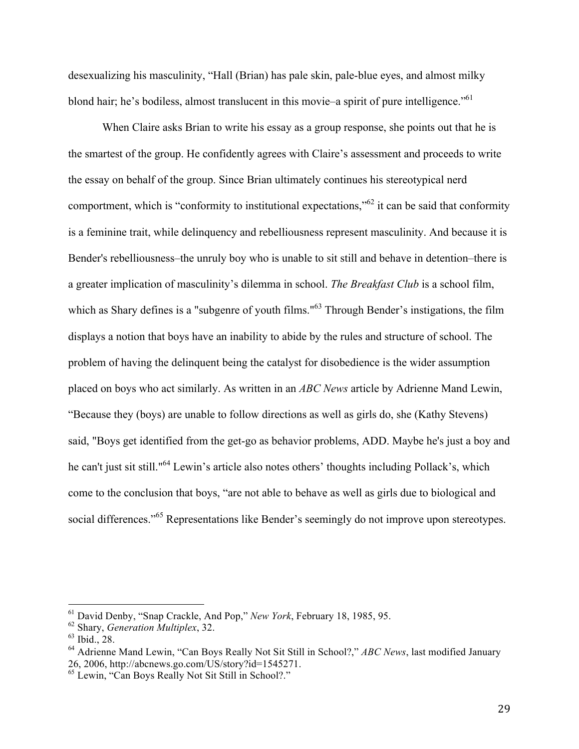desexualizing his masculinity, "Hall (Brian) has pale skin, pale-blue eyes, and almost milky blond hair; he's bodiless, almost translucent in this movie–a spirit of pure intelligence."[61]

When Claire asks Brian to write his essay as a group response, she points out that he is the smartest of the group. He confidently agrees with Claire's assessment and proceeds to write the essay on behalf of the group. Since Brian ultimately continues his stereotypical nerd comportment, which is "conformity to institutional expectations,"[62] it can be said that conformity is a feminine trait, while delinquency and rebelliousness represent masculinity. And because it is Bender's rebelliousness–the unruly boy who is unable to sit still and behave in detention–there is a greater implication of masculinity's dilemma in school. *The Breakfast Club* is a school film, which as Shary defines is a "subgenre of youth films."[63] Through Bender's instigations, the film displays a notion that boys have an inability to abide by the rules and structure of school. The problem of having the delinquent being the catalyst for disobedience is the wider assumption placed on boys who act similarly. As written in an *ABC News* article by Adrienne Mand Lewin, "Because they (boys) are unable to follow directions as well as girls do, she (Kathy Stevens) said, "Boys get identified from the get-go as behavior problems, ADD. Maybe he's just a boy and he can't just sit still."[64] Lewin's article also notes others' thoughts including Pollack's, which come to the conclusion that boys, "are not able to behave as well as girls due to biological and social differences."[65] Representations like Bender's seemingly do not improve upon stereotypes.

---

[61] David Denby, "Snap Crackle, And Pop," *New York*, February 18, 1985, 95.

[62] Shary, *Generation Multiplex*, 32.

[63] Ibid., 28.

[64] Adrienne Mand Lewin, "Can Boys Really Not Sit Still in School?," *ABC News*, last modified January 26, 2006, http://abcnews.go.com/US/story?id=1545271.

[65] Lewin, "Can Boys Really Not Sit Still in School?."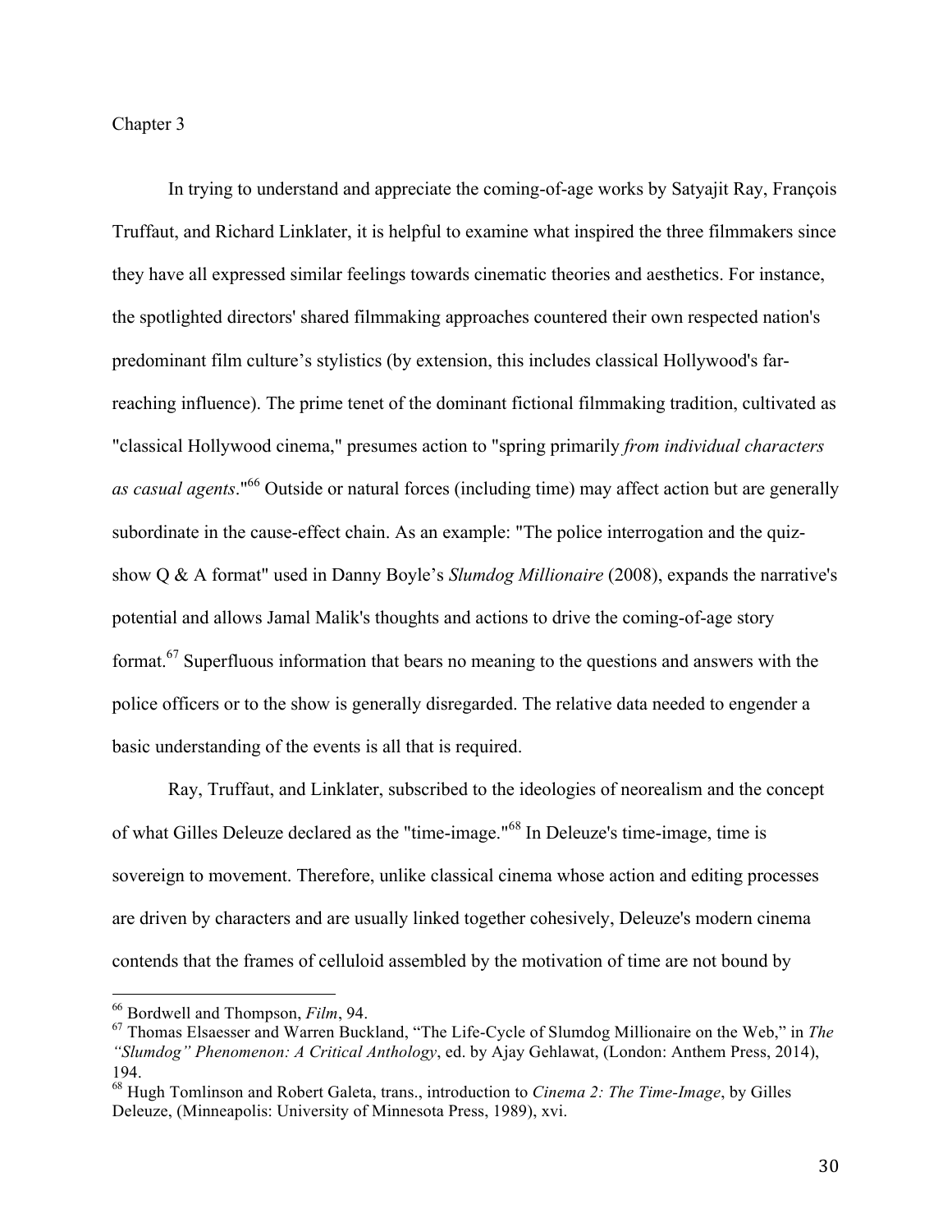# Chapter 3

In trying to understand and appreciate the coming-of-age works by Satyajit Ray, François Truffaut, and Richard Linklater, it is helpful to examine what inspired the three filmmakers since they have all expressed similar feelings towards cinematic theories and aesthetics. For instance, the spotlighted directors' shared filmmaking approaches countered their own respected nation's predominant film culture's stylistics (by extension, this includes classical Hollywood's far-reaching influence). The prime tenet of the dominant fictional filmmaking tradition, cultivated as "classical Hollywood cinema," presumes action to "spring primarily *from individual characters as casual agents*."[66] Outside or natural forces (including time) may affect action but are generally subordinate in the cause-effect chain. As an example: "The police interrogation and the quiz-show Q & A format" used in Danny Boyle's *Slumdog Millionaire* (2008), expands the narrative's potential and allows Jamal Malik's thoughts and actions to drive the coming-of-age story format.[67] Superfluous information that bears no meaning to the questions and answers with the police officers or to the show is generally disregarded. The relative data needed to engender a basic understanding of the events is all that is required.

Ray, Truffaut, and Linklater, subscribed to the ideologies of neorealism and the concept of what Gilles Deleuze declared as the "time-image."[68] In Deleuze's time-image, time is sovereign to movement. Therefore, unlike classical cinema whose action and editing processes are driven by characters and are usually linked together cohesively, Deleuze's modern cinema contends that the frames of celluloid assembled by the motivation of time are not bound by

---

[66] Bordwell and Thompson, *Film*, 94.

[67] Thomas Elsaesser and Warren Buckland, "The Life-Cycle of Slumdog Millionaire on the Web," in *The "Slumdog" Phenomenon: A Critical Anthology*, ed. by Ajay Gehlawat, (London: Anthem Press, 2014), 194.

[68] Hugh Tomlinson and Robert Galeta, trans., introduction to *Cinema 2: The Time-Image*, by Gilles Deleuze, (Minneapolis: University of Minnesota Press, 1989), xvi.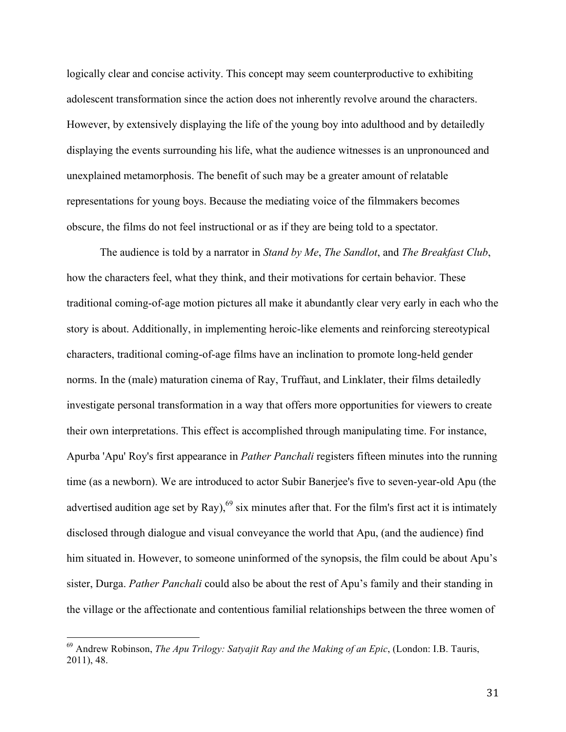logically clear and concise activity. This concept may seem counterproductive to exhibiting adolescent transformation since the action does not inherently revolve around the characters. However, by extensively displaying the life of the young boy into adulthood and by detailedly displaying the events surrounding his life, what the audience witnesses is an unpronounced and unexplained metamorphosis. The benefit of such may be a greater amount of relatable representations for young boys. Because the mediating voice of the filmmakers becomes obscure, the films do not feel instructional or as if they are being told to a spectator.

The audience is told by a narrator in *Stand by Me*, *The Sandlot*, and *The Breakfast Club*, how the characters feel, what they think, and their motivations for certain behavior. These traditional coming-of-age motion pictures all make it abundantly clear very early in each who the story is about. Additionally, in implementing heroic-like elements and reinforcing stereotypical characters, traditional coming-of-age films have an inclination to promote long-held gender norms. In the (male) maturation cinema of Ray, Truffaut, and Linklater, their films detailedly investigate personal transformation in a way that offers more opportunities for viewers to create their own interpretations. This effect is accomplished through manipulating time. For instance, Apurba 'Apu' Roy's first appearance in *Pather Panchali* registers fifteen minutes into the running time (as a newborn). We are introduced to actor Subir Banerjee's five to seven-year-old Apu (the advertised audition age set by Ray),[69] six minutes after that. For the film's first act it is intimately disclosed through dialogue and visual conveyance the world that Apu, (and the audience) find him situated in. However, to someone uninformed of the synopsis, the film could be about Apu's sister, Durga. *Pather Panchali* could also be about the rest of Apu's family and their standing in the village or the affectionate and contentious familial relationships between the three women of

---

[69] Andrew Robinson, *The Apu Trilogy: Satyajit Ray and the Making of an Epic*, (London: I.B. Tauris, 2011), 48.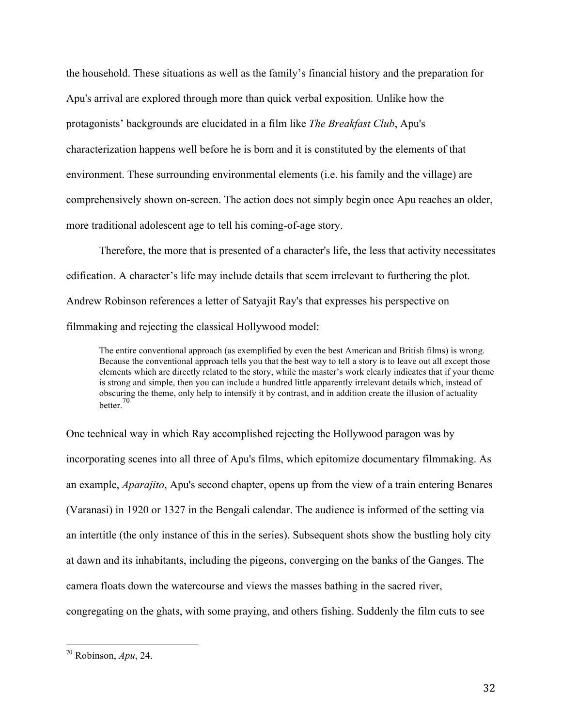the household. These situations as well as the family's financial history and the preparation for Apu's arrival are explored through more than quick verbal exposition. Unlike how the protagonists' backgrounds are elucidated in a film like *The Breakfast Club*, Apu's characterization happens well before he is born and it is constituted by the elements of that environment. These surrounding environmental elements (i.e. his family and the village) are comprehensively shown on-screen. The action does not simply begin once Apu reaches an older, more traditional adolescent age to tell his coming-of-age story.

Therefore, the more that is presented of a character's life, the less that activity necessitates edification. A character's life may include details that seem irrelevant to furthering the plot. Andrew Robinson references a letter of Satyajit Ray's that expresses his perspective on filmmaking and rejecting the classical Hollywood model:

> The entire conventional approach (as exemplified by even the best American and British films) is wrong. Because the conventional approach tells you that the best way to tell a story is to leave out all except those elements which are directly related to the story, while the master's work clearly indicates that if your theme is strong and simple, then you can include a hundred little apparently irrelevant details which, instead of obscuring the theme, only help to intensify it by contrast, and in addition create the illusion of actuality better.[70]

One technical way in which Ray accomplished rejecting the Hollywood paragon was by incorporating scenes into all three of Apu's films, which epitomize documentary filmmaking. As an example, *Aparajito*, Apu's second chapter, opens up from the view of a train entering Benares (Varanasi) in 1920 or 1327 in the Bengali calendar. The audience is informed of the setting via an intertitle (the only instance of this in the series). Subsequent shots show the bustling holy city at dawn and its inhabitants, including the pigeons, converging on the banks of the Ganges. The camera floats down the watercourse and views the masses bathing in the sacred river, congregating on the ghats, with some praying, and others fishing. Suddenly the film cuts to see

[70] Robinson, *Apu*, 24.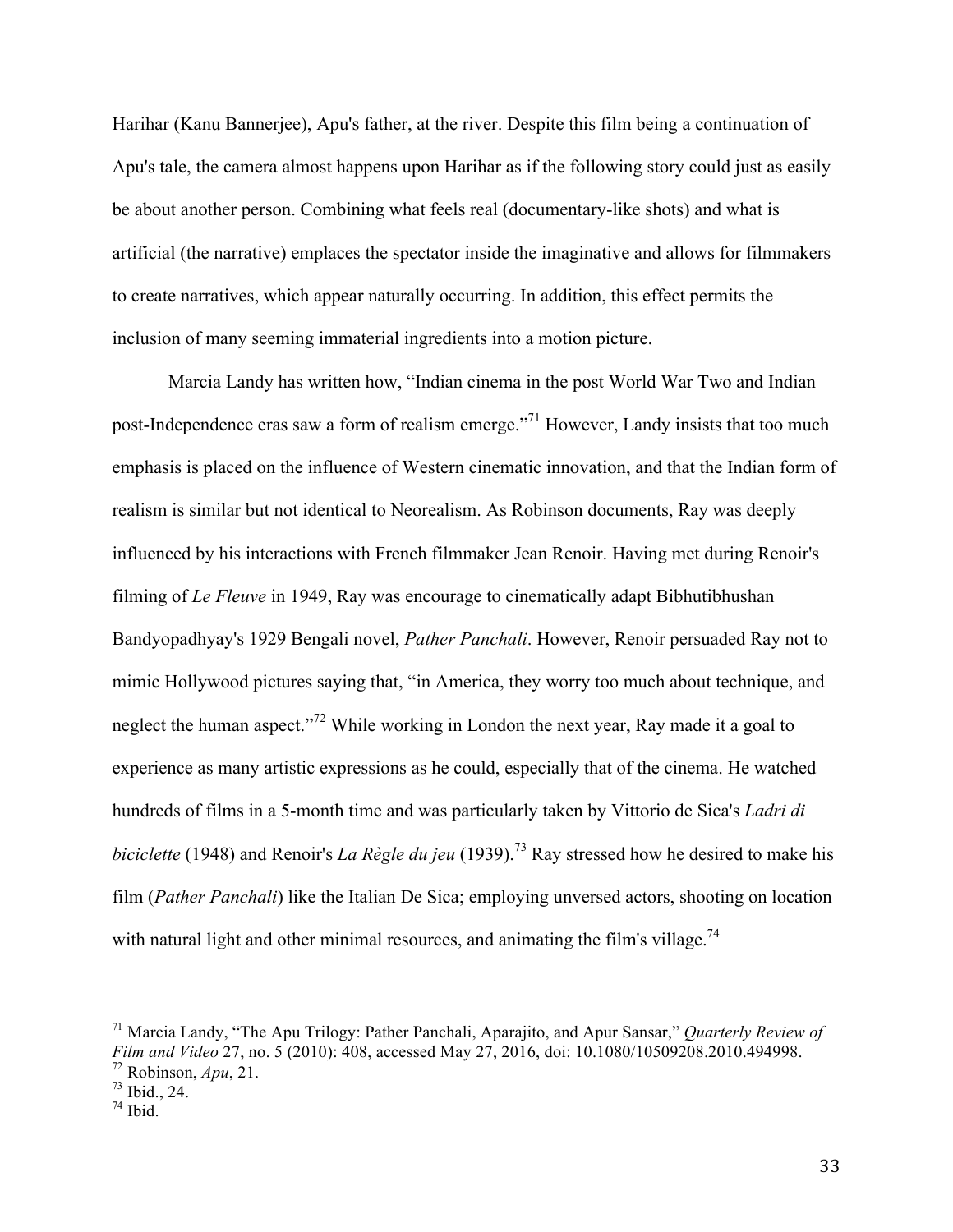Harihar (Kanu Bannerjee), Apu's father, at the river. Despite this film being a continuation of Apu's tale, the camera almost happens upon Harihar as if the following story could just as easily be about another person. Combining what feels real (documentary-like shots) and what is artificial (the narrative) emplaces the spectator inside the imaginative and allows for filmmakers to create narratives, which appear naturally occurring. In addition, this effect permits the inclusion of many seeming immaterial ingredients into a motion picture.

Marcia Landy has written how, "Indian cinema in the post World War Two and Indian post-Independence eras saw a form of realism emerge."[71] However, Landy insists that too much emphasis is placed on the influence of Western cinematic innovation, and that the Indian form of realism is similar but not identical to Neorealism. As Robinson documents, Ray was deeply influenced by his interactions with French filmmaker Jean Renoir. Having met during Renoir's filming of *Le Fleuve* in 1949, Ray was encourage to cinematically adapt Bibhutibhushan Bandyopadhyay's 1929 Bengali novel, *Pather Panchali*. However, Renoir persuaded Ray not to mimic Hollywood pictures saying that, "in America, they worry too much about technique, and neglect the human aspect."[72] While working in London the next year, Ray made it a goal to experience as many artistic expressions as he could, especially that of the cinema. He watched hundreds of films in a 5-month time and was particularly taken by Vittorio de Sica's *Ladri di biciclette* (1948) and Renoir's *La Règle du jeu* (1939).[73] Ray stressed how he desired to make his film (*Pather Panchali*) like the Italian De Sica; employing unversed actors, shooting on location with natural light and other minimal resources, and animating the film's village.[74]

---

[71] Marcia Landy, "The Apu Trilogy: Pather Panchali, Aparajito, and Apur Sansar," *Quarterly Review of Film and Video* 27, no. 5 (2010): 408, accessed May 27, 2016, doi: 10.1080/10509208.2010.494998.
[72] Robinson, *Apu*, 21.
[73] Ibid., 24.
[74] Ibid.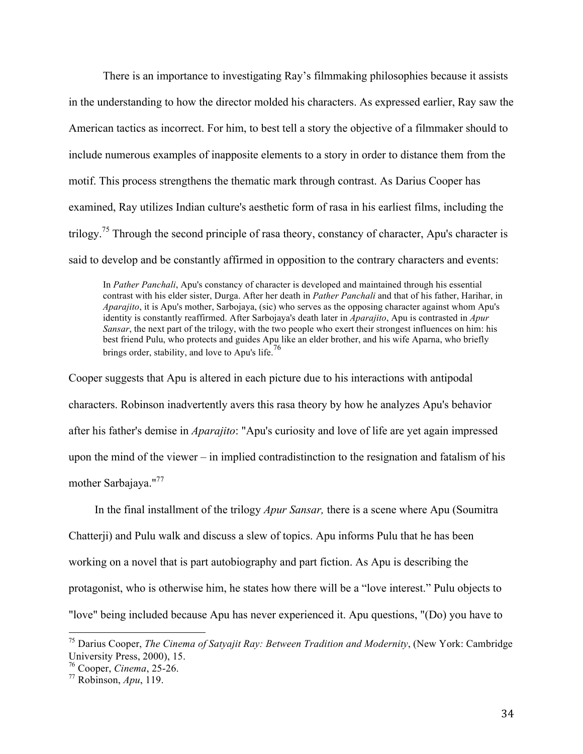There is an importance to investigating Ray's filmmaking philosophies because it assists in the understanding to how the director molded his characters. As expressed earlier, Ray saw the American tactics as incorrect. For him, to best tell a story the objective of a filmmaker should to include numerous examples of inapposite elements to a story in order to distance them from the motif. This process strengthens the thematic mark through contrast. As Darius Cooper has examined, Ray utilizes Indian culture's aesthetic form of rasa in his earliest films, including the trilogy.[75] Through the second principle of rasa theory, constancy of character, Apu's character is said to develop and be constantly affirmed in opposition to the contrary characters and events:

> In *Pather Panchali*, Apu's constancy of character is developed and maintained through his essential contrast with his elder sister, Durga. After her death in *Pather Panchali* and that of his father, Harihar, in *Aparajito*, it is Apu's mother, Sarbojaya, (sic) who serves as the opposing character against whom Apu's identity is constantly reaffirmed. After Sarbojaya's death later in *Aparajito*, Apu is contrasted in *Apur Sansar*, the next part of the trilogy, with the two people who exert their strongest influences on him: his best friend Pulu, who protects and guides Apu like an elder brother, and his wife Aparna, who briefly brings order, stability, and love to Apu's life.[76]

Cooper suggests that Apu is altered in each picture due to his interactions with antipodal characters. Robinson inadvertently avers this rasa theory by how he analyzes Apu's behavior after his father's demise in *Aparajito*: "Apu's curiosity and love of life are yet again impressed upon the mind of the viewer – in implied contradistinction to the resignation and fatalism of his mother Sarbajaya."[77]

In the final installment of the trilogy *Apur Sansar,* there is a scene where Apu (Soumitra Chatterji) and Pulu walk and discuss a slew of topics. Apu informs Pulu that he has been working on a novel that is part autobiography and part fiction. As Apu is describing the protagonist, who is otherwise him, he states how there will be a "love interest." Pulu objects to "love" being included because Apu has never experienced it. Apu questions, "(Do) you have to

---

[75] Darius Cooper, *The Cinema of Satyajit Ray: Between Tradition and Modernity*, (New York: Cambridge University Press, 2000), 15.

[76] Cooper, *Cinema*, 25-26.

[77] Robinson, *Apu*, 119.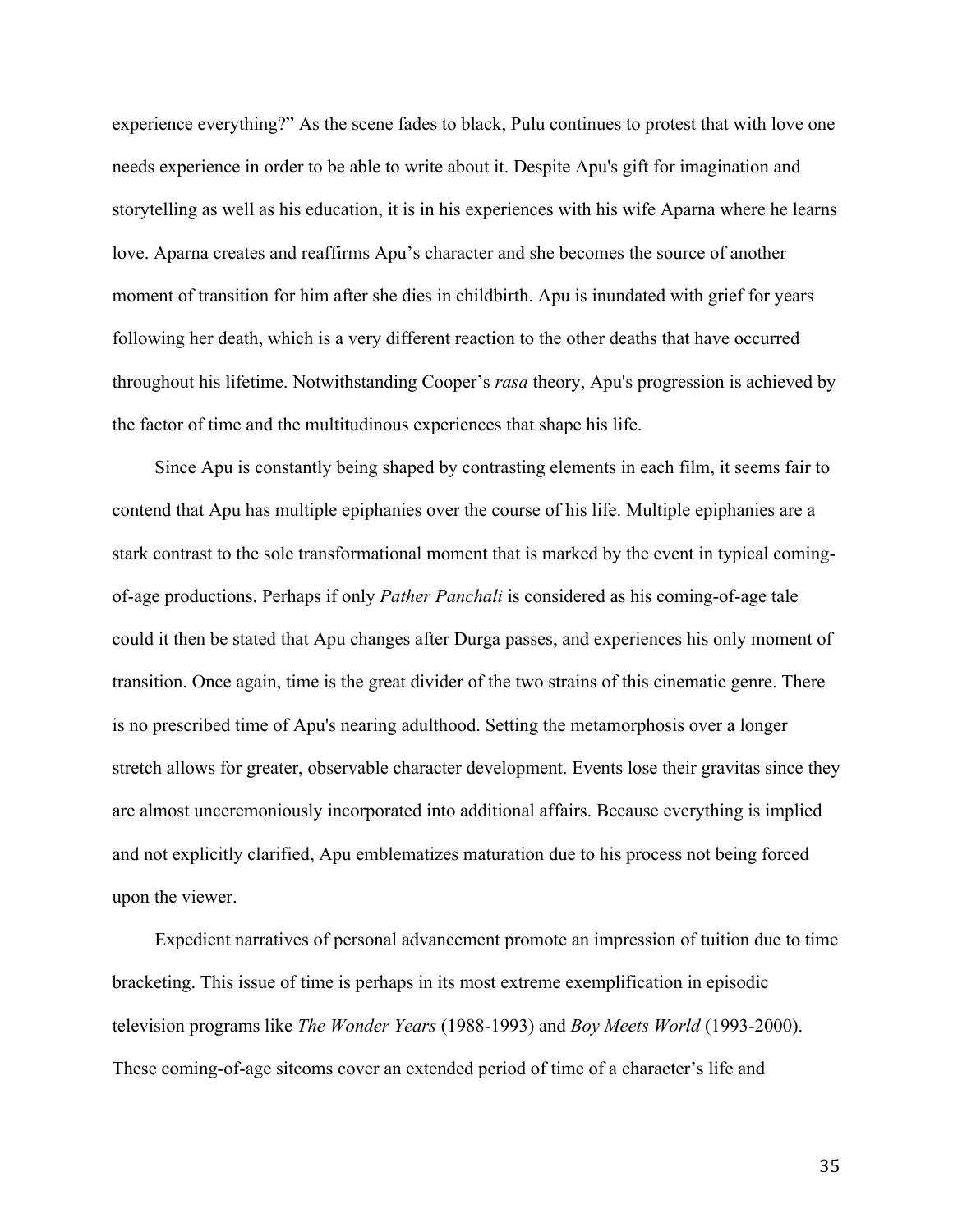experience everything?" As the scene fades to black, Pulu continues to protest that with love one needs experience in order to be able to write about it. Despite Apu's gift for imagination and storytelling as well as his education, it is in his experiences with his wife Aparna where he learns love. Aparna creates and reaffirms Apu's character and she becomes the source of another moment of transition for him after she dies in childbirth. Apu is inundated with grief for years following her death, which is a very different reaction to the other deaths that have occurred throughout his lifetime. Notwithstanding Cooper's *rasa* theory, Apu's progression is achieved by the factor of time and the multitudinous experiences that shape his life.

Since Apu is constantly being shaped by contrasting elements in each film, it seems fair to contend that Apu has multiple epiphanies over the course of his life. Multiple epiphanies are a stark contrast to the sole transformational moment that is marked by the event in typical coming-of-age productions. Perhaps if only *Pather Panchali* is considered as his coming-of-age tale could it then be stated that Apu changes after Durga passes, and experiences his only moment of transition. Once again, time is the great divider of the two strains of this cinematic genre. There is no prescribed time of Apu's nearing adulthood. Setting the metamorphosis over a longer stretch allows for greater, observable character development. Events lose their gravitas since they are almost unceremoniously incorporated into additional affairs. Because everything is implied and not explicitly clarified, Apu emblematizes maturation due to his process not being forced upon the viewer.

Expedient narratives of personal advancement promote an impression of tuition due to time bracketing. This issue of time is perhaps in its most extreme exemplification in episodic television programs like *The Wonder Years* (1988-1993) and *Boy Meets World* (1993-2000). These coming-of-age sitcoms cover an extended period of time of a character's life and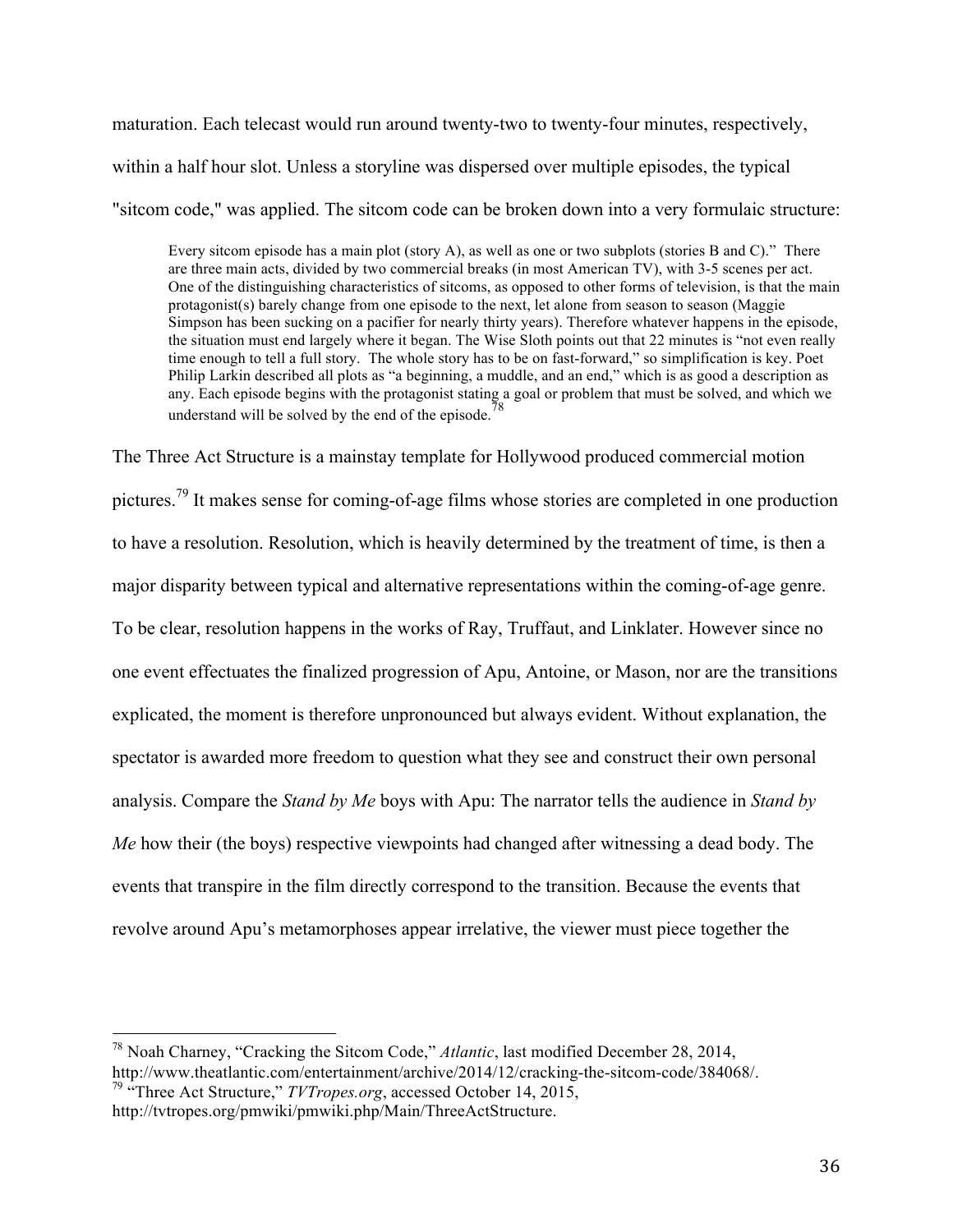maturation. Each telecast would run around twenty-two to twenty-four minutes, respectively, within a half hour slot. Unless a storyline was dispersed over multiple episodes, the typical "sitcom code," was applied. The sitcom code can be broken down into a very formulaic structure:

> Every sitcom episode has a main plot (story A), as well as one or two subplots (stories B and C)." There are three main acts, divided by two commercial breaks (in most American TV), with 3-5 scenes per act. One of the distinguishing characteristics of sitcoms, as opposed to other forms of television, is that the main protagonist(s) barely change from one episode to the next, let alone from season to season (Maggie Simpson has been sucking on a pacifier for nearly thirty years). Therefore whatever happens in the episode, the situation must end largely where it began. The Wise Sloth points out that 22 minutes is "not even really time enough to tell a full story. The whole story has to be on fast-forward," so simplification is key. Poet Philip Larkin described all plots as "a beginning, a muddle, and an end," which is as good a description as any. Each episode begins with the protagonist stating a goal or problem that must be solved, and which we understand will be solved by the end of the episode.[78]

The Three Act Structure is a mainstay template for Hollywood produced commercial motion pictures.[79] It makes sense for coming-of-age films whose stories are completed in one production to have a resolution. Resolution, which is heavily determined by the treatment of time, is then a major disparity between typical and alternative representations within the coming-of-age genre. To be clear, resolution happens in the works of Ray, Truffaut, and Linklater. However since no one event effectuates the finalized progression of Apu, Antoine, or Mason, nor are the transitions explicated, the moment is therefore unpronounced but always evident. Without explanation, the spectator is awarded more freedom to question what they see and construct their own personal analysis. Compare the *Stand by Me* boys with Apu: The narrator tells the audience in *Stand by Me* how their (the boys) respective viewpoints had changed after witnessing a dead body. The events that transpire in the film directly correspond to the transition. Because the events that revolve around Apu's metamorphoses appear irrelative, the viewer must piece together the

---

[78] Noah Charney, "Cracking the Sitcom Code," *Atlantic*, last modified December 28, 2014, http://www.theatlantic.com/entertainment/archive/2014/12/cracking-the-sitcom-code/384068/.

[79] "Three Act Structure," *TVTropes.org*, accessed October 14, 2015, http://tvtropes.org/pmwiki/pmwiki.php/Main/ThreeActStructure.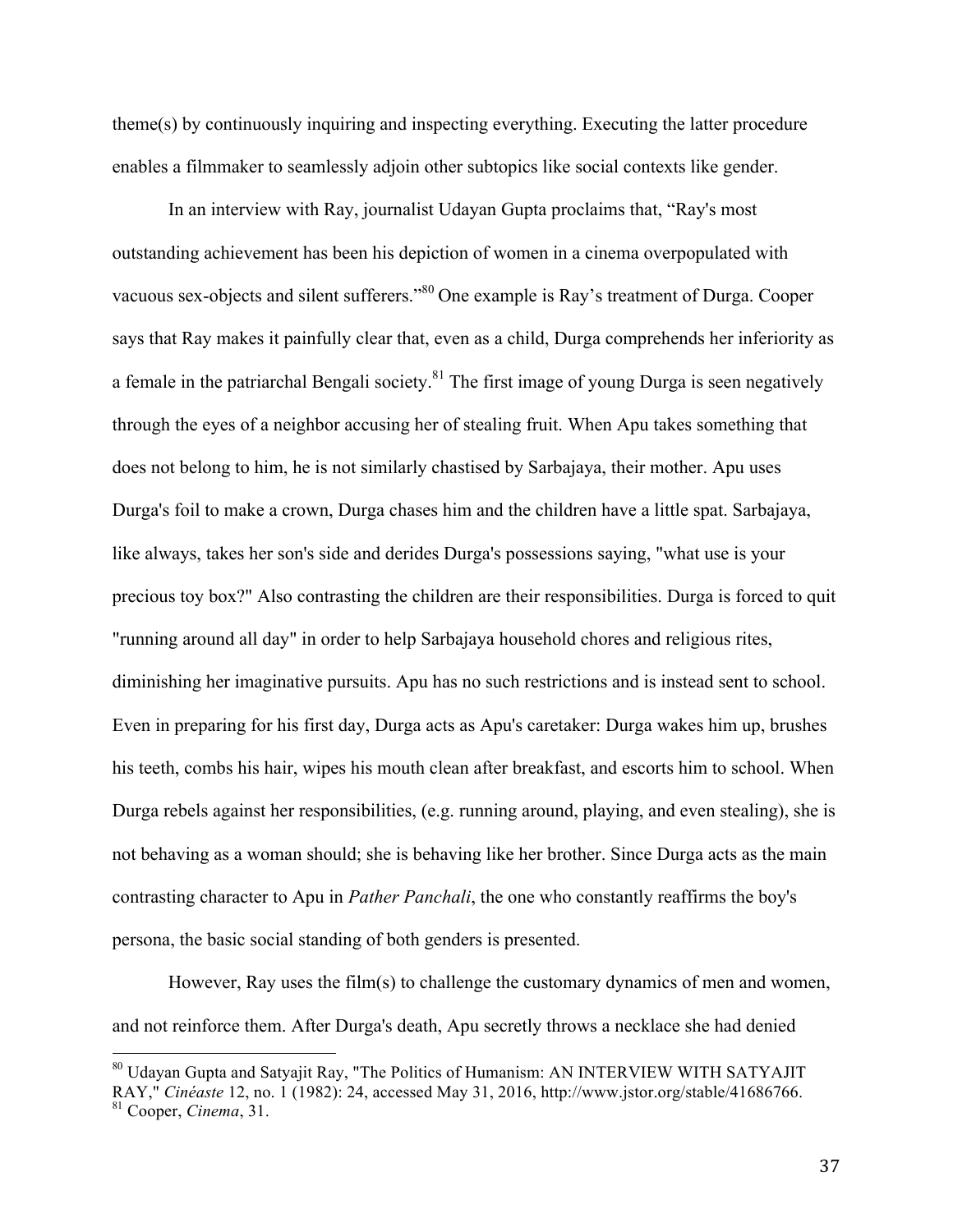theme(s) by continuously inquiring and inspecting everything. Executing the latter procedure enables a filmmaker to seamlessly adjoin other subtopics like social contexts like gender.

In an interview with Ray, journalist Udayan Gupta proclaims that, "Ray's most outstanding achievement has been his depiction of women in a cinema overpopulated with vacuous sex-objects and silent sufferers."[80] One example is Ray's treatment of Durga. Cooper says that Ray makes it painfully clear that, even as a child, Durga comprehends her inferiority as a female in the patriarchal Bengali society.[81] The first image of young Durga is seen negatively through the eyes of a neighbor accusing her of stealing fruit. When Apu takes something that does not belong to him, he is not similarly chastised by Sarbajaya, their mother. Apu uses Durga's foil to make a crown, Durga chases him and the children have a little spat. Sarbajaya, like always, takes her son's side and derides Durga's possessions saying, "what use is your precious toy box?" Also contrasting the children are their responsibilities. Durga is forced to quit "running around all day" in order to help Sarbajaya household chores and religious rites, diminishing her imaginative pursuits. Apu has no such restrictions and is instead sent to school. Even in preparing for his first day, Durga acts as Apu's caretaker: Durga wakes him up, brushes his teeth, combs his hair, wipes his mouth clean after breakfast, and escorts him to school. When Durga rebels against her responsibilities, (e.g. running around, playing, and even stealing), she is not behaving as a woman should; she is behaving like her brother. Since Durga acts as the main contrasting character to Apu in *Pather Panchali*, the one who constantly reaffirms the boy's persona, the basic social standing of both genders is presented.

However, Ray uses the film(s) to challenge the customary dynamics of men and women, and not reinforce them. After Durga's death, Apu secretly throws a necklace she had denied

---

[80] Udayan Gupta and Satyajit Ray, "The Politics of Humanism: AN INTERVIEW WITH SATYAJIT RAY," *Cinéaste* 12, no. 1 (1982): 24, accessed May 31, 2016, http://www.jstor.org/stable/41686766.

[81] Cooper, *Cinema*, 31.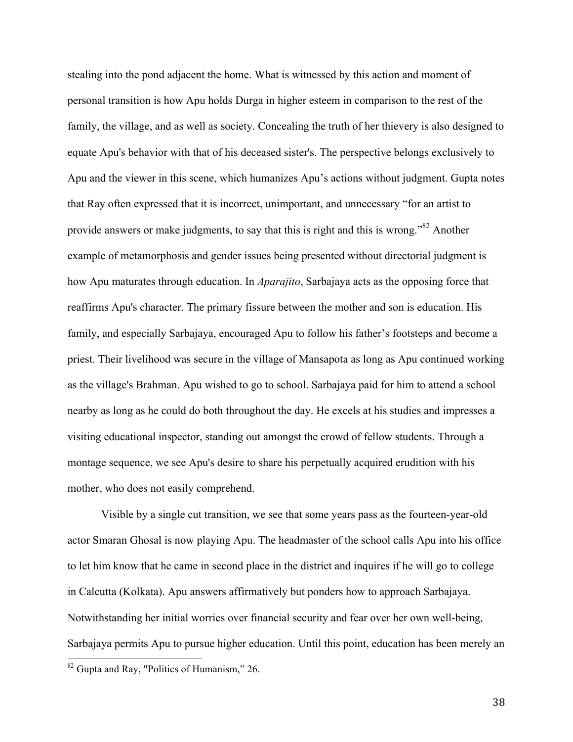stealing into the pond adjacent the home. What is witnessed by this action and moment of personal transition is how Apu holds Durga in higher esteem in comparison to the rest of the family, the village, and as well as society. Concealing the truth of her thievery is also designed to equate Apu's behavior with that of his deceased sister's. The perspective belongs exclusively to Apu and the viewer in this scene, which humanizes Apu's actions without judgment. Gupta notes that Ray often expressed that it is incorrect, unimportant, and unnecessary "for an artist to provide answers or make judgments, to say that this is right and this is wrong."[82] Another example of metamorphosis and gender issues being presented without directorial judgment is how Apu maturates through education. In *Aparajito*, Sarbajaya acts as the opposing force that reaffirms Apu's character. The primary fissure between the mother and son is education. His family, and especially Sarbajaya, encouraged Apu to follow his father's footsteps and become a priest. Their livelihood was secure in the village of Mansapota as long as Apu continued working as the village's Brahman. Apu wished to go to school. Sarbajaya paid for him to attend a school nearby as long as he could do both throughout the day. He excels at his studies and impresses a visiting educational inspector, standing out amongst the crowd of fellow students. Through a montage sequence, we see Apu's desire to share his perpetually acquired erudition with his mother, who does not easily comprehend.

Visible by a single cut transition, we see that some years pass as the fourteen-year-old actor Smaran Ghosal is now playing Apu. The headmaster of the school calls Apu into his office to let him know that he came in second place in the district and inquires if he will go to college in Calcutta (Kolkata). Apu answers affirmatively but ponders how to approach Sarbajaya. Notwithstanding her initial worries over financial security and fear over her own well-being, Sarbajaya permits Apu to pursue higher education. Until this point, education has been merely an

[82] Gupta and Ray, "Politics of Humanism," 26.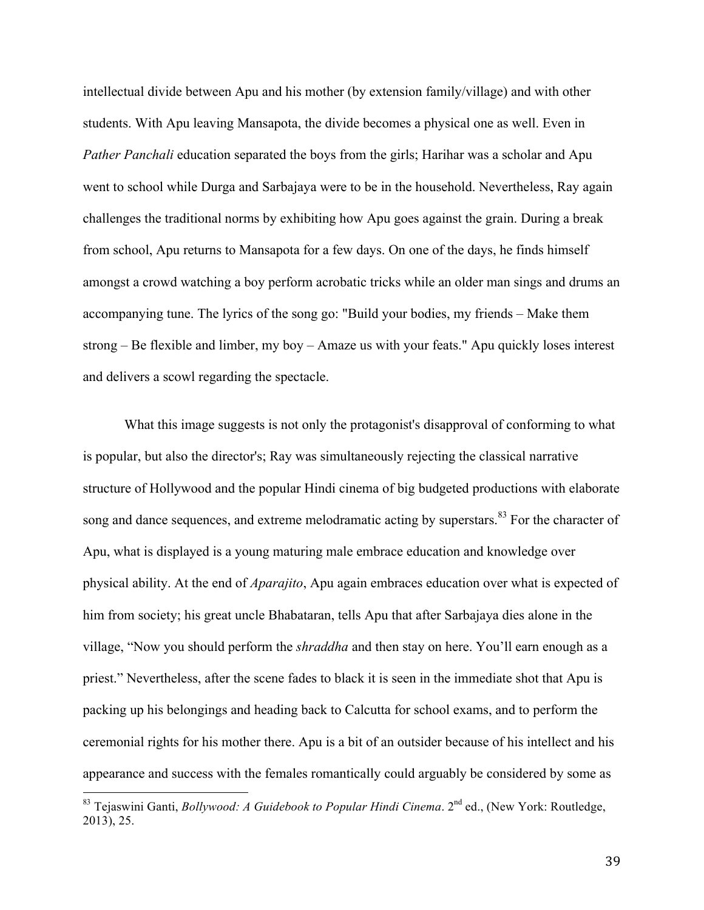intellectual divide between Apu and his mother (by extension family/village) and with other students. With Apu leaving Mansapota, the divide becomes a physical one as well. Even in *Pather Panchali* education separated the boys from the girls; Harihar was a scholar and Apu went to school while Durga and Sarbajaya were to be in the household. Nevertheless, Ray again challenges the traditional norms by exhibiting how Apu goes against the grain. During a break from school, Apu returns to Mansapota for a few days. On one of the days, he finds himself amongst a crowd watching a boy perform acrobatic tricks while an older man sings and drums an accompanying tune. The lyrics of the song go: "Build your bodies, my friends – Make them strong – Be flexible and limber, my boy – Amaze us with your feats." Apu quickly loses interest and delivers a scowl regarding the spectacle.

What this image suggests is not only the protagonist's disapproval of conforming to what is popular, but also the director's; Ray was simultaneously rejecting the classical narrative structure of Hollywood and the popular Hindi cinema of big budgeted productions with elaborate song and dance sequences, and extreme melodramatic acting by superstars.[83] For the character of Apu, what is displayed is a young maturing male embrace education and knowledge over physical ability. At the end of *Aparajito*, Apu again embraces education over what is expected of him from society; his great uncle Bhabataran, tells Apu that after Sarbajaya dies alone in the village, "Now you should perform the *shraddha* and then stay on here. You'll earn enough as a priest." Nevertheless, after the scene fades to black it is seen in the immediate shot that Apu is packing up his belongings and heading back to Calcutta for school exams, and to perform the ceremonial rights for his mother there. Apu is a bit of an outsider because of his intellect and his appearance and success with the females romantically could arguably be considered by some as

---

[83] Tejaswini Ganti, *Bollywood: A Guidebook to Popular Hindi Cinema*. 2nd ed., (New York: Routledge, 2013), 25.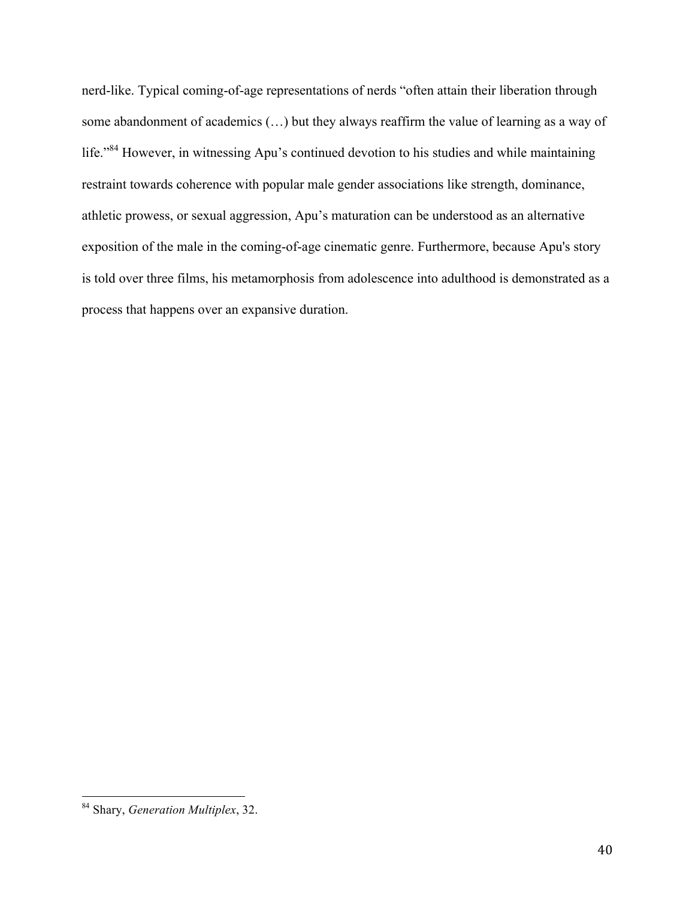nerd-like. Typical coming-of-age representations of nerds "often attain their liberation through some abandonment of academics (…) but they always reaffirm the value of learning as a way of life."[84] However, in witnessing Apu's continued devotion to his studies and while maintaining restraint towards coherence with popular male gender associations like strength, dominance, athletic prowess, or sexual aggression, Apu's maturation can be understood as an alternative exposition of the male in the coming-of-age cinematic genre. Furthermore, because Apu's story is told over three films, his metamorphosis from adolescence into adulthood is demonstrated as a process that happens over an expansive duration.

---

[84] Shary, *Generation Multiplex*, 32.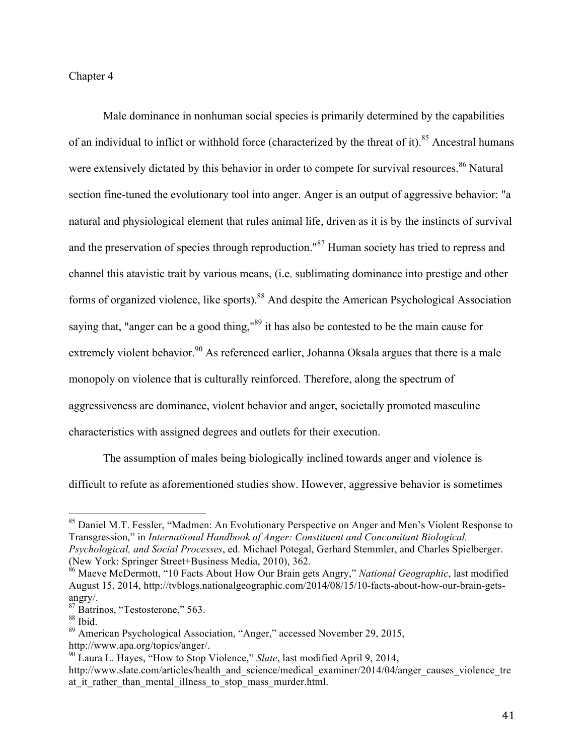Chapter 4

Male dominance in nonhuman social species is primarily determined by the capabilities of an individual to inflict or withhold force (characterized by the threat of it).[85] Ancestral humans were extensively dictated by this behavior in order to compete for survival resources.[86] Natural section fine-tuned the evolutionary tool into anger. Anger is an output of aggressive behavior: "a natural and physiological element that rules animal life, driven as it is by the instincts of survival and the preservation of species through reproduction."[87] Human society has tried to repress and channel this atavistic trait by various means, (i.e. sublimating dominance into prestige and other forms of organized violence, like sports).[88] And despite the American Psychological Association saying that, "anger can be a good thing,"[89] it has also be contested to be the main cause for extremely violent behavior.[90] As referenced earlier, Johanna Oksala argues that there is a male monopoly on violence that is culturally reinforced. Therefore, along the spectrum of aggressiveness are dominance, violent behavior and anger, societally promoted masculine characteristics with assigned degrees and outlets for their execution.

The assumption of males being biologically inclined towards anger and violence is difficult to refute as aforementioned studies show. However, aggressive behavior is sometimes

---

[85] Daniel M.T. Fessler, "Madmen: An Evolutionary Perspective on Anger and Men's Violent Response to Transgression," in *International Handbook of Anger: Constituent and Concomitant Biological, Psychological, and Social Processes*, ed. Michael Potegal, Gerhard Stemmler, and Charles Spielberger. (New York: Springer Street+Business Media, 2010), 362.

[86] Maeve McDermott, "10 Facts About How Our Brain gets Angry," *National Geographic*, last modified August 15, 2014, http://tvblogs.nationalgeographic.com/2014/08/15/10-facts-about-how-our-brain-gets-angry/.

[87] Batrinos, "Testosterone," 563.

[88] Ibid.

[89] American Psychological Association, "Anger," accessed November 29, 2015, http://www.apa.org/topics/anger/.

[90] Laura L. Hayes, "How to Stop Violence," *Slate*, last modified April 9, 2014, http://www.slate.com/articles/health_and_science/medical_examiner/2014/04/anger_causes_violence_treat_it_rather_than_mental_illness_to_stop_mass_murder.html.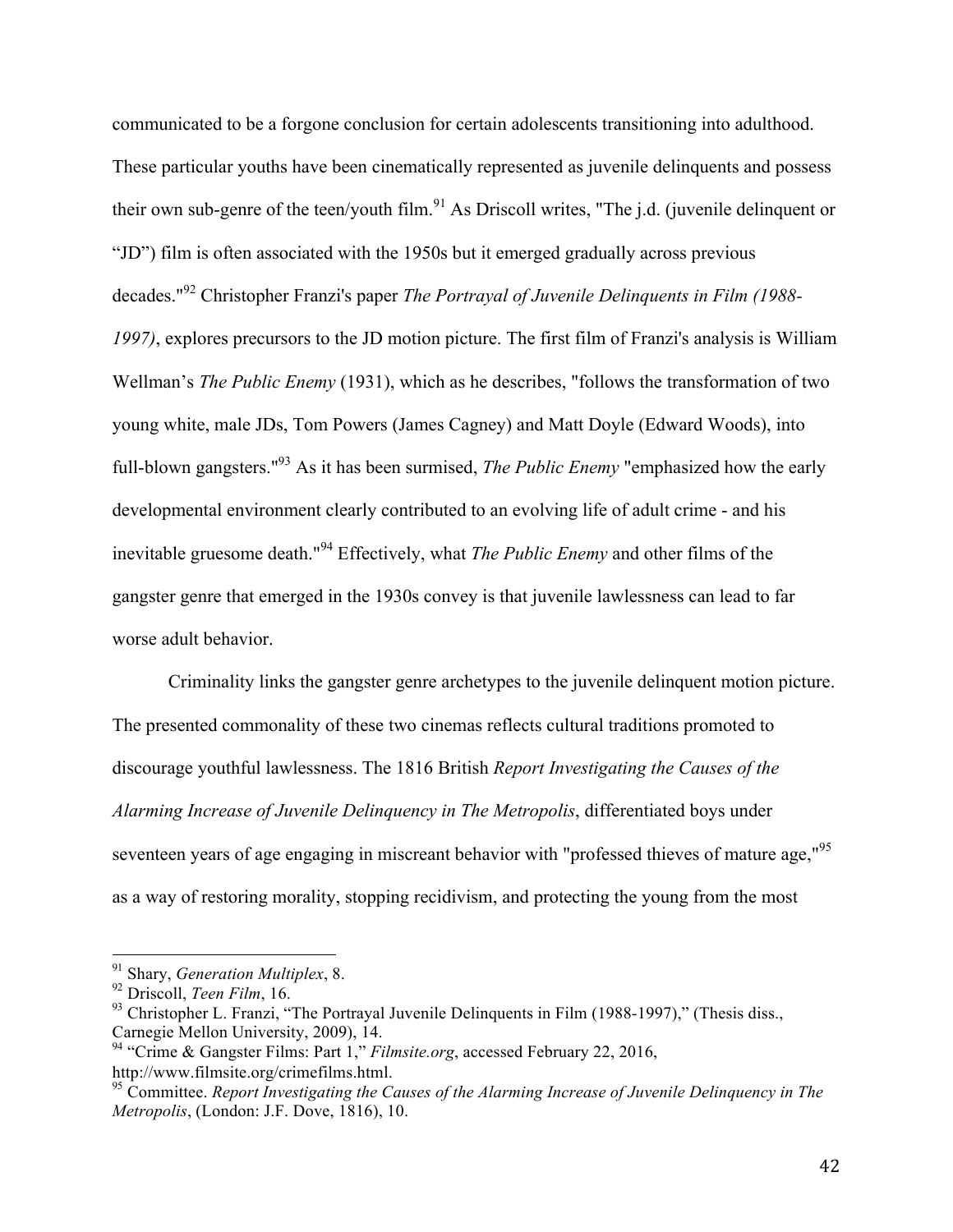communicated to be a forgone conclusion for certain adolescents transitioning into adulthood. These particular youths have been cinematically represented as juvenile delinquents and possess their own sub-genre of the teen/youth film.[91] As Driscoll writes, "The j.d. (juvenile delinquent or "JD") film is often associated with the 1950s but it emerged gradually across previous decades."[92] Christopher Franzi's paper *The Portrayal of Juvenile Delinquents in Film (1988-1997)*, explores precursors to the JD motion picture. The first film of Franzi's analysis is William Wellman's *The Public Enemy* (1931), which as he describes, "follows the transformation of two young white, male JDs, Tom Powers (James Cagney) and Matt Doyle (Edward Woods), into full-blown gangsters."[93] As it has been surmised, *The Public Enemy* "emphasized how the early developmental environment clearly contributed to an evolving life of adult crime - and his inevitable gruesome death."[94] Effectively, what *The Public Enemy* and other films of the gangster genre that emerged in the 1930s convey is that juvenile lawlessness can lead to far worse adult behavior.

Criminality links the gangster genre archetypes to the juvenile delinquent motion picture. The presented commonality of these two cinemas reflects cultural traditions promoted to discourage youthful lawlessness. The 1816 British *Report Investigating the Causes of the Alarming Increase of Juvenile Delinquency in The Metropolis*, differentiated boys under seventeen years of age engaging in miscreant behavior with "professed thieves of mature age,"[95] as a way of restoring morality, stopping recidivism, and protecting the young from the most

---

[91] Shary, *Generation Multiplex*, 8.

[92] Driscoll, *Teen Film*, 16.

[93] Christopher L. Franzi, "The Portrayal Juvenile Delinquents in Film (1988-1997)," (Thesis diss., Carnegie Mellon University, 2009), 14.

[94] "Crime & Gangster Films: Part 1," *Filmsite.org*, accessed February 22, 2016, http://www.filmsite.org/crimefilms.html.

[95] Committee. *Report Investigating the Causes of the Alarming Increase of Juvenile Delinquency in The Metropolis*, (London: J.F. Dove, 1816), 10.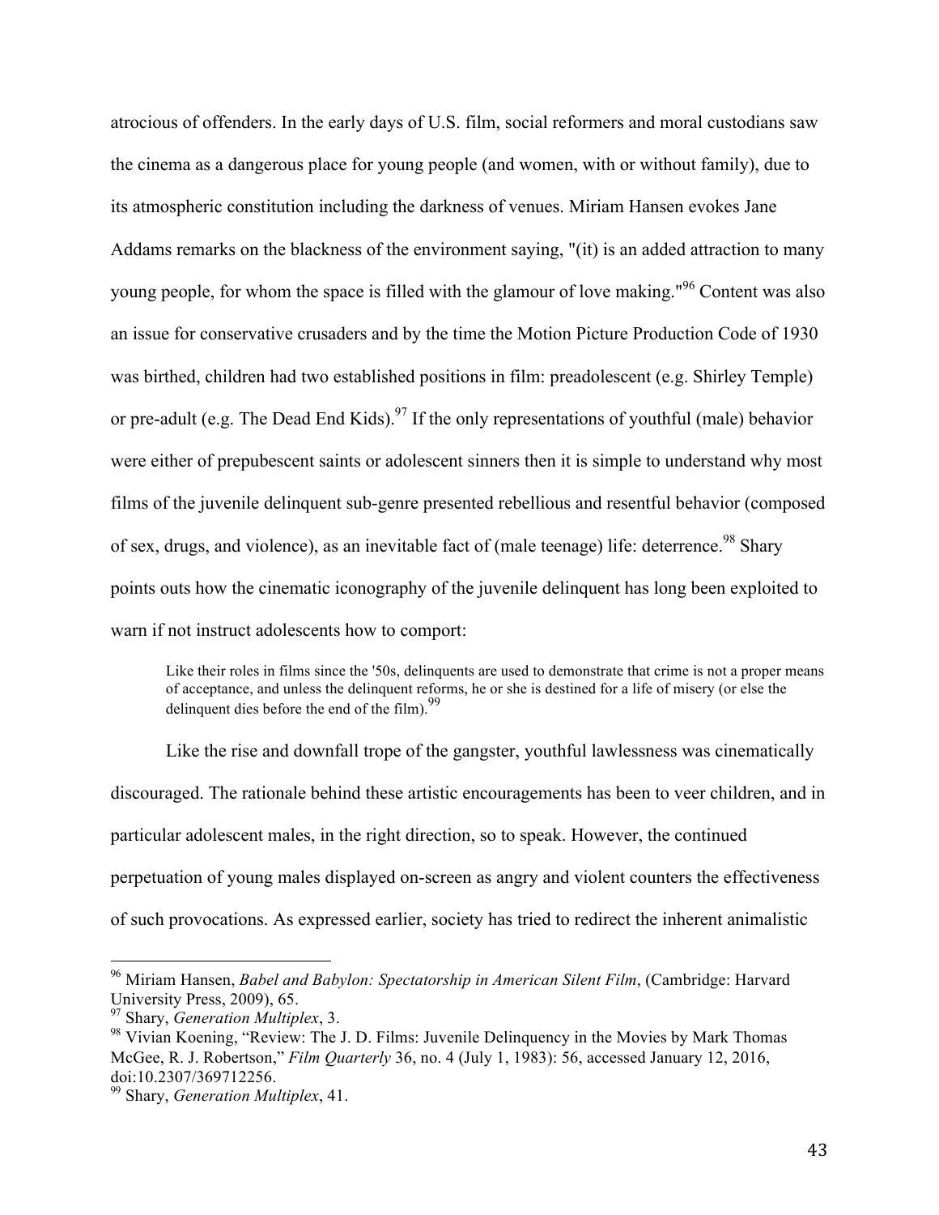atrocious of offenders. In the early days of U.S. film, social reformers and moral custodians saw the cinema as a dangerous place for young people (and women, with or without family), due to its atmospheric constitution including the darkness of venues. Miriam Hansen evokes Jane Addams remarks on the blackness of the environment saying, "(it) is an added attraction to many young people, for whom the space is filled with the glamour of love making."[96] Content was also an issue for conservative crusaders and by the time the Motion Picture Production Code of 1930 was birthed, children had two established positions in film: preadolescent (e.g. Shirley Temple) or pre-adult (e.g. The Dead End Kids).[97] If the only representations of youthful (male) behavior were either of prepubescent saints or adolescent sinners then it is simple to understand why most films of the juvenile delinquent sub-genre presented rebellious and resentful behavior (composed of sex, drugs, and violence), as an inevitable fact of (male teenage) life: deterrence.[98] Shary points outs how the cinematic iconography of the juvenile delinquent has long been exploited to warn if not instruct adolescents how to comport:

> Like their roles in films since the '50s, delinquents are used to demonstrate that crime is not a proper means of acceptance, and unless the delinquent reforms, he or she is destined for a life of misery (or else the delinquent dies before the end of the film).[99]

Like the rise and downfall trope of the gangster, youthful lawlessness was cinematically discouraged. The rationale behind these artistic encouragements has been to veer children, and in particular adolescent males, in the right direction, so to speak. However, the continued perpetuation of young males displayed on-screen as angry and violent counters the effectiveness of such provocations. As expressed earlier, society has tried to redirect the inherent animalistic

---

[96] Miriam Hansen, *Babel and Babylon: Spectatorship in American Silent Film*, (Cambridge: Harvard University Press, 2009), 65.

[97] Shary, *Generation Multiplex*, 3.

[98] Vivian Koening, "Review: The J. D. Films: Juvenile Delinquency in the Movies by Mark Thomas McGee, R. J. Robertson," *Film Quarterly* 36, no. 4 (July 1, 1983): 56, accessed January 12, 2016, doi:10.2307/369712256.

[99] Shary, *Generation Multiplex*, 41.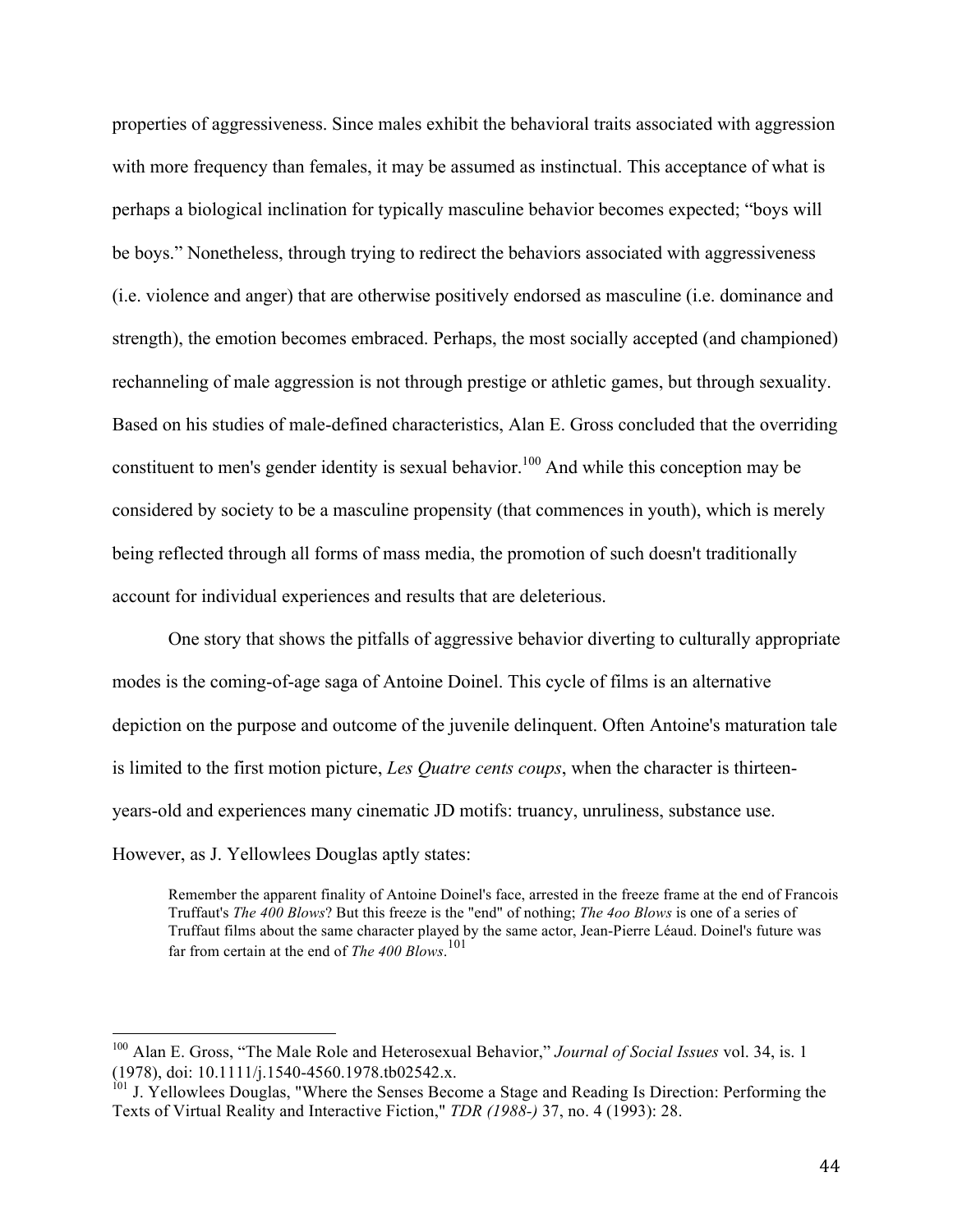properties of aggressiveness. Since males exhibit the behavioral traits associated with aggression with more frequency than females, it may be assumed as instinctual. This acceptance of what is perhaps a biological inclination for typically masculine behavior becomes expected; "boys will be boys." Nonetheless, through trying to redirect the behaviors associated with aggressiveness (i.e. violence and anger) that are otherwise positively endorsed as masculine (i.e. dominance and strength), the emotion becomes embraced. Perhaps, the most socially accepted (and championed) rechanneling of male aggression is not through prestige or athletic games, but through sexuality. Based on his studies of male-defined characteristics, Alan E. Gross concluded that the overriding constituent to men's gender identity is sexual behavior.[100] And while this conception may be considered by society to be a masculine propensity (that commences in youth), which is merely being reflected through all forms of mass media, the promotion of such doesn't traditionally account for individual experiences and results that are deleterious.

One story that shows the pitfalls of aggressive behavior diverting to culturally appropriate modes is the coming-of-age saga of Antoine Doinel. This cycle of films is an alternative depiction on the purpose and outcome of the juvenile delinquent. Often Antoine's maturation tale is limited to the first motion picture, *Les Quatre cents coups*, when the character is thirteen-years-old and experiences many cinematic JD motifs: truancy, unruliness, substance use. However, as J. Yellowlees Douglas aptly states:

> Remember the apparent finality of Antoine Doinel's face, arrested in the freeze frame at the end of Francois Truffaut's *The 400 Blows*? But this freeze is the "end" of nothing; *The 4oo Blows* is one of a series of Truffaut films about the same character played by the same actor, Jean-Pierre Léaud. Doinel's future was far from certain at the end of *The 400 Blows*.[101]

---

[100] Alan E. Gross, "The Male Role and Heterosexual Behavior," *Journal of Social Issues* vol. 34, is. 1 (1978), doi: 10.1111/j.1540-4560.1978.tb02542.x.

[101] J. Yellowlees Douglas, "Where the Senses Become a Stage and Reading Is Direction: Performing the Texts of Virtual Reality and Interactive Fiction," *TDR (1988-)* 37, no. 4 (1993): 28.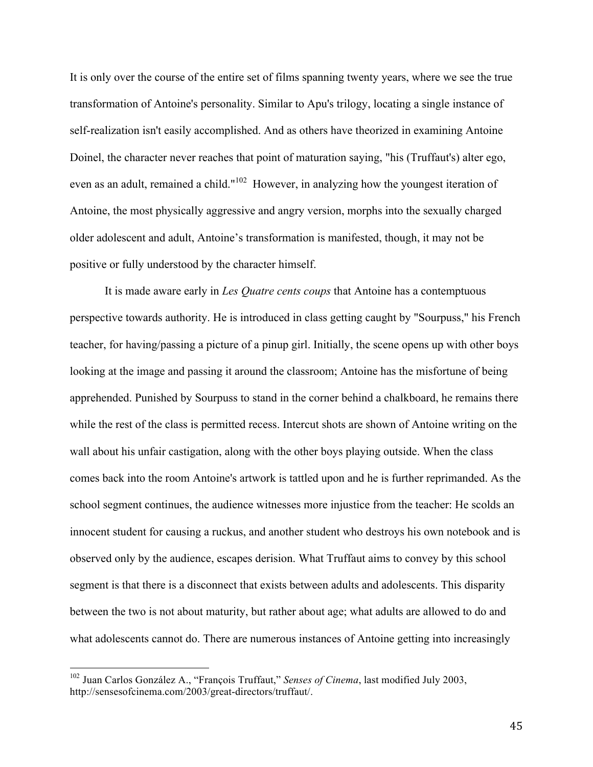It is only over the course of the entire set of films spanning twenty years, where we see the true transformation of Antoine's personality. Similar to Apu's trilogy, locating a single instance of self-realization isn't easily accomplished. And as others have theorized in examining Antoine Doinel, the character never reaches that point of maturation saying, "his (Truffaut's) alter ego, even as an adult, remained a child."[102] However, in analyzing how the youngest iteration of Antoine, the most physically aggressive and angry version, morphs into the sexually charged older adolescent and adult, Antoine's transformation is manifested, though, it may not be positive or fully understood by the character himself.

It is made aware early in *Les Quatre cents coups* that Antoine has a contemptuous perspective towards authority. He is introduced in class getting caught by "Sourpuss," his French teacher, for having/passing a picture of a pinup girl. Initially, the scene opens up with other boys looking at the image and passing it around the classroom; Antoine has the misfortune of being apprehended. Punished by Sourpuss to stand in the corner behind a chalkboard, he remains there while the rest of the class is permitted recess. Intercut shots are shown of Antoine writing on the wall about his unfair castigation, along with the other boys playing outside. When the class comes back into the room Antoine's artwork is tattled upon and he is further reprimanded. As the school segment continues, the audience witnesses more injustice from the teacher: He scolds an innocent student for causing a ruckus, and another student who destroys his own notebook and is observed only by the audience, escapes derision. What Truffaut aims to convey by this school segment is that there is a disconnect that exists between adults and adolescents. This disparity between the two is not about maturity, but rather about age; what adults are allowed to do and what adolescents cannot do. There are numerous instances of Antoine getting into increasingly

---

[102] Juan Carlos González A., "François Truffaut," *Senses of Cinema*, last modified July 2003, http://sensesofcinema.com/2003/great-directors/truffaut/.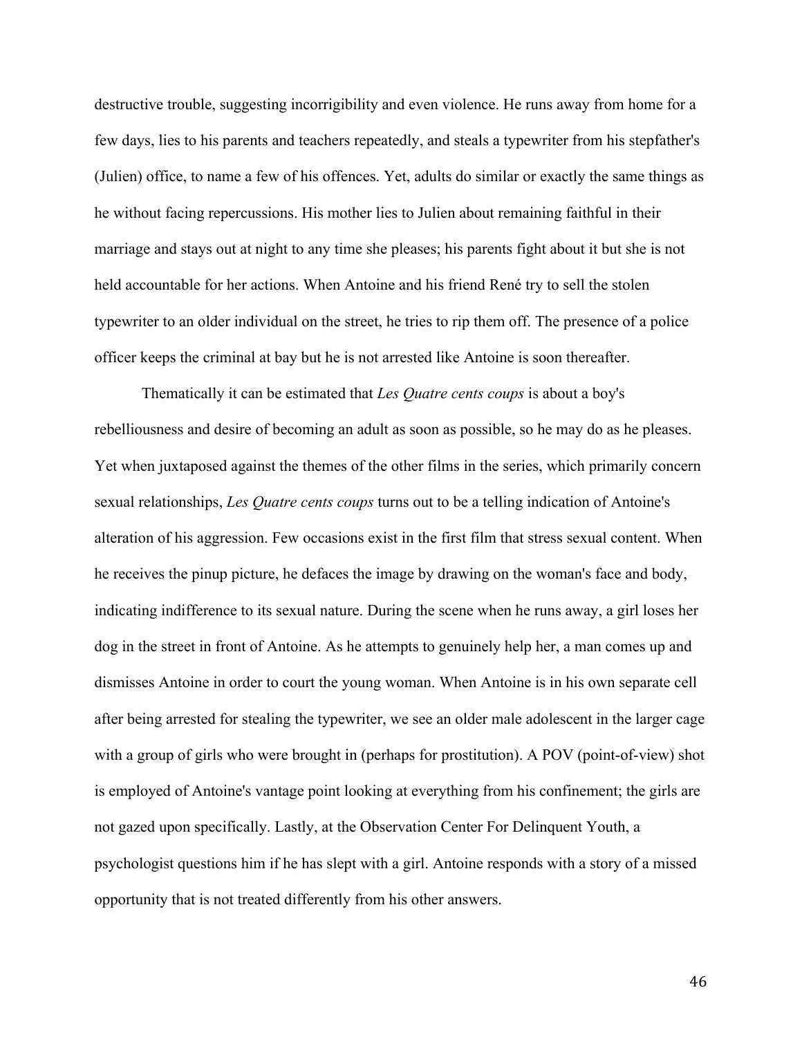destructive trouble, suggesting incorrigibility and even violence. He runs away from home for a few days, lies to his parents and teachers repeatedly, and steals a typewriter from his stepfather's (Julien) office, to name a few of his offences. Yet, adults do similar or exactly the same things as he without facing repercussions. His mother lies to Julien about remaining faithful in their marriage and stays out at night to any time she pleases; his parents fight about it but she is not held accountable for her actions. When Antoine and his friend René try to sell the stolen typewriter to an older individual on the street, he tries to rip them off. The presence of a police officer keeps the criminal at bay but he is not arrested like Antoine is soon thereafter.

Thematically it can be estimated that *Les Quatre cents coups* is about a boy's rebelliousness and desire of becoming an adult as soon as possible, so he may do as he pleases. Yet when juxtaposed against the themes of the other films in the series, which primarily concern sexual relationships, *Les Quatre cents coups* turns out to be a telling indication of Antoine's alteration of his aggression. Few occasions exist in the first film that stress sexual content. When he receives the pinup picture, he defaces the image by drawing on the woman's face and body, indicating indifference to its sexual nature. During the scene when he runs away, a girl loses her dog in the street in front of Antoine. As he attempts to genuinely help her, a man comes up and dismisses Antoine in order to court the young woman. When Antoine is in his own separate cell after being arrested for stealing the typewriter, we see an older male adolescent in the larger cage with a group of girls who were brought in (perhaps for prostitution). A POV (point-of-view) shot is employed of Antoine's vantage point looking at everything from his confinement; the girls are not gazed upon specifically. Lastly, at the Observation Center For Delinquent Youth, a psychologist questions him if he has slept with a girl. Antoine responds with a story of a missed opportunity that is not treated differently from his other answers.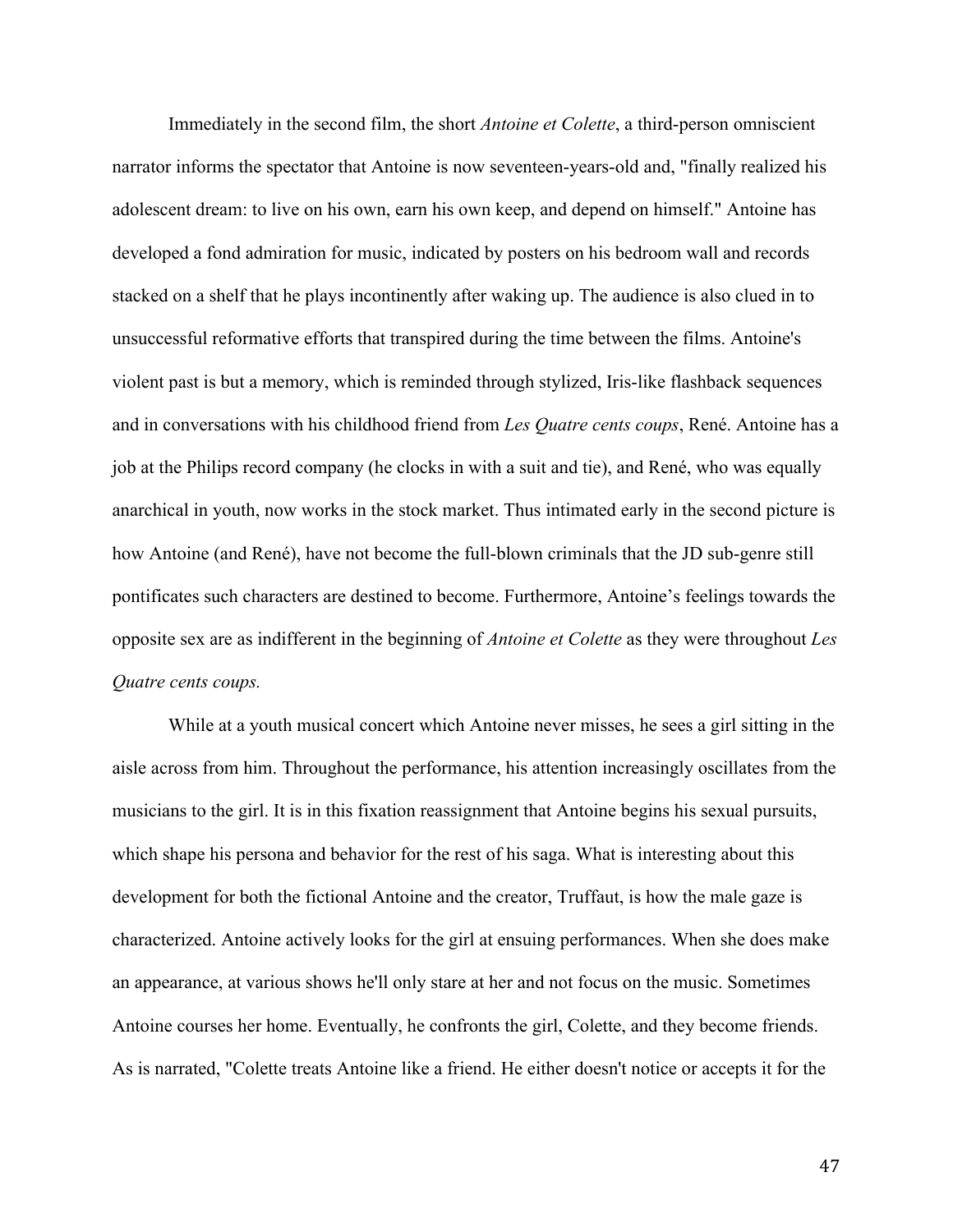Immediately in the second film, the short *Antoine et Colette*, a third-person omniscient narrator informs the spectator that Antoine is now seventeen-years-old and, "finally realized his adolescent dream: to live on his own, earn his own keep, and depend on himself." Antoine has developed a fond admiration for music, indicated by posters on his bedroom wall and records stacked on a shelf that he plays incontinently after waking up. The audience is also clued in to unsuccessful reformative efforts that transpired during the time between the films. Antoine's violent past is but a memory, which is reminded through stylized, Iris-like flashback sequences and in conversations with his childhood friend from *Les Quatre cents coups*, René. Antoine has a job at the Philips record company (he clocks in with a suit and tie), and René, who was equally anarchical in youth, now works in the stock market. Thus intimated early in the second picture is how Antoine (and René), have not become the full-blown criminals that the JD sub-genre still pontificates such characters are destined to become. Furthermore, Antoine's feelings towards the opposite sex are as indifferent in the beginning of *Antoine et Colette* as they were throughout *Les Quatre cents coups.*

While at a youth musical concert which Antoine never misses, he sees a girl sitting in the aisle across from him. Throughout the performance, his attention increasingly oscillates from the musicians to the girl. It is in this fixation reassignment that Antoine begins his sexual pursuits, which shape his persona and behavior for the rest of his saga. What is interesting about this development for both the fictional Antoine and the creator, Truffaut, is how the male gaze is characterized. Antoine actively looks for the girl at ensuing performances. When she does make an appearance, at various shows he'll only stare at her and not focus on the music. Sometimes Antoine courses her home. Eventually, he confronts the girl, Colette, and they become friends. As is narrated, "Colette treats Antoine like a friend. He either doesn't notice or accepts it for the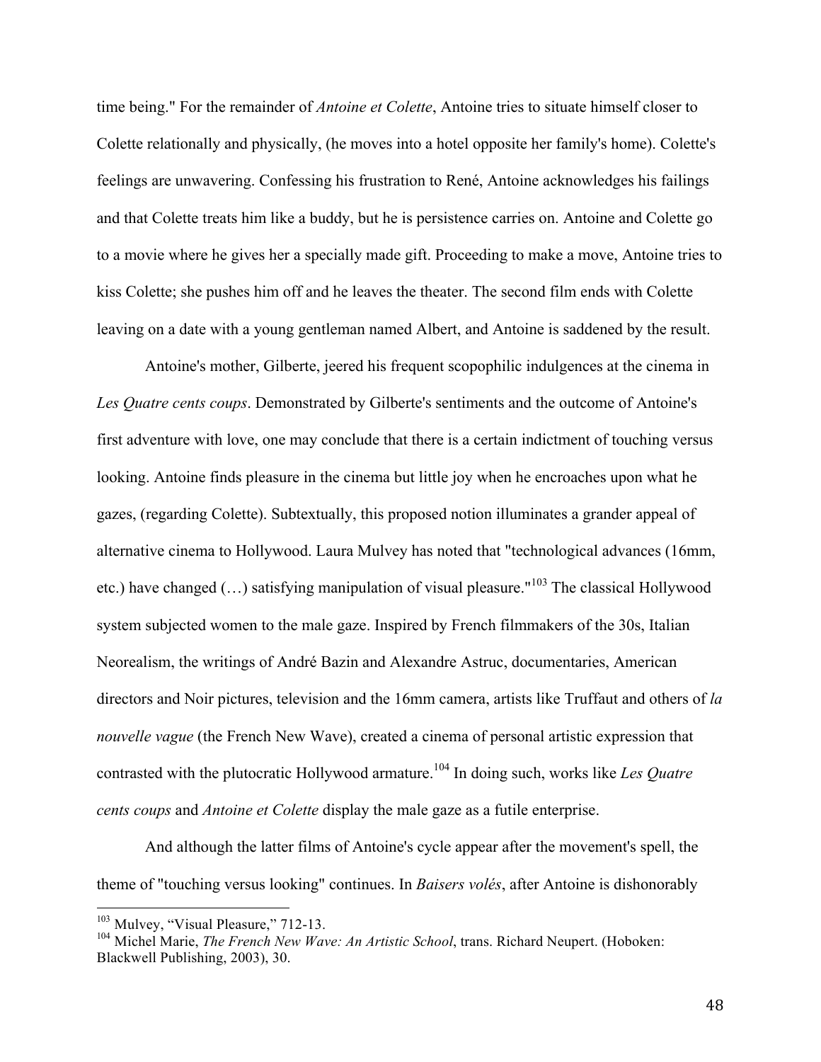time being." For the remainder of *Antoine et Colette*, Antoine tries to situate himself closer to Colette relationally and physically, (he moves into a hotel opposite her family's home). Colette's feelings are unwavering. Confessing his frustration to René, Antoine acknowledges his failings and that Colette treats him like a buddy, but he is persistence carries on. Antoine and Colette go to a movie where he gives her a specially made gift. Proceeding to make a move, Antoine tries to kiss Colette; she pushes him off and he leaves the theater. The second film ends with Colette leaving on a date with a young gentleman named Albert, and Antoine is saddened by the result.

Antoine's mother, Gilberte, jeered his frequent scopophilic indulgences at the cinema in *Les Quatre cents coups*. Demonstrated by Gilberte's sentiments and the outcome of Antoine's first adventure with love, one may conclude that there is a certain indictment of touching versus looking. Antoine finds pleasure in the cinema but little joy when he encroaches upon what he gazes, (regarding Colette). Subtextually, this proposed notion illuminates a grander appeal of alternative cinema to Hollywood. Laura Mulvey has noted that "technological advances (16mm, etc.) have changed (…) satisfying manipulation of visual pleasure."[103] The classical Hollywood system subjected women to the male gaze. Inspired by French filmmakers of the 30s, Italian Neorealism, the writings of André Bazin and Alexandre Astruc, documentaries, American directors and Noir pictures, television and the 16mm camera, artists like Truffaut and others of *la nouvelle vague* (the French New Wave), created a cinema of personal artistic expression that contrasted with the plutocratic Hollywood armature.[104] In doing such, works like *Les Quatre cents coups* and *Antoine et Colette* display the male gaze as a futile enterprise.

And although the latter films of Antoine's cycle appear after the movement's spell, the theme of "touching versus looking" continues. In *Baisers volés*, after Antoine is dishonorably

---

[103] Mulvey, "Visual Pleasure," 712-13.

[104] Michel Marie, *The French New Wave: An Artistic School*, trans. Richard Neupert. (Hoboken: Blackwell Publishing, 2003), 30.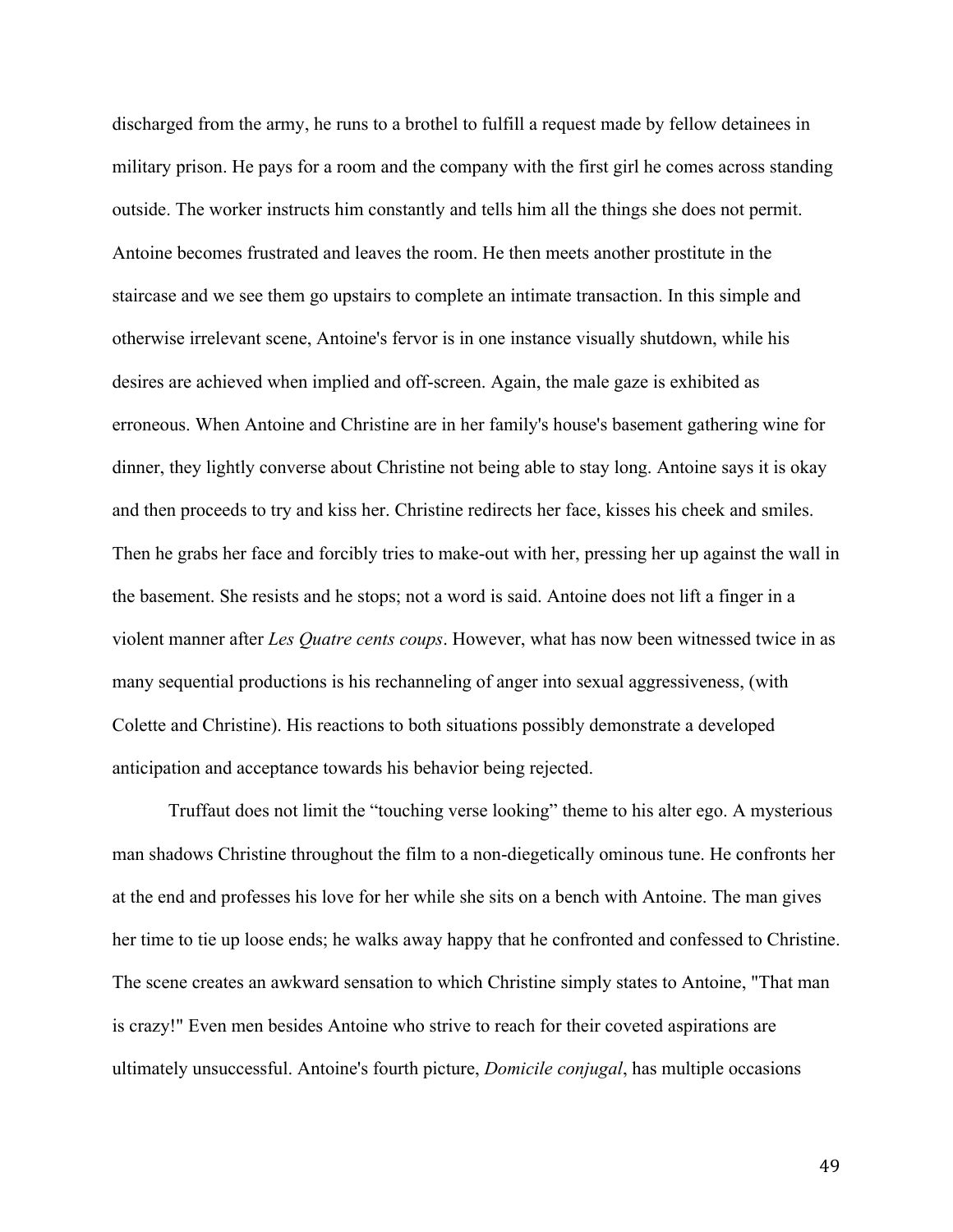discharged from the army, he runs to a brothel to fulfill a request made by fellow detainees in military prison. He pays for a room and the company with the first girl he comes across standing outside. The worker instructs him constantly and tells him all the things she does not permit. Antoine becomes frustrated and leaves the room. He then meets another prostitute in the staircase and we see them go upstairs to complete an intimate transaction. In this simple and otherwise irrelevant scene, Antoine's fervor is in one instance visually shutdown, while his desires are achieved when implied and off-screen. Again, the male gaze is exhibited as erroneous. When Antoine and Christine are in her family's house's basement gathering wine for dinner, they lightly converse about Christine not being able to stay long. Antoine says it is okay and then proceeds to try and kiss her. Christine redirects her face, kisses his cheek and smiles. Then he grabs her face and forcibly tries to make-out with her, pressing her up against the wall in the basement. She resists and he stops; not a word is said. Antoine does not lift a finger in a violent manner after *Les Quatre cents coups*. However, what has now been witnessed twice in as many sequential productions is his rechanneling of anger into sexual aggressiveness, (with Colette and Christine). His reactions to both situations possibly demonstrate a developed anticipation and acceptance towards his behavior being rejected.

Truffaut does not limit the "touching verse looking" theme to his alter ego. A mysterious man shadows Christine throughout the film to a non-diegetically ominous tune. He confronts her at the end and professes his love for her while she sits on a bench with Antoine. The man gives her time to tie up loose ends; he walks away happy that he confronted and confessed to Christine. The scene creates an awkward sensation to which Christine simply states to Antoine, "That man is crazy!" Even men besides Antoine who strive to reach for their coveted aspirations are ultimately unsuccessful. Antoine's fourth picture, *Domicile conjugal*, has multiple occasions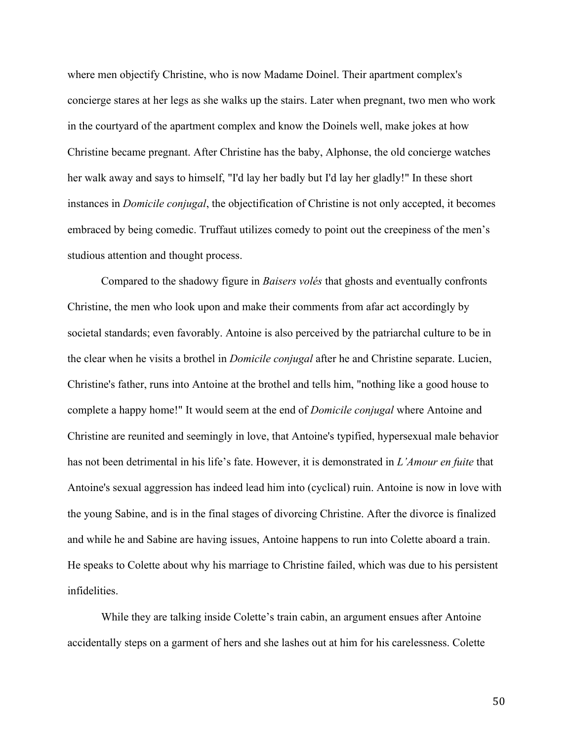where men objectify Christine, who is now Madame Doinel. Their apartment complex's concierge stares at her legs as she walks up the stairs. Later when pregnant, two men who work in the courtyard of the apartment complex and know the Doinels well, make jokes at how Christine became pregnant. After Christine has the baby, Alphonse, the old concierge watches her walk away and says to himself, "I'd lay her badly but I'd lay her gladly!" In these short instances in *Domicile conjugal*, the objectification of Christine is not only accepted, it becomes embraced by being comedic. Truffaut utilizes comedy to point out the creepiness of the men's studious attention and thought process.

Compared to the shadowy figure in *Baisers volés* that ghosts and eventually confronts Christine, the men who look upon and make their comments from afar act accordingly by societal standards; even favorably. Antoine is also perceived by the patriarchal culture to be in the clear when he visits a brothel in *Domicile conjugal* after he and Christine separate. Lucien, Christine's father, runs into Antoine at the brothel and tells him, "nothing like a good house to complete a happy home!" It would seem at the end of *Domicile conjugal* where Antoine and Christine are reunited and seemingly in love, that Antoine's typified, hypersexual male behavior has not been detrimental in his life's fate. However, it is demonstrated in *L'Amour en fuite* that Antoine's sexual aggression has indeed lead him into (cyclical) ruin. Antoine is now in love with the young Sabine, and is in the final stages of divorcing Christine. After the divorce is finalized and while he and Sabine are having issues, Antoine happens to run into Colette aboard a train. He speaks to Colette about why his marriage to Christine failed, which was due to his persistent infidelities.

While they are talking inside Colette's train cabin, an argument ensues after Antoine accidentally steps on a garment of hers and she lashes out at him for his carelessness. Colette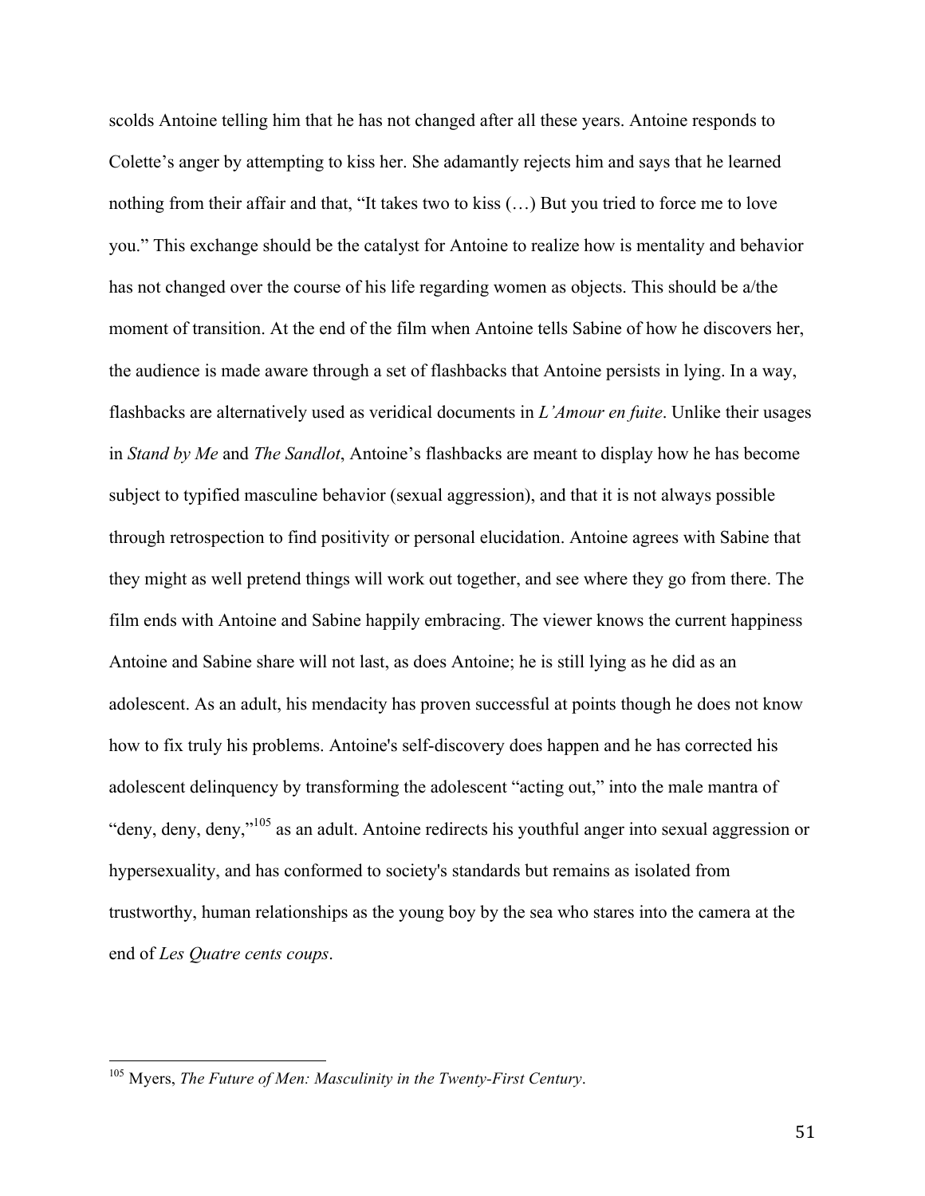scolds Antoine telling him that he has not changed after all these years. Antoine responds to Colette's anger by attempting to kiss her. She adamantly rejects him and says that he learned nothing from their affair and that, "It takes two to kiss (…) But you tried to force me to love you." This exchange should be the catalyst for Antoine to realize how is mentality and behavior has not changed over the course of his life regarding women as objects. This should be a/the moment of transition. At the end of the film when Antoine tells Sabine of how he discovers her, the audience is made aware through a set of flashbacks that Antoine persists in lying. In a way, flashbacks are alternatively used as veridical documents in *L'Amour en fuite*. Unlike their usages in *Stand by Me* and *The Sandlot*, Antoine's flashbacks are meant to display how he has become subject to typified masculine behavior (sexual aggression), and that it is not always possible through retrospection to find positivity or personal elucidation. Antoine agrees with Sabine that they might as well pretend things will work out together, and see where they go from there. The film ends with Antoine and Sabine happily embracing. The viewer knows the current happiness Antoine and Sabine share will not last, as does Antoine; he is still lying as he did as an adolescent. As an adult, his mendacity has proven successful at points though he does not know how to fix truly his problems. Antoine's self-discovery does happen and he has corrected his adolescent delinquency by transforming the adolescent "acting out," into the male mantra of "deny, deny, deny,"[105] as an adult. Antoine redirects his youthful anger into sexual aggression or hypersexuality, and has conformed to society's standards but remains as isolated from trustworthy, human relationships as the young boy by the sea who stares into the camera at the end of *Les Quatre cents coups*.

---

[105] Myers, *The Future of Men: Masculinity in the Twenty-First Century*.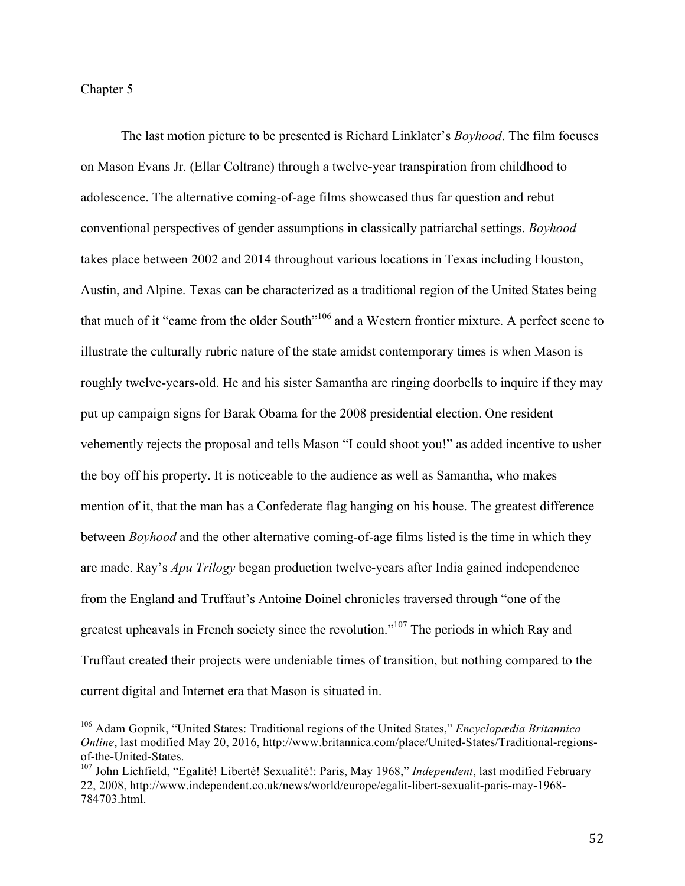Chapter 5

The last motion picture to be presented is Richard Linklater's *Boyhood*. The film focuses on Mason Evans Jr. (Ellar Coltrane) through a twelve-year transpiration from childhood to adolescence. The alternative coming-of-age films showcased thus far question and rebut conventional perspectives of gender assumptions in classically patriarchal settings. *Boyhood* takes place between 2002 and 2014 throughout various locations in Texas including Houston, Austin, and Alpine. Texas can be characterized as a traditional region of the United States being that much of it "came from the older South"[106] and a Western frontier mixture. A perfect scene to illustrate the culturally rubric nature of the state amidst contemporary times is when Mason is roughly twelve-years-old. He and his sister Samantha are ringing doorbells to inquire if they may put up campaign signs for Barak Obama for the 2008 presidential election. One resident vehemently rejects the proposal and tells Mason "I could shoot you!" as added incentive to usher the boy off his property. It is noticeable to the audience as well as Samantha, who makes mention of it, that the man has a Confederate flag hanging on his house. The greatest difference between *Boyhood* and the other alternative coming-of-age films listed is the time in which they are made. Ray's *Apu Trilogy* began production twelve-years after India gained independence from the England and Truffaut's Antoine Doinel chronicles traversed through "one of the greatest upheavals in French society since the revolution."[107] The periods in which Ray and Truffaut created their projects were undeniable times of transition, but nothing compared to the current digital and Internet era that Mason is situated in.

---

[106] Adam Gopnik, "United States: Traditional regions of the United States," *Encyclopædia Britannica Online*, last modified May 20, 2016, http://www.britannica.com/place/United-States/Traditional-regions-of-the-United-States.

[107] John Lichfield, "Egalité! Liberté! Sexualité!: Paris, May 1968," *Independent*, last modified February 22, 2008, http://www.independent.co.uk/news/world/europe/egalit-libert-sexualit-paris-may-1968-784703.html.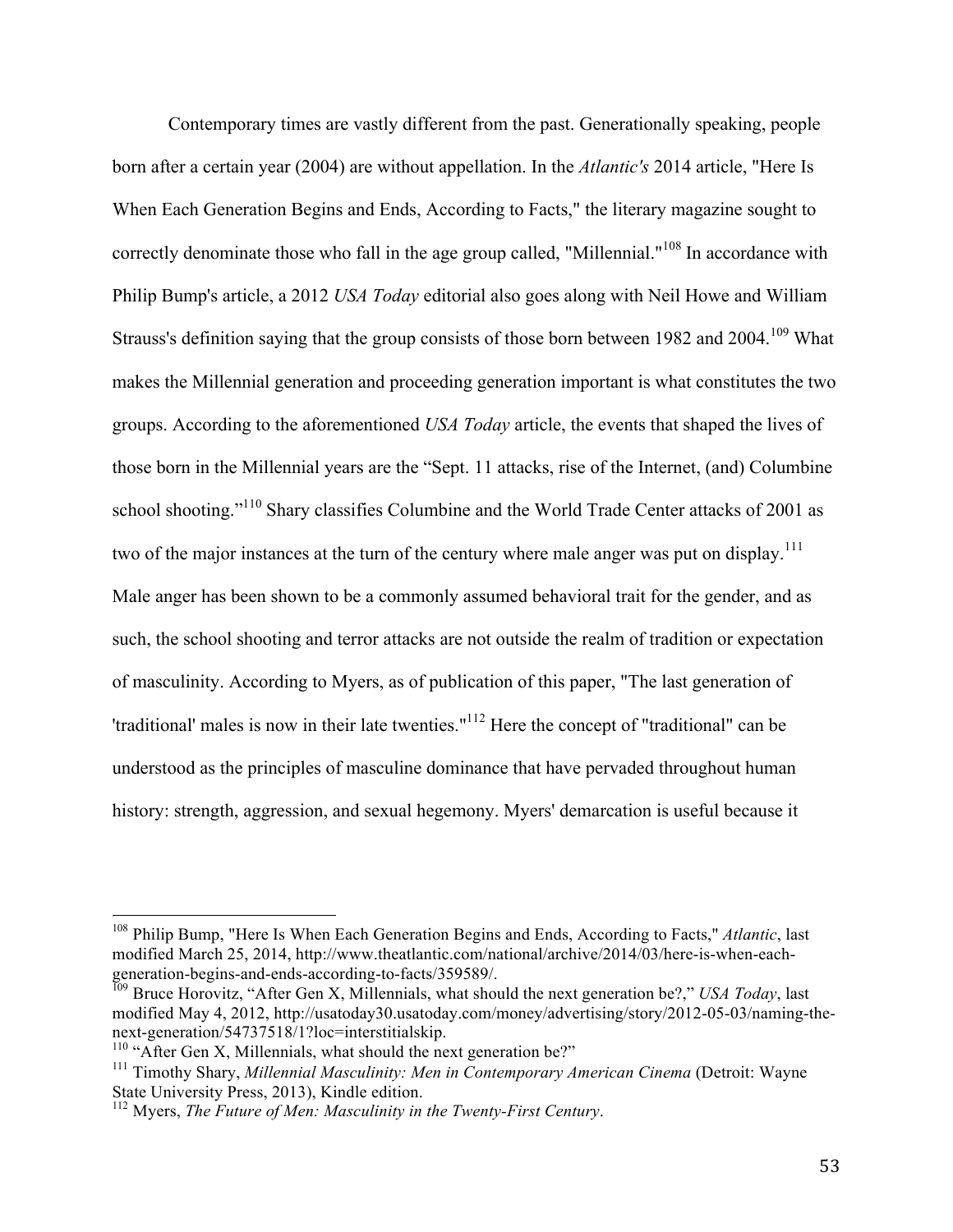Contemporary times are vastly different from the past. Generationally speaking, people born after a certain year (2004) are without appellation. In the *Atlantic's* 2014 article, "Here Is When Each Generation Begins and Ends, According to Facts," the literary magazine sought to correctly denominate those who fall in the age group called, "Millennial."[108] In accordance with Philip Bump's article, a 2012 *USA Today* editorial also goes along with Neil Howe and William Strauss's definition saying that the group consists of those born between 1982 and 2004.[109] What makes the Millennial generation and proceeding generation important is what constitutes the two groups. According to the aforementioned *USA Today* article, the events that shaped the lives of those born in the Millennial years are the "Sept. 11 attacks, rise of the Internet, (and) Columbine school shooting."[110] Shary classifies Columbine and the World Trade Center attacks of 2001 as two of the major instances at the turn of the century where male anger was put on display.[111] Male anger has been shown to be a commonly assumed behavioral trait for the gender, and as such, the school shooting and terror attacks are not outside the realm of tradition or expectation of masculinity. According to Myers, as of publication of this paper, "The last generation of 'traditional' males is now in their late twenties."[112] Here the concept of "traditional" can be understood as the principles of masculine dominance that have pervaded throughout human history: strength, aggression, and sexual hegemony. Myers' demarcation is useful because it

---

[108] Philip Bump, "Here Is When Each Generation Begins and Ends, According to Facts," *Atlantic*, last modified March 25, 2014, http://www.theatlantic.com/national/archive/2014/03/here-is-when-each-generation-begins-and-ends-according-to-facts/359589/.

[109] Bruce Horovitz, "After Gen X, Millennials, what should the next generation be?," *USA Today*, last modified May 4, 2012, http://usatoday30.usatoday.com/money/advertising/story/2012-05-03/naming-the-next-generation/54737518/1?loc=interstitialskip.

[110] "After Gen X, Millennials, what should the next generation be?"

[111] Timothy Shary, *Millennial Masculinity: Men in Contemporary American Cinema* (Detroit: Wayne State University Press, 2013), Kindle edition.

[112] Myers, *The Future of Men: Masculinity in the Twenty-First Century*.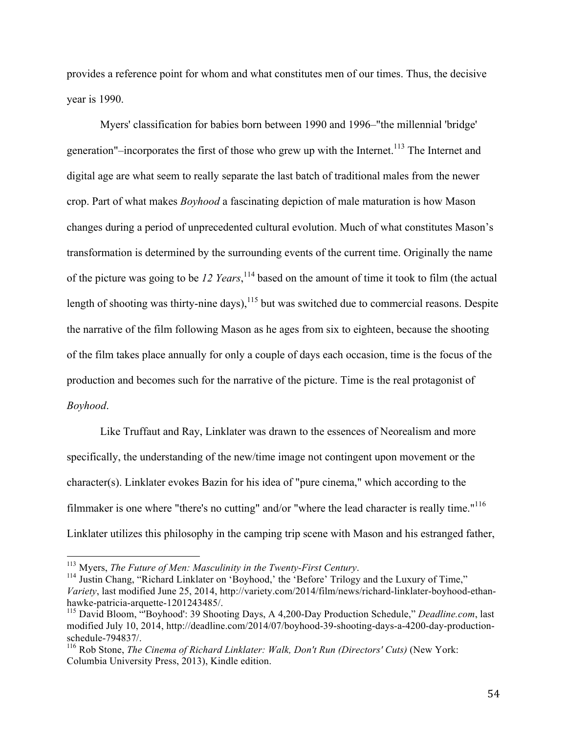provides a reference point for whom and what constitutes men of our times. Thus, the decisive year is 1990.

Myers' classification for babies born between 1990 and 1996–"the millennial 'bridge' generation"–incorporates the first of those who grew up with the Internet.[113] The Internet and digital age are what seem to really separate the last batch of traditional males from the newer crop. Part of what makes *Boyhood* a fascinating depiction of male maturation is how Mason changes during a period of unprecedented cultural evolution. Much of what constitutes Mason's transformation is determined by the surrounding events of the current time. Originally the name of the picture was going to be *12 Years*,[114] based on the amount of time it took to film (the actual length of shooting was thirty-nine days),[115] but was switched due to commercial reasons. Despite the narrative of the film following Mason as he ages from six to eighteen, because the shooting of the film takes place annually for only a couple of days each occasion, time is the focus of the production and becomes such for the narrative of the picture. Time is the real protagonist of *Boyhood*.

Like Truffaut and Ray, Linklater was drawn to the essences of Neorealism and more specifically, the understanding of the new/time image not contingent upon movement or the character(s). Linklater evokes Bazin for his idea of "pure cinema," which according to the filmmaker is one where "there's no cutting" and/or "where the lead character is really time."[116] Linklater utilizes this philosophy in the camping trip scene with Mason and his estranged father,

---

[113] Myers, *The Future of Men: Masculinity in the Twenty-First Century*.

[114] Justin Chang, "Richard Linklater on 'Boyhood,' the 'Before' Trilogy and the Luxury of Time," *Variety*, last modified June 25, 2014, http://variety.com/2014/film/news/richard-linklater-boyhood-ethan-hawke-patricia-arquette-1201243485/.

[115] David Bloom, "'Boyhood': 39 Shooting Days, A 4,200-Day Production Schedule," *Deadline.com*, last modified July 10, 2014, http://deadline.com/2014/07/boyhood-39-shooting-days-a-4200-day-production-schedule-794837/.

[116] Rob Stone, *The Cinema of Richard Linklater: Walk, Don't Run (Directors' Cuts)* (New York: Columbia University Press, 2013), Kindle edition.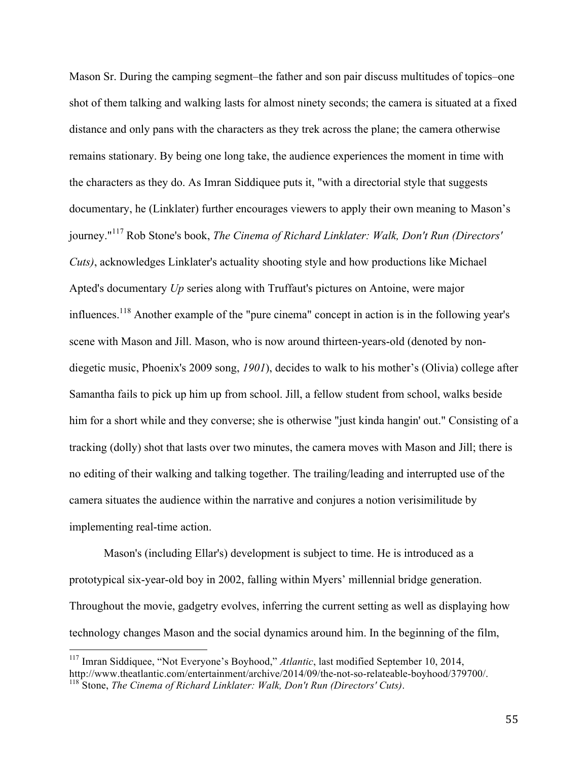Mason Sr. During the camping segment–the father and son pair discuss multitudes of topics–one shot of them talking and walking lasts for almost ninety seconds; the camera is situated at a fixed distance and only pans with the characters as they trek across the plane; the camera otherwise remains stationary. By being one long take, the audience experiences the moment in time with the characters as they do. As Imran Siddiquee puts it, "with a directorial style that suggests documentary, he (Linklater) further encourages viewers to apply their own meaning to Mason's journey."[117] Rob Stone's book, *The Cinema of Richard Linklater: Walk, Don't Run (Directors' Cuts)*, acknowledges Linklater's actuality shooting style and how productions like Michael Apted's documentary *Up* series along with Truffaut's pictures on Antoine, were major influences.[118] Another example of the "pure cinema" concept in action is in the following year's scene with Mason and Jill. Mason, who is now around thirteen-years-old (denoted by non-diegetic music, Phoenix's 2009 song, *1901*), decides to walk to his mother's (Olivia) college after Samantha fails to pick up him up from school. Jill, a fellow student from school, walks beside him for a short while and they converse; she is otherwise "just kinda hangin' out." Consisting of a tracking (dolly) shot that lasts over two minutes, the camera moves with Mason and Jill; there is no editing of their walking and talking together. The trailing/leading and interrupted use of the camera situates the audience within the narrative and conjures a notion verisimilitude by implementing real-time action.

Mason's (including Ellar's) development is subject to time. He is introduced as a prototypical six-year-old boy in 2002, falling within Myers' millennial bridge generation. Throughout the movie, gadgetry evolves, inferring the current setting as well as displaying how technology changes Mason and the social dynamics around him. In the beginning of the film,

---

[117] Imran Siddiquee, "Not Everyone's Boyhood," *Atlantic*, last modified September 10, 2014, http://www.theatlantic.com/entertainment/archive/2014/09/the-not-so-relateable-boyhood/379700/.

[118] Stone, *The Cinema of Richard Linklater: Walk, Don't Run (Directors' Cuts)*.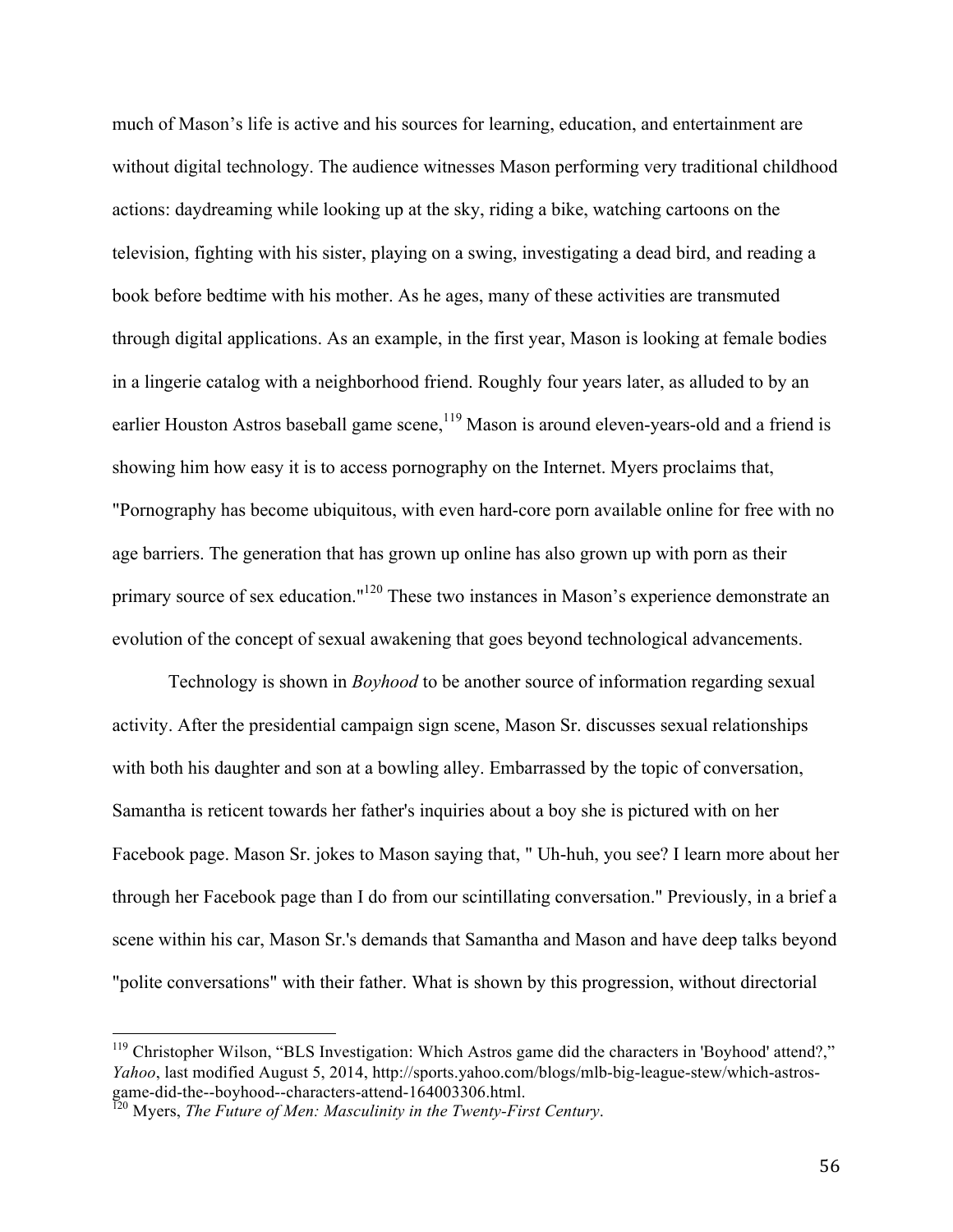much of Mason's life is active and his sources for learning, education, and entertainment are without digital technology. The audience witnesses Mason performing very traditional childhood actions: daydreaming while looking up at the sky, riding a bike, watching cartoons on the television, fighting with his sister, playing on a swing, investigating a dead bird, and reading a book before bedtime with his mother. As he ages, many of these activities are transmuted through digital applications. As an example, in the first year, Mason is looking at female bodies in a lingerie catalog with a neighborhood friend. Roughly four years later, as alluded to by an earlier Houston Astros baseball game scene,[119] Mason is around eleven-years-old and a friend is showing him how easy it is to access pornography on the Internet. Myers proclaims that, "Pornography has become ubiquitous, with even hard-core porn available online for free with no age barriers. The generation that has grown up online has also grown up with porn as their primary source of sex education."[120] These two instances in Mason's experience demonstrate an evolution of the concept of sexual awakening that goes beyond technological advancements.

Technology is shown in *Boyhood* to be another source of information regarding sexual activity. After the presidential campaign sign scene, Mason Sr. discusses sexual relationships with both his daughter and son at a bowling alley. Embarrassed by the topic of conversation, Samantha is reticent towards her father's inquiries about a boy she is pictured with on her Facebook page. Mason Sr. jokes to Mason saying that, " Uh-huh, you see? I learn more about her through her Facebook page than I do from our scintillating conversation." Previously, in a brief a scene within his car, Mason Sr.'s demands that Samantha and Mason and have deep talks beyond "polite conversations" with their father. What is shown by this progression, without directorial

---

[119] Christopher Wilson, "BLS Investigation: Which Astros game did the characters in 'Boyhood' attend?," *Yahoo*, last modified August 5, 2014, http://sports.yahoo.com/blogs/mlb-big-league-stew/which-astros-game-did-the--boyhood--characters-attend-164003306.html.

[120] Myers, *The Future of Men: Masculinity in the Twenty-First Century*.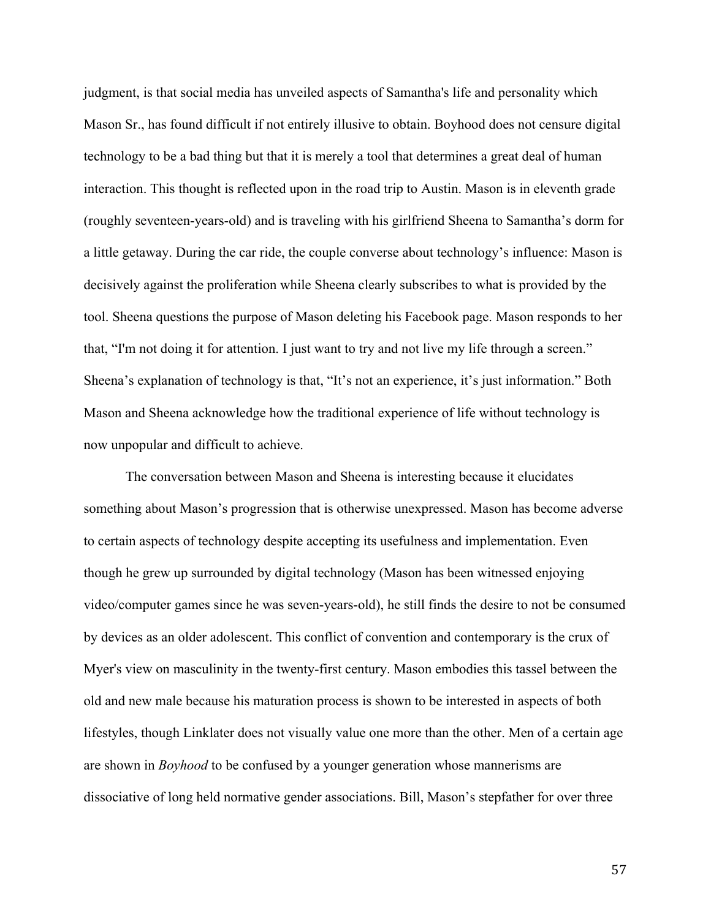judgment, is that social media has unveiled aspects of Samantha's life and personality which Mason Sr., has found difficult if not entirely illusive to obtain. Boyhood does not censure digital technology to be a bad thing but that it is merely a tool that determines a great deal of human interaction. This thought is reflected upon in the road trip to Austin. Mason is in eleventh grade (roughly seventeen-years-old) and is traveling with his girlfriend Sheena to Samantha's dorm for a little getaway. During the car ride, the couple converse about technology's influence: Mason is decisively against the proliferation while Sheena clearly subscribes to what is provided by the tool. Sheena questions the purpose of Mason deleting his Facebook page. Mason responds to her that, "I'm not doing it for attention. I just want to try and not live my life through a screen." Sheena's explanation of technology is that, "It's not an experience, it's just information." Both Mason and Sheena acknowledge how the traditional experience of life without technology is now unpopular and difficult to achieve.

The conversation between Mason and Sheena is interesting because it elucidates something about Mason's progression that is otherwise unexpressed. Mason has become adverse to certain aspects of technology despite accepting its usefulness and implementation. Even though he grew up surrounded by digital technology (Mason has been witnessed enjoying video/computer games since he was seven-years-old), he still finds the desire to not be consumed by devices as an older adolescent. This conflict of convention and contemporary is the crux of Myer's view on masculinity in the twenty-first century. Mason embodies this tassel between the old and new male because his maturation process is shown to be interested in aspects of both lifestyles, though Linklater does not visually value one more than the other. Men of a certain age are shown in *Boyhood* to be confused by a younger generation whose mannerisms are dissociative of long held normative gender associations. Bill, Mason's stepfather for over three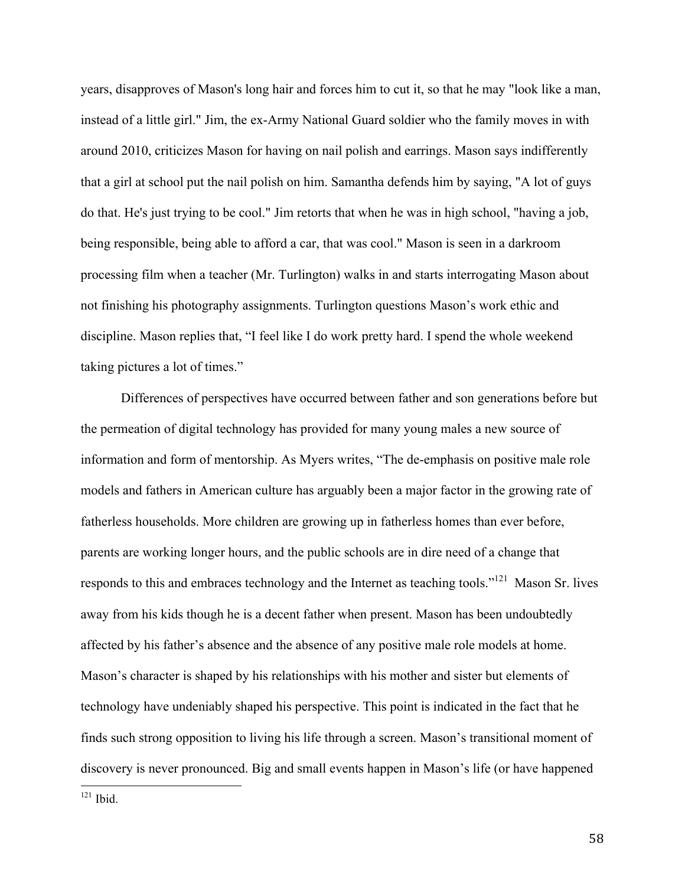years, disapproves of Mason's long hair and forces him to cut it, so that he may "look like a man, instead of a little girl." Jim, the ex-Army National Guard soldier who the family moves in with around 2010, criticizes Mason for having on nail polish and earrings. Mason says indifferently that a girl at school put the nail polish on him. Samantha defends him by saying, "A lot of guys do that. He's just trying to be cool." Jim retorts that when he was in high school, "having a job, being responsible, being able to afford a car, that was cool." Mason is seen in a darkroom processing film when a teacher (Mr. Turlington) walks in and starts interrogating Mason about not finishing his photography assignments. Turlington questions Mason's work ethic and discipline. Mason replies that, "I feel like I do work pretty hard. I spend the whole weekend taking pictures a lot of times."

Differences of perspectives have occurred between father and son generations before but the permeation of digital technology has provided for many young males a new source of information and form of mentorship. As Myers writes, "The de-emphasis on positive male role models and fathers in American culture has arguably been a major factor in the growing rate of fatherless households. More children are growing up in fatherless homes than ever before, parents are working longer hours, and the public schools are in dire need of a change that responds to this and embraces technology and the Internet as teaching tools."[121] Mason Sr. lives away from his kids though he is a decent father when present. Mason has been undoubtedly affected by his father's absence and the absence of any positive male role models at home. Mason's character is shaped by his relationships with his mother and sister but elements of technology have undeniably shaped his perspective. This point is indicated in the fact that he finds such strong opposition to living his life through a screen. Mason's transitional moment of discovery is never pronounced. Big and small events happen in Mason's life (or have happened

[121] Ibid.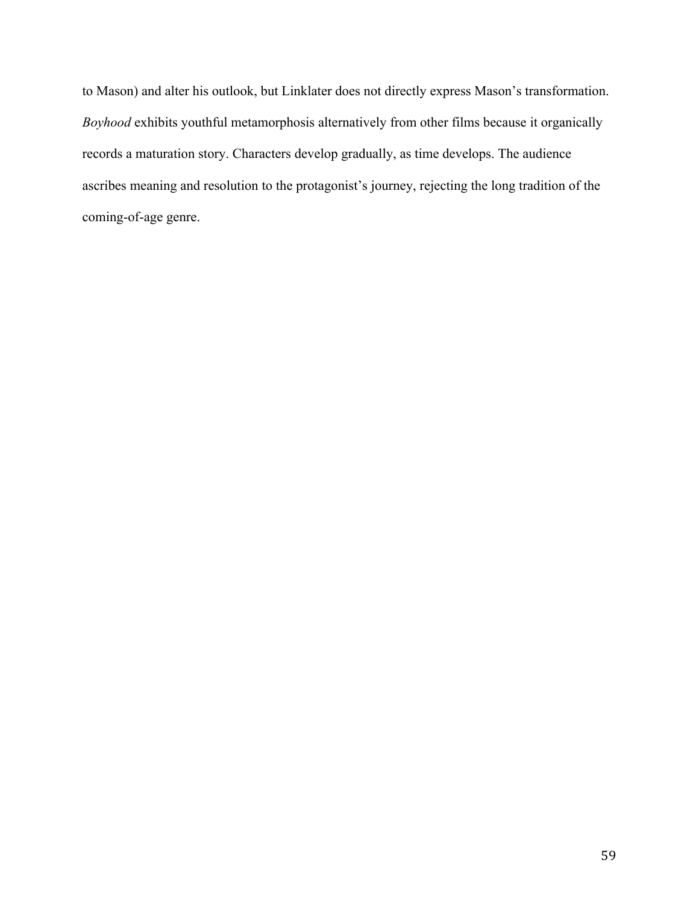to Mason) and alter his outlook, but Linklater does not directly express Mason's transformation. *Boyhood* exhibits youthful metamorphosis alternatively from other films because it organically records a maturation story. Characters develop gradually, as time develops. The audience ascribes meaning and resolution to the protagonist's journey, rejecting the long tradition of the coming-of-age genre.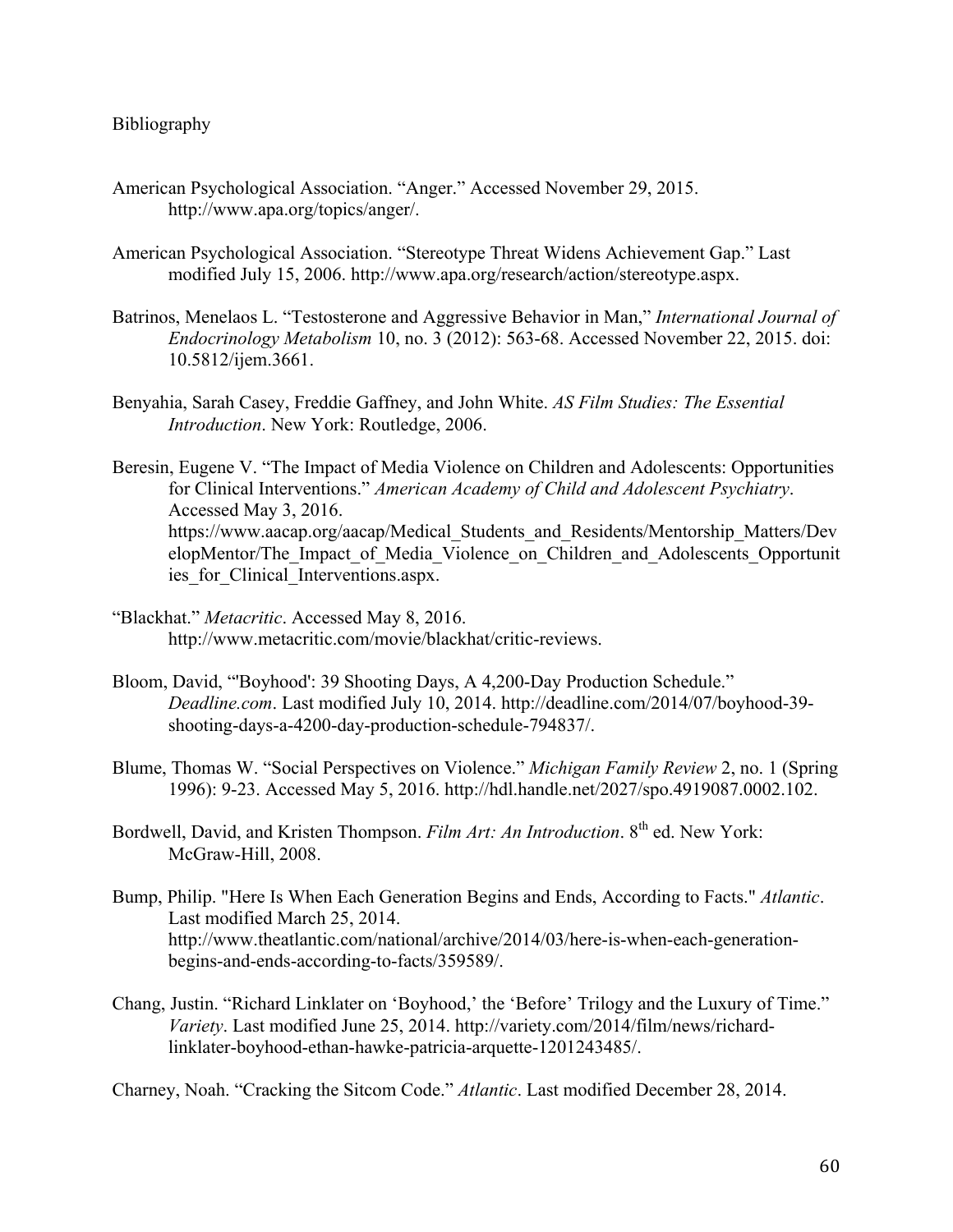Bibliography

American Psychological Association. “Anger.” Accessed November 29, 2015. http://www.apa.org/topics/anger/.

American Psychological Association. “Stereotype Threat Widens Achievement Gap.” Last modified July 15, 2006. http://www.apa.org/research/action/stereotype.aspx.

Batrinos, Menelaos L. “Testosterone and Aggressive Behavior in Man,” *International Journal of Endocrinology Metabolism* 10, no. 3 (2012): 563-68. Accessed November 22, 2015. doi: 10.5812/ijem.3661.

Benyahia, Sarah Casey, Freddie Gaffney, and John White. *AS Film Studies: The Essential Introduction*. New York: Routledge, 2006.

Beresin, Eugene V. “The Impact of Media Violence on Children and Adolescents: Opportunities for Clinical Interventions.” *American Academy of Child and Adolescent Psychiatry*. Accessed May 3, 2016. https://www.aacap.org/aacap/Medical_Students_and_Residents/Mentorship_Matters/DevelopMentor/The_Impact_of_Media_Violence_on_Children_and_Adolescents_Opportunities_for_Clinical_Interventions.aspx.

“Blackhat.” *Metacritic*. Accessed May 8, 2016. http://www.metacritic.com/movie/blackhat/critic-reviews.

Bloom, David, “'Boyhood': 39 Shooting Days, A 4,200-Day Production Schedule.” *Deadline.com*. Last modified July 10, 2014. http://deadline.com/2014/07/boyhood-39-shooting-days-a-4200-day-production-schedule-794837/.

Blume, Thomas W. “Social Perspectives on Violence.” *Michigan Family Review* 2, no. 1 (Spring 1996): 9-23. Accessed May 5, 2016. http://hdl.handle.net/2027/spo.4919087.0002.102.

Bordwell, David, and Kristen Thompson. *Film Art: An Introduction*. 8th ed. New York: McGraw-Hill, 2008.

Bump, Philip. "Here Is When Each Generation Begins and Ends, According to Facts." *Atlantic*. Last modified March 25, 2014. http://www.theatlantic.com/national/archive/2014/03/here-is-when-each-generation-begins-and-ends-according-to-facts/359589/.

Chang, Justin. “Richard Linklater on ‘Boyhood,’ the ‘Before’ Trilogy and the Luxury of Time.” *Variety*. Last modified June 25, 2014. http://variety.com/2014/film/news/richard-linklater-boyhood-ethan-hawke-patricia-arquette-1201243485/.

Charney, Noah. “Cracking the Sitcom Code.” *Atlantic*. Last modified December 28, 2014.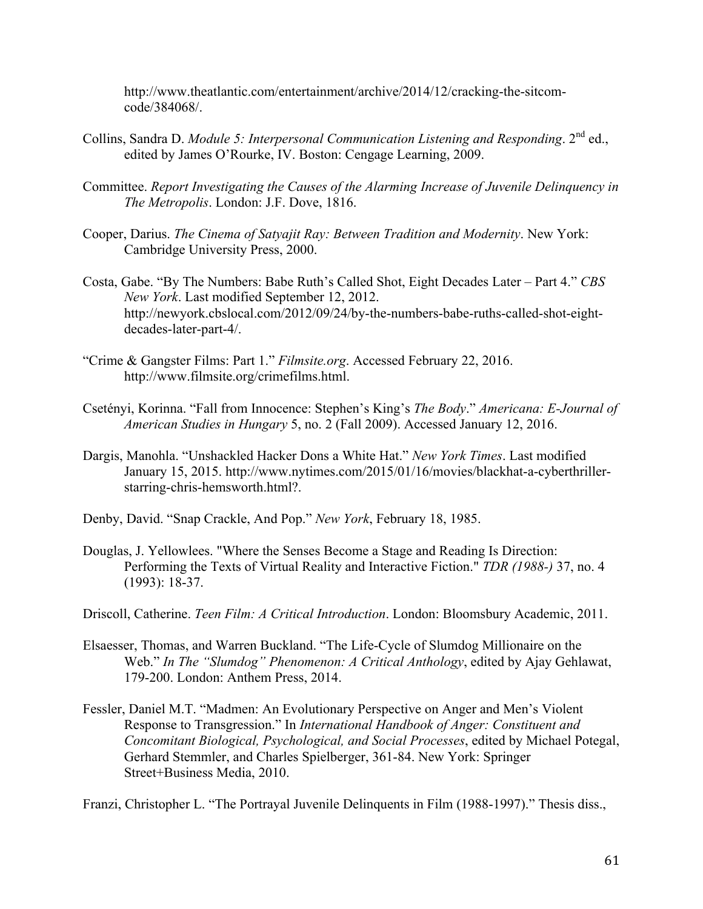http://www.theatlantic.com/entertainment/archive/2014/12/cracking-the-sitcom-code/384068/.

Collins, Sandra D. *Module 5: Interpersonal Communication Listening and Responding*. 2nd ed., edited by James O'Rourke, IV. Boston: Cengage Learning, 2009.

Committee. *Report Investigating the Causes of the Alarming Increase of Juvenile Delinquency in The Metropolis*. London: J.F. Dove, 1816.

Cooper, Darius. *The Cinema of Satyajit Ray: Between Tradition and Modernity*. New York: Cambridge University Press, 2000.

Costa, Gabe. "By The Numbers: Babe Ruth's Called Shot, Eight Decades Later – Part 4." *CBS New York*. Last modified September 12, 2012. http://newyork.cbslocal.com/2012/09/24/by-the-numbers-babe-ruths-called-shot-eight-decades-later-part-4/.

"Crime & Gangster Films: Part 1." *Filmsite.org*. Accessed February 22, 2016. http://www.filmsite.org/crimefilms.html.

Csetényi, Korinna. "Fall from Innocence: Stephen's King's *The Body*." *Americana: E-Journal of American Studies in Hungary* 5, no. 2 (Fall 2009). Accessed January 12, 2016.

Dargis, Manohla. "Unshackled Hacker Dons a White Hat." *New York Times*. Last modified January 15, 2015. http://www.nytimes.com/2015/01/16/movies/blackhat-a-cyberthriller-starring-chris-hemsworth.html?.

Denby, David. "Snap Crackle, And Pop." *New York*, February 18, 1985.

Douglas, J. Yellowlees. "Where the Senses Become a Stage and Reading Is Direction: Performing the Texts of Virtual Reality and Interactive Fiction." *TDR (1988-)* 37, no. 4 (1993): 18-37.

Driscoll, Catherine. *Teen Film: A Critical Introduction*. London: Bloomsbury Academic, 2011.

Elsaesser, Thomas, and Warren Buckland. "The Life-Cycle of Slumdog Millionaire on the Web." *In The "Slumdog" Phenomenon: A Critical Anthology*, edited by Ajay Gehlawat, 179-200. London: Anthem Press, 2014.

Fessler, Daniel M.T. "Madmen: An Evolutionary Perspective on Anger and Men's Violent Response to Transgression." In *International Handbook of Anger: Constituent and Concomitant Biological, Psychological, and Social Processes*, edited by Michael Potegal, Gerhard Stemmler, and Charles Spielberger, 361-84. New York: Springer Street+Business Media, 2010.

Franzi, Christopher L. "The Portrayal Juvenile Delinquents in Film (1988-1997)." Thesis diss.,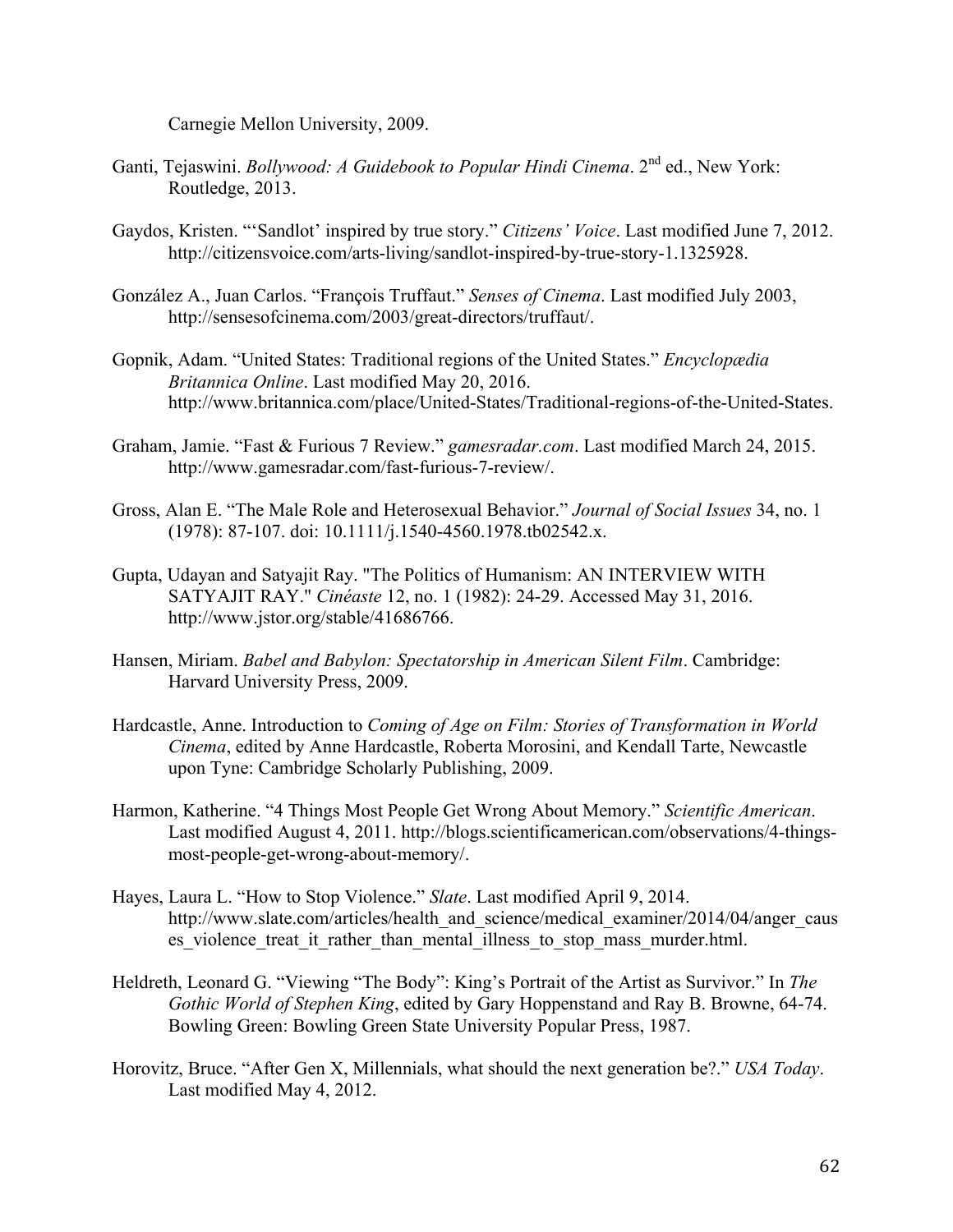Carnegie Mellon University, 2009.

Ganti, Tejaswini. *Bollywood: A Guidebook to Popular Hindi Cinema*. 2nd ed., New York: Routledge, 2013.

Gaydos, Kristen. "'Sandlot' inspired by true story." *Citizens' Voice*. Last modified June 7, 2012. http://citizensvoice.com/arts-living/sandlot-inspired-by-true-story-1.1325928.

González A., Juan Carlos. "François Truffaut." *Senses of Cinema*. Last modified July 2003, http://sensesofcinema.com/2003/great-directors/truffaut/.

Gopnik, Adam. "United States: Traditional regions of the United States." *Encyclopædia Britannica Online*. Last modified May 20, 2016. http://www.britannica.com/place/United-States/Traditional-regions-of-the-United-States.

Graham, Jamie. "Fast & Furious 7 Review." *gamesradar.com*. Last modified March 24, 2015. http://www.gamesradar.com/fast-furious-7-review/.

Gross, Alan E. "The Male Role and Heterosexual Behavior." *Journal of Social Issues* 34, no. 1 (1978): 87-107. doi: 10.1111/j.1540-4560.1978.tb02542.x.

Gupta, Udayan and Satyajit Ray. "The Politics of Humanism: AN INTERVIEW WITH SATYAJIT RAY." *Cinéaste* 12, no. 1 (1982): 24-29. Accessed May 31, 2016. http://www.jstor.org/stable/41686766.

Hansen, Miriam. *Babel and Babylon: Spectatorship in American Silent Film*. Cambridge: Harvard University Press, 2009.

Hardcastle, Anne. Introduction to *Coming of Age on Film: Stories of Transformation in World Cinema*, edited by Anne Hardcastle, Roberta Morosini, and Kendall Tarte, Newcastle upon Tyne: Cambridge Scholarly Publishing, 2009.

Harmon, Katherine. "4 Things Most People Get Wrong About Memory." *Scientific American*. Last modified August 4, 2011. http://blogs.scientificamerican.com/observations/4-things-most-people-get-wrong-about-memory/.

Hayes, Laura L. "How to Stop Violence." *Slate*. Last modified April 9, 2014. http://www.slate.com/articles/health_and_science/medical_examiner/2014/04/anger_causes_violence_treat_it_rather_than_mental_illness_to_stop_mass_murder.html.

Heldreth, Leonard G. "Viewing "The Body": King's Portrait of the Artist as Survivor." In *The Gothic World of Stephen King*, edited by Gary Hoppenstand and Ray B. Browne, 64-74. Bowling Green: Bowling Green State University Popular Press, 1987.

Horovitz, Bruce. "After Gen X, Millennials, what should the next generation be?." *USA Today*. Last modified May 4, 2012.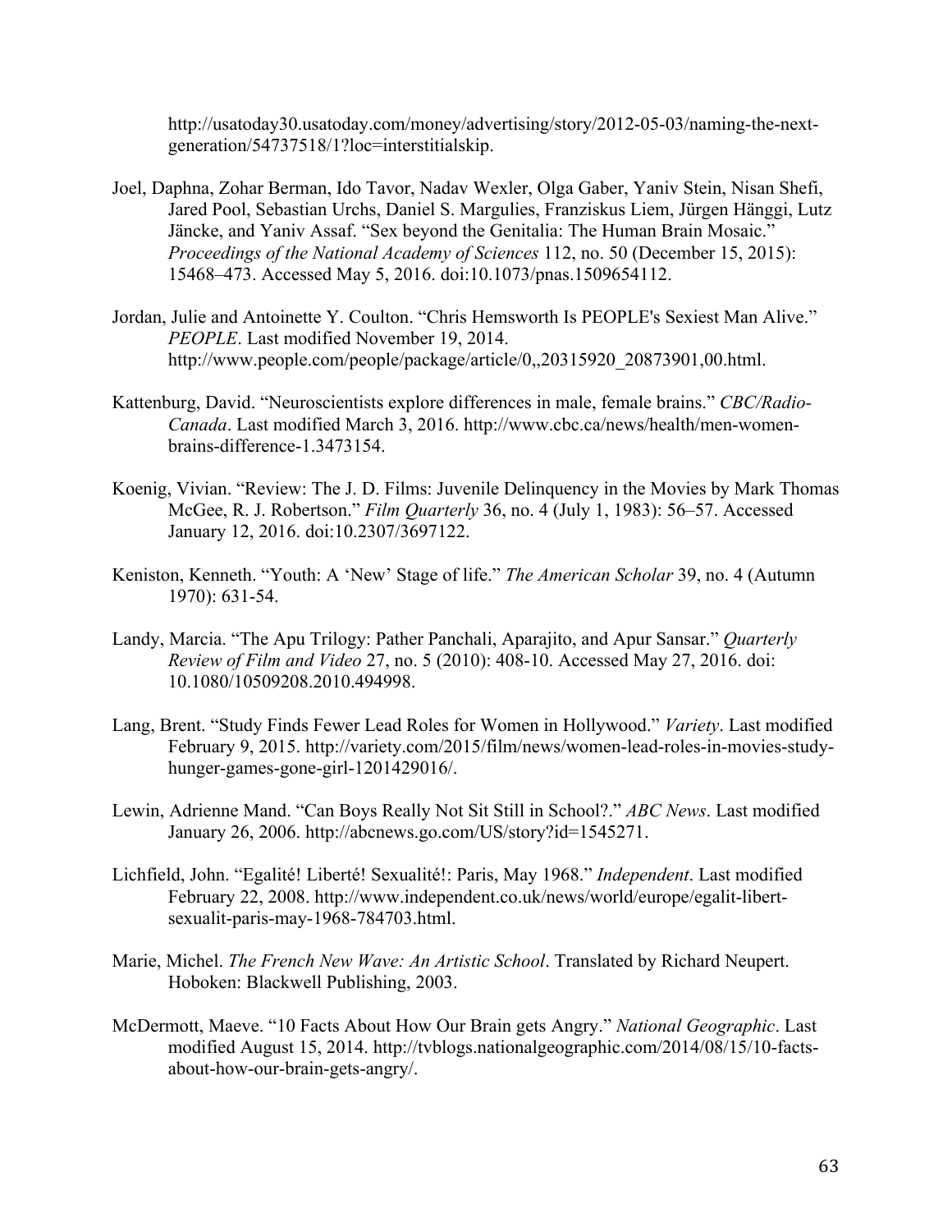http://usatoday30.usatoday.com/money/advertising/story/2012-05-03/naming-the-next-generation/54737518/1?loc=interstitialskip.

Joel, Daphna, Zohar Berman, Ido Tavor, Nadav Wexler, Olga Gaber, Yaniv Stein, Nisan Shefi, Jared Pool, Sebastian Urchs, Daniel S. Margulies, Franziskus Liem, Jürgen Hänggi, Lutz Jäncke, and Yaniv Assaf. "Sex beyond the Genitalia: The Human Brain Mosaic." *Proceedings of the National Academy of Sciences* 112, no. 50 (December 15, 2015): 15468–473. Accessed May 5, 2016. doi:10.1073/pnas.1509654112.

Jordan, Julie and Antoinette Y. Coulton. "Chris Hemsworth Is PEOPLE's Sexiest Man Alive." *PEOPLE*. Last modified November 19, 2014. http://www.people.com/people/package/article/0,,20315920_20873901,00.html.

Kattenburg, David. "Neuroscientists explore differences in male, female brains." *CBC/Radio-Canada*. Last modified March 3, 2016. http://www.cbc.ca/news/health/men-women-brains-difference-1.3473154.

Koenig, Vivian. "Review: The J. D. Films: Juvenile Delinquency in the Movies by Mark Thomas McGee, R. J. Robertson." *Film Quarterly* 36, no. 4 (July 1, 1983): 56–57. Accessed January 12, 2016. doi:10.2307/3697122.

Keniston, Kenneth. "Youth: A 'New' Stage of life." *The American Scholar* 39, no. 4 (Autumn 1970): 631-54.

Landy, Marcia. "The Apu Trilogy: Pather Panchali, Aparajito, and Apur Sansar." *Quarterly Review of Film and Video* 27, no. 5 (2010): 408-10. Accessed May 27, 2016. doi: 10.1080/10509208.2010.494998.

Lang, Brent. "Study Finds Fewer Lead Roles for Women in Hollywood." *Variety*. Last modified February 9, 2015. http://variety.com/2015/film/news/women-lead-roles-in-movies-study-hunger-games-gone-girl-1201429016/.

Lewin, Adrienne Mand. "Can Boys Really Not Sit Still in School?." *ABC News*. Last modified January 26, 2006. http://abcnews.go.com/US/story?id=1545271.

Lichfield, John. "Egalité! Liberté! Sexualité!: Paris, May 1968." *Independent*. Last modified February 22, 2008. http://www.independent.co.uk/news/world/europe/egalit-libert-sexualit-paris-may-1968-784703.html.

Marie, Michel. *The French New Wave: An Artistic School*. Translated by Richard Neupert. Hoboken: Blackwell Publishing, 2003.

McDermott, Maeve. "10 Facts About How Our Brain gets Angry." *National Geographic*. Last modified August 15, 2014. http://tvblogs.nationalgeographic.com/2014/08/15/10-facts-about-how-our-brain-gets-angry/.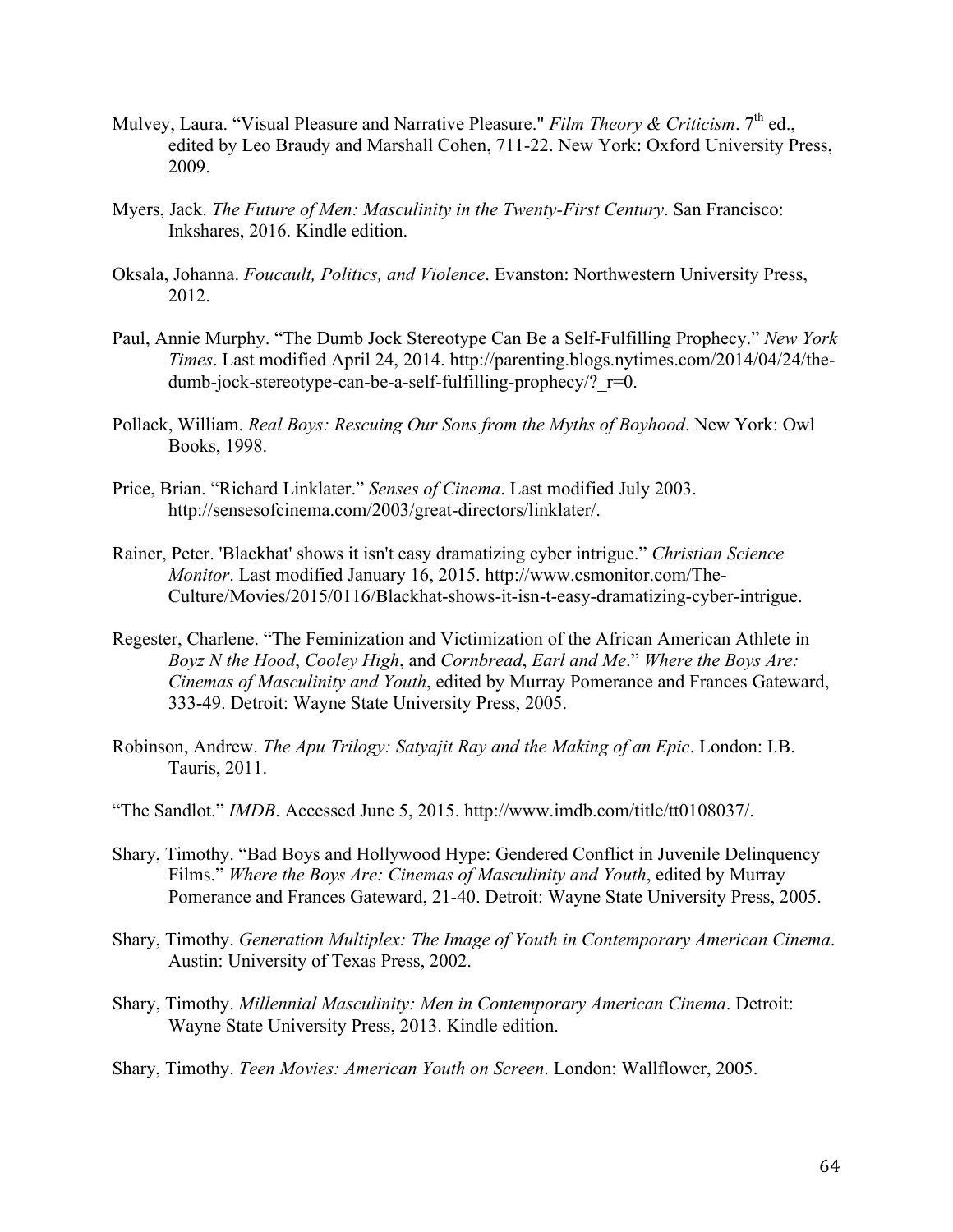Mulvey, Laura. "Visual Pleasure and Narrative Pleasure." *Film Theory & Criticism*. 7th ed., edited by Leo Braudy and Marshall Cohen, 711-22. New York: Oxford University Press, 2009.

Myers, Jack. *The Future of Men: Masculinity in the Twenty-First Century*. San Francisco: Inkshares, 2016. Kindle edition.

Oksala, Johanna. *Foucault, Politics, and Violence*. Evanston: Northwestern University Press, 2012.

Paul, Annie Murphy. "The Dumb Jock Stereotype Can Be a Self-Fulfilling Prophecy." *New York Times*. Last modified April 24, 2014. http://parenting.blogs.nytimes.com/2014/04/24/the-dumb-jock-stereotype-can-be-a-self-fulfilling-prophecy/?_r=0.

Pollack, William. *Real Boys: Rescuing Our Sons from the Myths of Boyhood*. New York: Owl Books, 1998.

Price, Brian. "Richard Linklater." *Senses of Cinema*. Last modified July 2003. http://sensesofcinema.com/2003/great-directors/linklater/.

Rainer, Peter. 'Blackhat' shows it isn't easy dramatizing cyber intrigue." *Christian Science Monitor*. Last modified January 16, 2015. http://www.csmonitor.com/The-Culture/Movies/2015/0116/Blackhat-shows-it-isn-t-easy-dramatizing-cyber-intrigue.

Regester, Charlene. "The Feminization and Victimization of the African American Athlete in *Boyz N the Hood*, *Cooley High*, and *Cornbread*, *Earl and Me*." *Where the Boys Are: Cinemas of Masculinity and Youth*, edited by Murray Pomerance and Frances Gateward, 333-49. Detroit: Wayne State University Press, 2005.

Robinson, Andrew. *The Apu Trilogy: Satyajit Ray and the Making of an Epic*. London: I.B. Tauris, 2011.

"The Sandlot." *IMDB*. Accessed June 5, 2015. http://www.imdb.com/title/tt0108037/.

Shary, Timothy. "Bad Boys and Hollywood Hype: Gendered Conflict in Juvenile Delinquency Films." *Where the Boys Are: Cinemas of Masculinity and Youth*, edited by Murray Pomerance and Frances Gateward, 21-40. Detroit: Wayne State University Press, 2005.

Shary, Timothy. *Generation Multiplex: The Image of Youth in Contemporary American Cinema*. Austin: University of Texas Press, 2002.

Shary, Timothy. *Millennial Masculinity: Men in Contemporary American Cinema*. Detroit: Wayne State University Press, 2013. Kindle edition.

Shary, Timothy. *Teen Movies: American Youth on Screen*. London: Wallflower, 2005.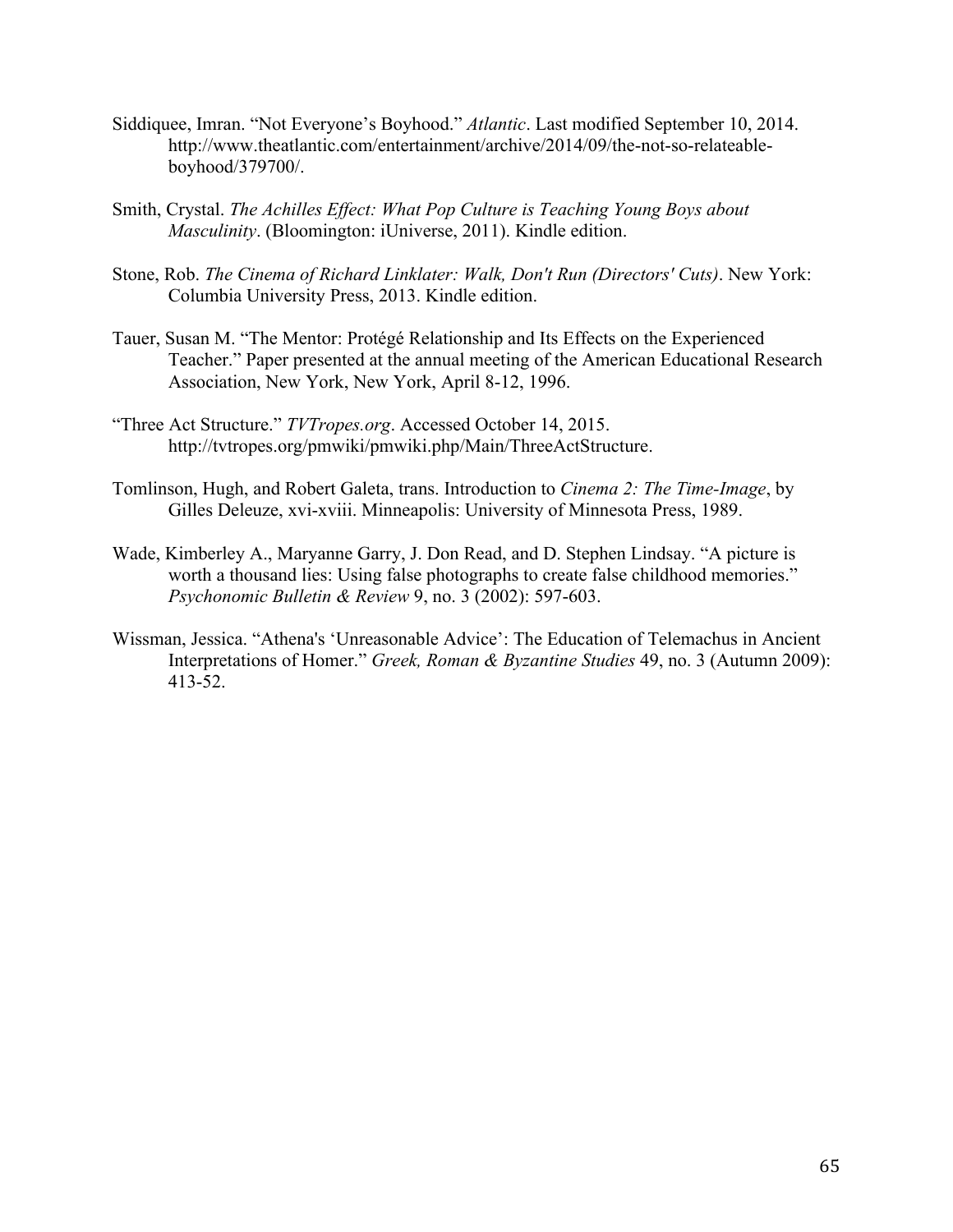Siddiquee, Imran. "Not Everyone's Boyhood." *Atlantic*. Last modified September 10, 2014. http://www.theatlantic.com/entertainment/archive/2014/09/the-not-so-relateable-boyhood/379700/.

Smith, Crystal. *The Achilles Effect: What Pop Culture is Teaching Young Boys about Masculinity*. (Bloomington: iUniverse, 2011). Kindle edition.

Stone, Rob. *The Cinema of Richard Linklater: Walk, Don't Run (Directors' Cuts)*. New York: Columbia University Press, 2013. Kindle edition.

Tauer, Susan M. "The Mentor: Protégé Relationship and Its Effects on the Experienced Teacher." Paper presented at the annual meeting of the American Educational Research Association, New York, New York, April 8-12, 1996.

"Three Act Structure." *TVTropes.org*. Accessed October 14, 2015. http://tvtropes.org/pmwiki/pmwiki.php/Main/ThreeActStructure.

Tomlinson, Hugh, and Robert Galeta, trans. Introduction to *Cinema 2: The Time-Image*, by Gilles Deleuze, xvi-xviii. Minneapolis: University of Minnesota Press, 1989.

Wade, Kimberley A., Maryanne Garry, J. Don Read, and D. Stephen Lindsay. "A picture is worth a thousand lies: Using false photographs to create false childhood memories." *Psychonomic Bulletin & Review* 9, no. 3 (2002): 597-603.

Wissman, Jessica. "Athena's 'Unreasonable Advice': The Education of Telemachus in Ancient Interpretations of Homer." *Greek, Roman & Byzantine Studies* 49, no. 3 (Autumn 2009): 413-52.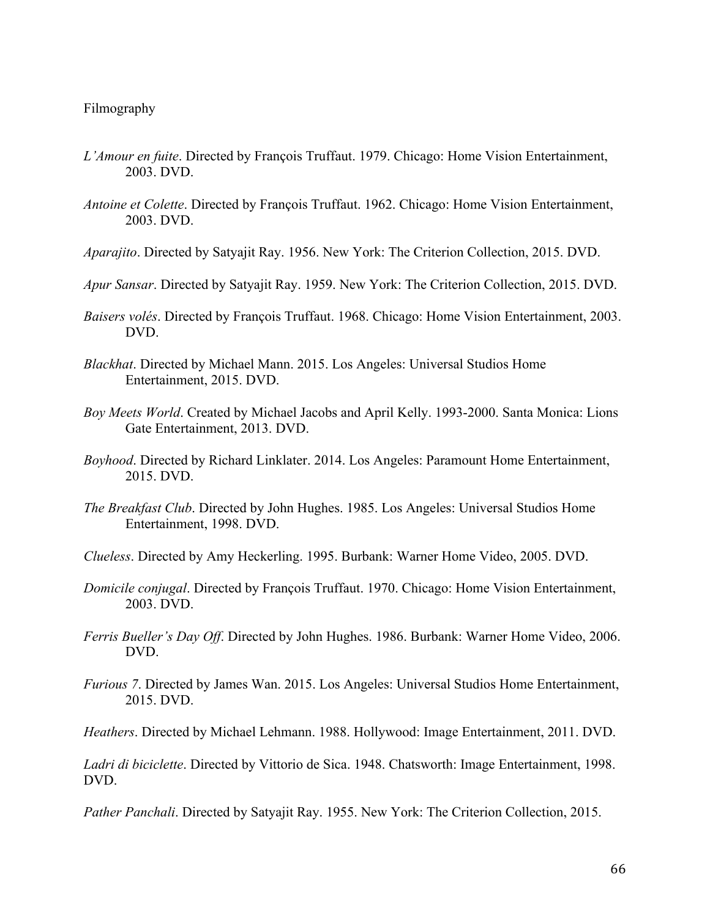Filmography

*L'Amour en fuite*. Directed by François Truffaut. 1979. Chicago: Home Vision Entertainment, 2003. DVD.

*Antoine et Colette*. Directed by François Truffaut. 1962. Chicago: Home Vision Entertainment, 2003. DVD.

*Aparajito*. Directed by Satyajit Ray. 1956. New York: The Criterion Collection, 2015. DVD.

*Apur Sansar*. Directed by Satyajit Ray. 1959. New York: The Criterion Collection, 2015. DVD.

*Baisers volés*. Directed by François Truffaut. 1968. Chicago: Home Vision Entertainment, 2003. DVD.

*Blackhat*. Directed by Michael Mann. 2015. Los Angeles: Universal Studios Home Entertainment, 2015. DVD.

*Boy Meets World*. Created by Michael Jacobs and April Kelly. 1993-2000. Santa Monica: Lions Gate Entertainment, 2013. DVD.

*Boyhood*. Directed by Richard Linklater. 2014. Los Angeles: Paramount Home Entertainment, 2015. DVD.

*The Breakfast Club*. Directed by John Hughes. 1985. Los Angeles: Universal Studios Home Entertainment, 1998. DVD.

*Clueless*. Directed by Amy Heckerling. 1995. Burbank: Warner Home Video, 2005. DVD.

*Domicile conjugal*. Directed by François Truffaut. 1970. Chicago: Home Vision Entertainment, 2003. DVD.

*Ferris Bueller's Day Off*. Directed by John Hughes. 1986. Burbank: Warner Home Video, 2006. DVD.

*Furious 7*. Directed by James Wan. 2015. Los Angeles: Universal Studios Home Entertainment, 2015. DVD.

*Heathers*. Directed by Michael Lehmann. 1988. Hollywood: Image Entertainment, 2011. DVD.

*Ladri di biciclette*. Directed by Vittorio de Sica. 1948. Chatsworth: Image Entertainment, 1998. DVD.

*Pather Panchali*. Directed by Satyajit Ray. 1955. New York: The Criterion Collection, 2015.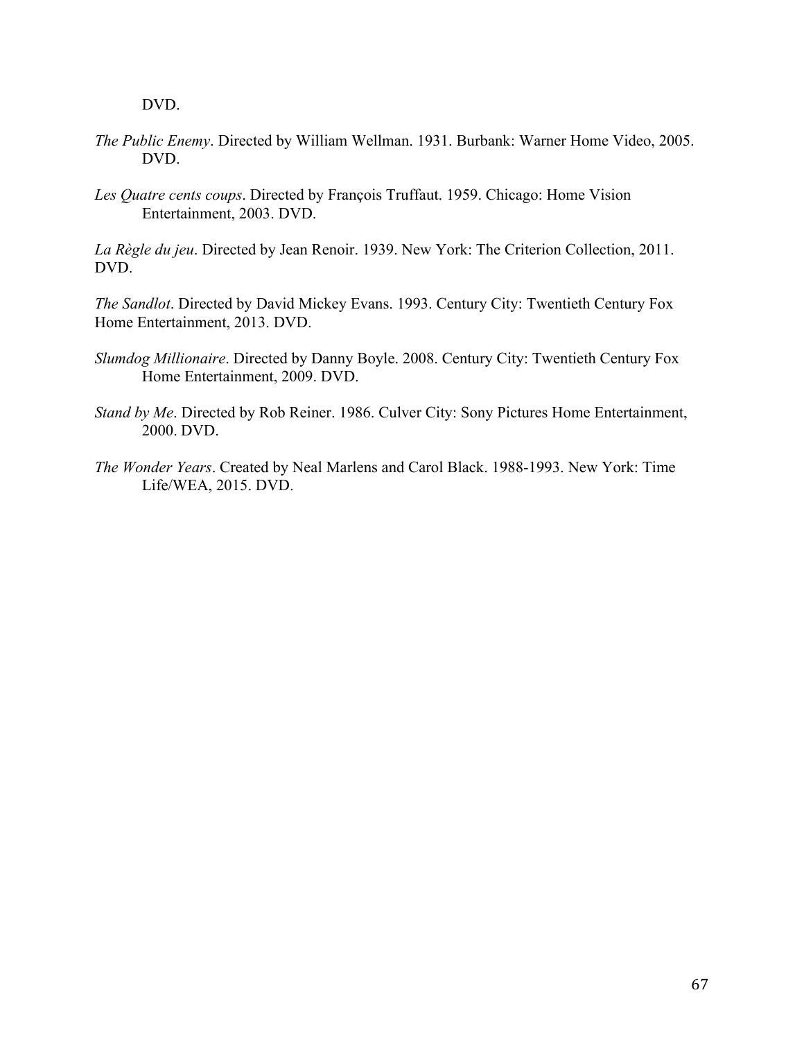DVD.

*The Public Enemy*. Directed by William Wellman. 1931. Burbank: Warner Home Video, 2005. DVD.

*Les Quatre cents coups*. Directed by François Truffaut. 1959. Chicago: Home Vision Entertainment, 2003. DVD.

*La Règle du jeu*. Directed by Jean Renoir. 1939. New York: The Criterion Collection, 2011. DVD.

*The Sandlot*. Directed by David Mickey Evans. 1993. Century City: Twentieth Century Fox Home Entertainment, 2013. DVD.

*Slumdog Millionaire*. Directed by Danny Boyle. 2008. Century City: Twentieth Century Fox Home Entertainment, 2009. DVD.

*Stand by Me*. Directed by Rob Reiner. 1986. Culver City: Sony Pictures Home Entertainment, 2000. DVD.

*The Wonder Years*. Created by Neal Marlens and Carol Black. 1988-1993. New York: Time Life/WEA, 2015. DVD.